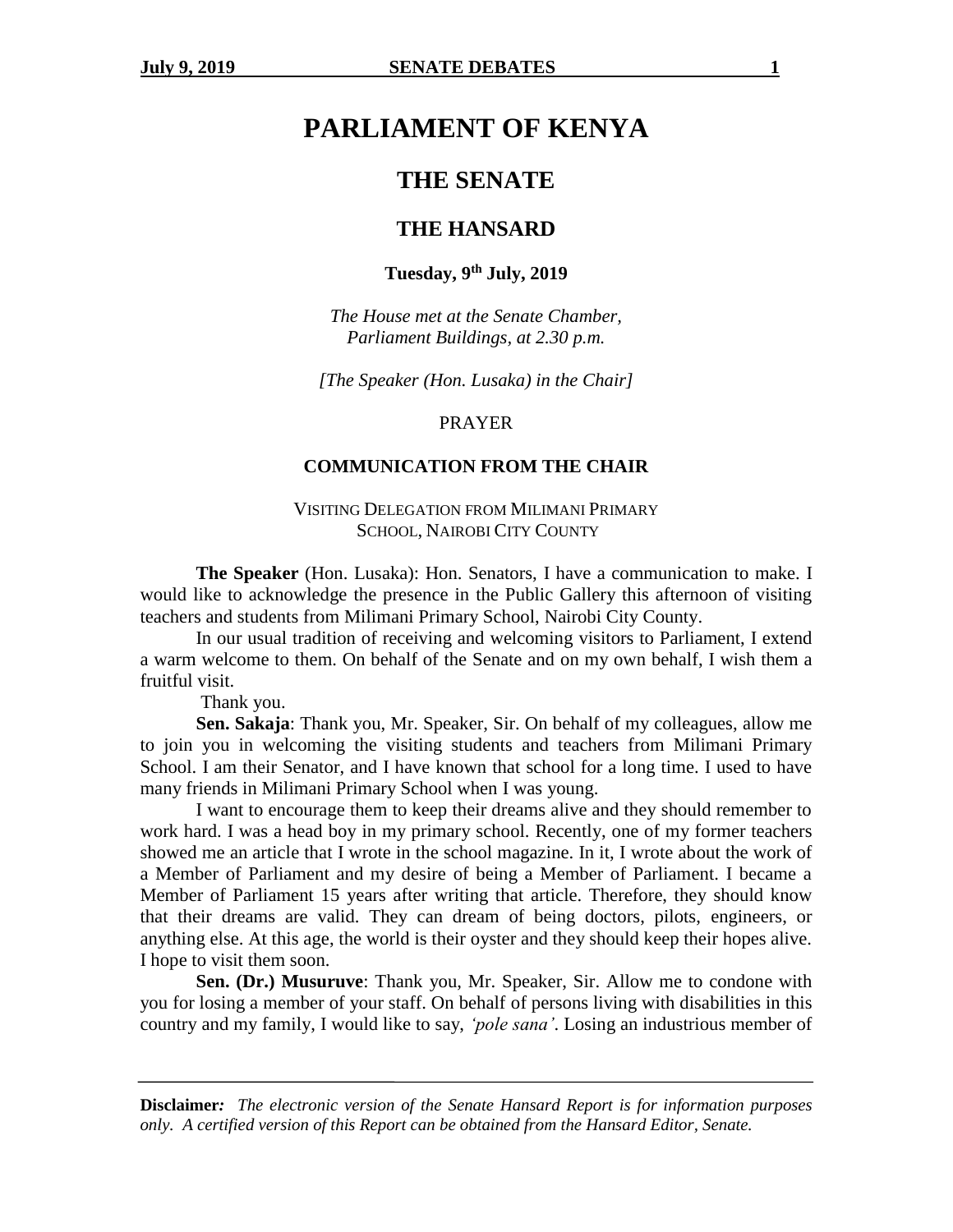# PARLIAMENT OF KENYA

## THE SENATE

## THE HANSARD

**Tuesday, 9th July, 2019**

*The House met at the Senate Chamber, Parliament Buildings, at 2.30 p.m.*

*[The Speaker (Hon. Lusaka) in the Chair]*

PRAYER

### COMMUNICATION FROM THE CHAIR

VISITING DELEGATION FROM MILIMANI PRIMARY SCHOOL, NAIROBI CITY COUNTY

**The Speaker** (Hon. Lusaka): Hon. Senators, I have a communication to make. I would like to acknowledge the presence in the Public Gallery this afternoon of visiting teachers and students from Milimani Primary School, Nairobi City County.

In our usual tradition of receiving and welcoming visitors to Parliament, I extend a warm welcome to them. On behalf of the Senate and on my own behalf, I wish them a fruitful visit.

Thank you.

**Sen. Sakaja**: Thank you, Mr. Speaker, Sir. On behalf of my colleagues, allow me to join you in welcoming the visiting students and teachers from Milimani Primary School. I am their Senator, and I have known that school for a long time. I used to have many friends in Milimani Primary School when I was young.

I want to encourage them to keep their dreams alive and they should remember to work hard. I was a head boy in my primary school. Recently, one of my former teachers showed me an article that I wrote in the school magazine. In it, I wrote about the work of a Member of Parliament and my desire of being a Member of Parliament. I became a Member of Parliament 15 years after writing that article. Therefore, they should know that their dreams are valid. They can dream of being doctors, pilots, engineers, or anything else. At this age, the world is their oyster and they should keep their hopes alive. I hope to visit them soon.

**Sen. (Dr.) Musuruve**: Thank you, Mr. Speaker, Sir. Allow me to condone with you for losing a member of your staff. On behalf of persons living with disabilities in this country and my family, I would like to say, *'pole sana'*. Losing an industrious member of

**Disclaimer:** *The electronic version of the Senate Hansard Report is for information purposes only. A certified version of this Report can be obtained from the Hansard Editor, Senate.*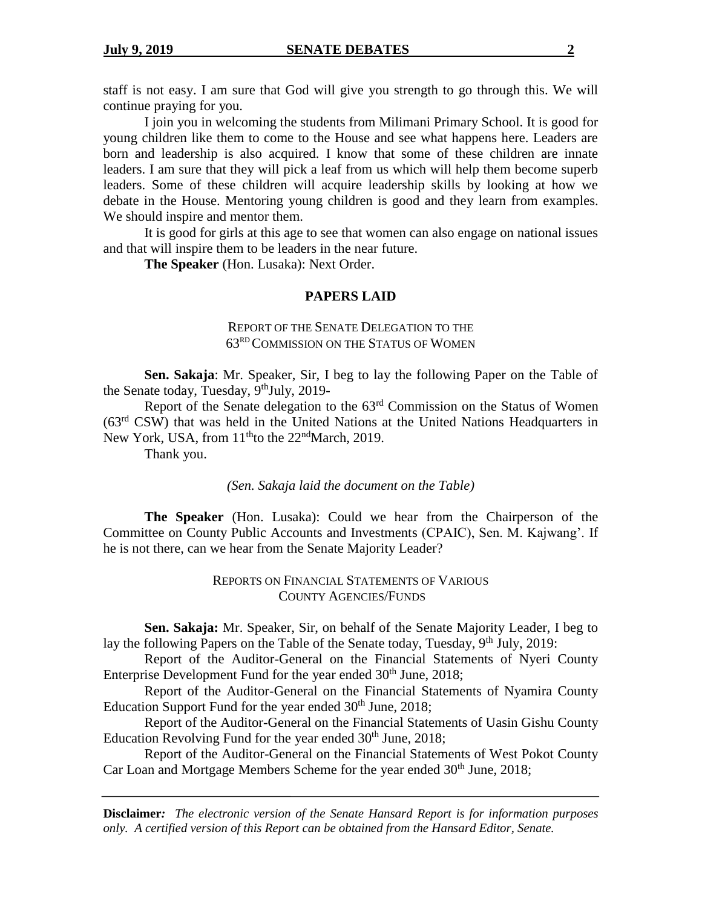staff is not easy. I am sure that God will give you strength to go through this. We will continue praying for you.

I join you in welcoming the students from Milimani Primary School. It is good for young children like them to come to the House and see what happens here. Leaders are born and leadership is also acquired. I know that some of these children are innate leaders. I am sure that they will pick a leaf from us which will help them become superb leaders. Some of these children will acquire leadership skills by looking at how we debate in the House. Mentoring young children is good and they learn from examples. We should inspire and mentor them.

It is good for girls at this age to see that women can also engage on national issues and that will inspire them to be leaders in the near future.

**The Speaker** (Hon. Lusaka): Next Order.

## PAPERS LAID

### REPORT OF THE SENATE DELEGATION TO THE 63RD COMMISSION ON THE STATUS OF WOMEN

**Sen. Sakaja**: Mr. Speaker, Sir, I beg to lay the following Paper on the Table of the Senate today, Tuesday, 9th July, 2019-

Report of the Senate delegation to the 63rd Commission on the Status of Women (63rd CSW) that was held in the United Nations at the United Nations Headquarters in New York, USA, from 11th to the 22nd March, 2019.

Thank you.

*(Sen. Sakaja laid the document on the Table)*

**The Speaker** (Hon. Lusaka): Could we hear from the Chairperson of the Committee on County Public Accounts and Investments (CPAIC), Sen. M. Kajwang'. If he is not there, can we hear from the Senate Majority Leader?

### REPORTS ON FINANCIAL STATEMENTS OF VARIOUS COUNTY AGENCIES/FUNDS

**Sen. Sakaja:** Mr. Speaker, Sir, on behalf of the Senate Majority Leader, I beg to lay the following Papers on the Table of the Senate today, Tuesday, 9th July, 2019:

Report of the Auditor-General on the Financial Statements of Nyeri County Enterprise Development Fund for the year ended 30th June, 2018;

Report of the Auditor-General on the Financial Statements of Nyamira County Education Support Fund for the year ended 30th June, 2018;

Report of the Auditor-General on the Financial Statements of Uasin Gishu County Education Revolving Fund for the year ended 30th June, 2018;

Report of the Auditor-General on the Financial Statements of West Pokot County Car Loan and Mortgage Members Scheme for the year ended 30th June, 2018;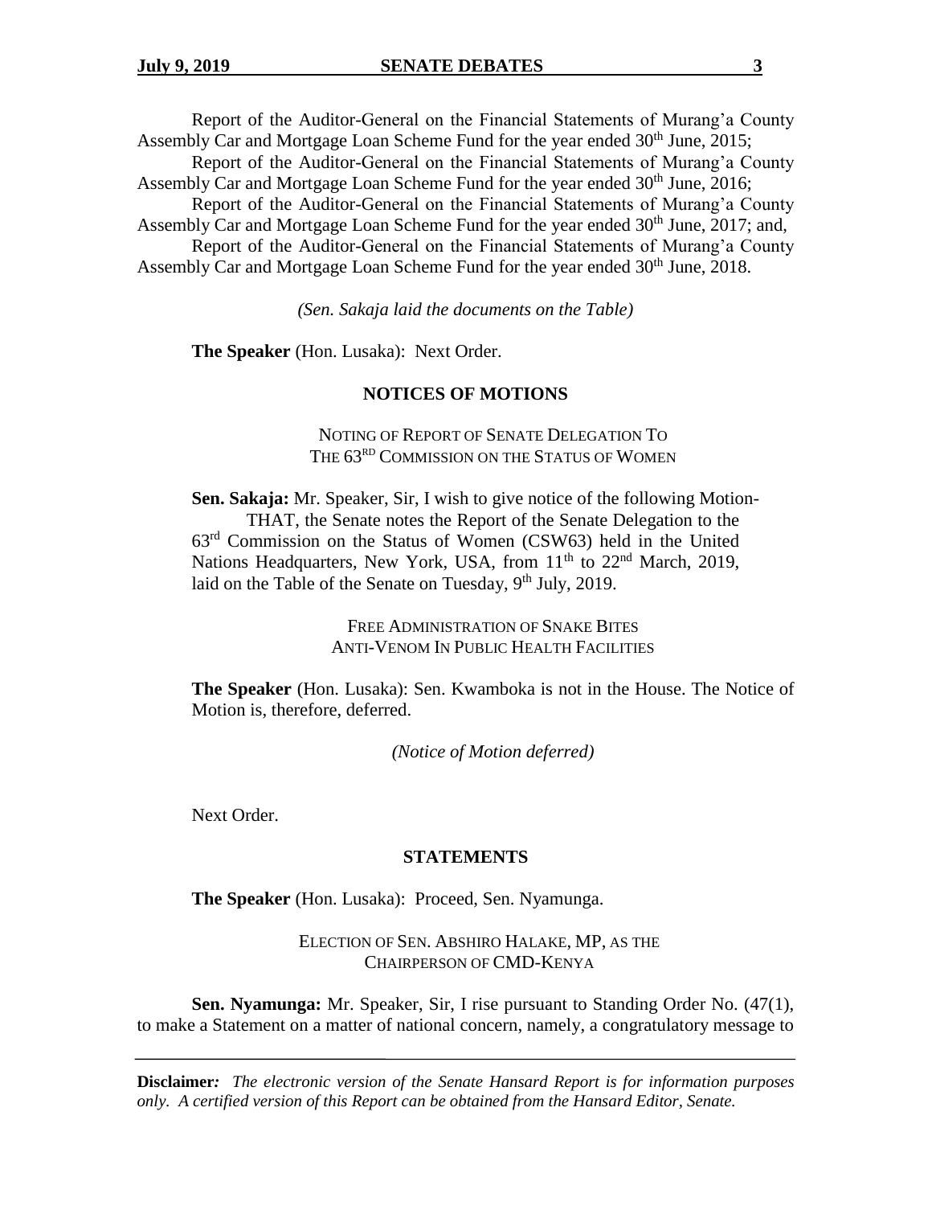Report of the Auditor-General on the Financial Statements of Murang'a County Assembly Car and Mortgage Loan Scheme Fund for the year ended 30th June, 2015;

Report of the Auditor-General on the Financial Statements of Murang'a County Assembly Car and Mortgage Loan Scheme Fund for the year ended 30th June, 2016;

Report of the Auditor-General on the Financial Statements of Murang'a County Assembly Car and Mortgage Loan Scheme Fund for the year ended 30th June, 2017; and,

Report of the Auditor-General on the Financial Statements of Murang'a County Assembly Car and Mortgage Loan Scheme Fund for the year ended 30th June, 2018.

*(Sen. Sakaja laid the documents on the Table)*

**The Speaker** (Hon. Lusaka): Next Order.

## NOTICES OF MOTIONS

### NOTING OF REPORT OF SENATE DELEGATION TO THE 63RD COMMISSION ON THE STATUS OF WOMEN

**Sen. Sakaja:** Mr. Speaker, Sir, I wish to give notice of the following Motion-

THAT, the Senate notes the Report of the Senate Delegation to the 63rd Commission on the Status of Women (CSW63) held in the United Nations Headquarters, New York, USA, from 11th to 22nd March, 2019, laid on the Table of the Senate on Tuesday, 9th July, 2019.

### FREE ADMINISTRATION OF SNAKE BITES ANTI-VENOM IN PUBLIC HEALTH FACILITIES

**The Speaker** (Hon. Lusaka): Sen. Kwamboka is not in the House. The Notice of Motion is, therefore, deferred.

*(Notice of Motion deferred)*

Next Order.

## STATEMENTS

**The Speaker** (Hon. Lusaka): Proceed, Sen. Nyamunga.

### ELECTION OF SEN. ABSHIRO HALAKE, MP, AS THE CHAIRPERSON OF CMD-KENYA

**Sen. Nyamunga:** Mr. Speaker, Sir, I rise pursuant to Standing Order No. (47(1), to make a Statement on a matter of national concern, namely, a congratulatory message to

**Disclaimer:** *The electronic version of the Senate Hansard Report is for information purposes only. A certified version of this Report can be obtained from the Hansard Editor, Senate.*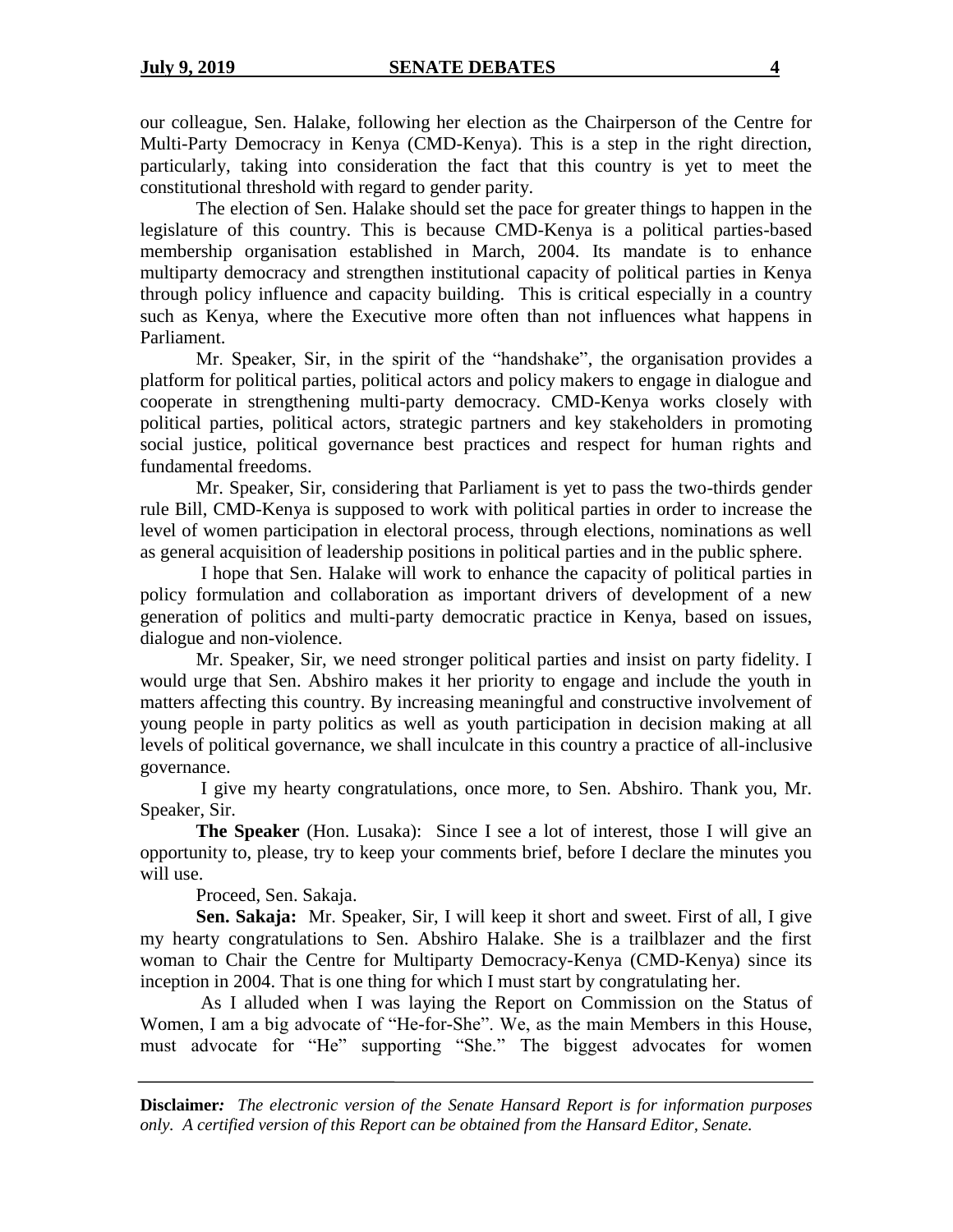our colleague, Sen. Halake, following her election as the Chairperson of the Centre for Multi-Party Democracy in Kenya (CMD-Kenya). This is a step in the right direction, particularly, taking into consideration the fact that this country is yet to meet the constitutional threshold with regard to gender parity.

The election of Sen. Halake should set the pace for greater things to happen in the legislature of this country. This is because CMD-Kenya is a political parties-based membership organisation established in March, 2004. Its mandate is to enhance multiparty democracy and strengthen institutional capacity of political parties in Kenya through policy influence and capacity building. This is critical especially in a country such as Kenya, where the Executive more often than not influences what happens in Parliament.

Mr. Speaker, Sir, in the spirit of the "handshake", the organisation provides a platform for political parties, political actors and policy makers to engage in dialogue and cooperate in strengthening multi-party democracy. CMD-Kenya works closely with political parties, political actors, strategic partners and key stakeholders in promoting social justice, political governance best practices and respect for human rights and fundamental freedoms.

Mr. Speaker, Sir, considering that Parliament is yet to pass the two-thirds gender rule Bill, CMD-Kenya is supposed to work with political parties in order to increase the level of women participation in electoral process, through elections, nominations as well as general acquisition of leadership positions in political parties and in the public sphere.

I hope that Sen. Halake will work to enhance the capacity of political parties in policy formulation and collaboration as important drivers of development of a new generation of politics and multi-party democratic practice in Kenya, based on issues, dialogue and non-violence.

Mr. Speaker, Sir, we need stronger political parties and insist on party fidelity. I would urge that Sen. Abshiro makes it her priority to engage and include the youth in matters affecting this country. By increasing meaningful and constructive involvement of young people in party politics as well as youth participation in decision making at all levels of political governance, we shall inculcate in this country a practice of all-inclusive governance.

I give my hearty congratulations, once more, to Sen. Abshiro. Thank you, Mr. Speaker, Sir.

**The Speaker** (Hon. Lusaka): Since I see a lot of interest, those I will give an opportunity to, please, try to keep your comments brief, before I declare the minutes you will use.

Proceed, Sen. Sakaja.

**Sen. Sakaja:** Mr. Speaker, Sir, I will keep it short and sweet. First of all, I give my hearty congratulations to Sen. Abshiro Halake. She is a trailblazer and the first woman to Chair the Centre for Multiparty Democracy-Kenya (CMD-Kenya) since its inception in 2004. That is one thing for which I must start by congratulating her.

As I alluded when I was laying the Report on Commission on the Status of Women, I am a big advocate of "He-for-She". We, as the main Members in this House, must advocate for "He" supporting "She." The biggest advocates for women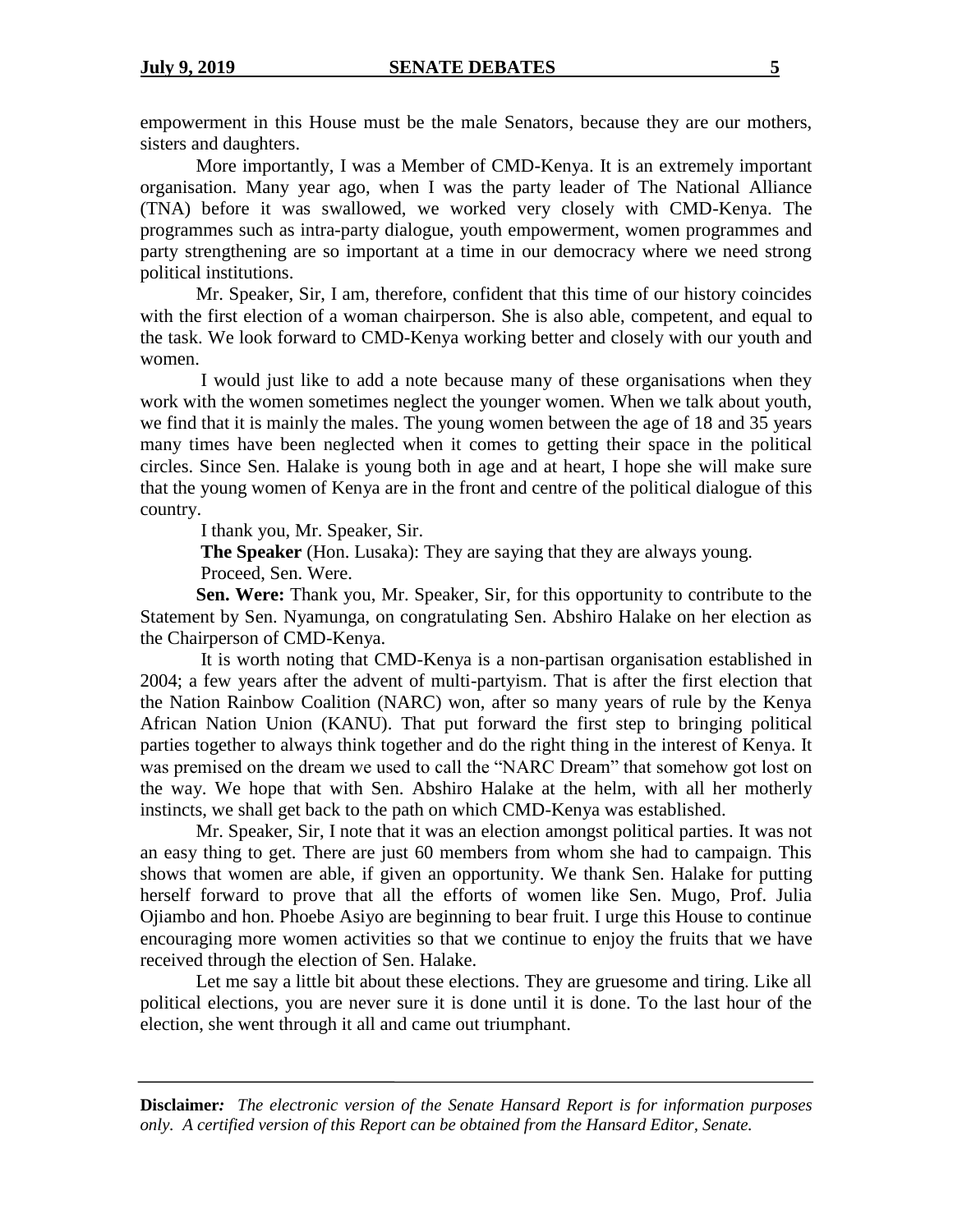empowerment in this House must be the male Senators, because they are our mothers, sisters and daughters.

More importantly, I was a Member of CMD-Kenya. It is an extremely important organisation. Many year ago, when I was the party leader of The National Alliance (TNA) before it was swallowed, we worked very closely with CMD-Kenya. The programmes such as intra-party dialogue, youth empowerment, women programmes and party strengthening are so important at a time in our democracy where we need strong political institutions.

Mr. Speaker, Sir, I am, therefore, confident that this time of our history coincides with the first election of a woman chairperson. She is also able, competent, and equal to the task. We look forward to CMD-Kenya working better and closely with our youth and women.

I would just like to add a note because many of these organisations when they work with the women sometimes neglect the younger women. When we talk about youth, we find that it is mainly the males. The young women between the age of 18 and 35 years many times have been neglected when it comes to getting their space in the political circles. Since Sen. Halake is young both in age and at heart, I hope she will make sure that the young women of Kenya are in the front and centre of the political dialogue of this country.

I thank you, Mr. Speaker, Sir.

**The Speaker** (Hon. Lusaka): They are saying that they are always young.

Proceed, Sen. Were.

**Sen. Were:** Thank you, Mr. Speaker, Sir, for this opportunity to contribute to the Statement by Sen. Nyamunga, on congratulating Sen. Abshiro Halake on her election as the Chairperson of CMD-Kenya.

It is worth noting that CMD-Kenya is a non-partisan organisation established in 2004; a few years after the advent of multi-partyism. That is after the first election that the Nation Rainbow Coalition (NARC) won, after so many years of rule by the Kenya African Nation Union (KANU). That put forward the first step to bringing political parties together to always think together and do the right thing in the interest of Kenya. It was premised on the dream we used to call the "NARC Dream" that somehow got lost on the way. We hope that with Sen. Abshiro Halake at the helm, with all her motherly instincts, we shall get back to the path on which CMD-Kenya was established.

Mr. Speaker, Sir, I note that it was an election amongst political parties. It was not an easy thing to get. There are just 60 members from whom she had to campaign. This shows that women are able, if given an opportunity. We thank Sen. Halake for putting herself forward to prove that all the efforts of women like Sen. Mugo, Prof. Julia Ojiambo and hon. Phoebe Asiyo are beginning to bear fruit. I urge this House to continue encouraging more women activities so that we continue to enjoy the fruits that we have received through the election of Sen. Halake.

Let me say a little bit about these elections. They are gruesome and tiring. Like all political elections, you are never sure it is done until it is done. To the last hour of the election, she went through it all and came out triumphant.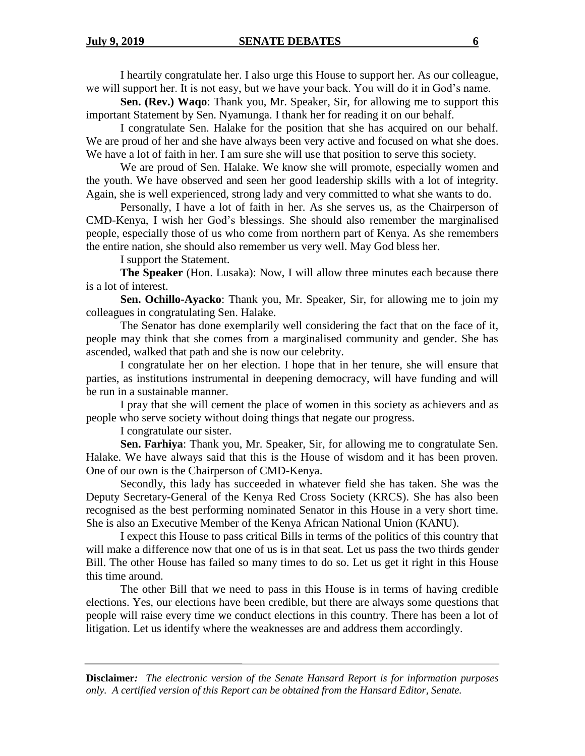I heartily congratulate her. I also urge this House to support her. As our colleague, we will support her. It is not easy, but we have your back. You will do it in God's name.

**Sen. (Rev.) Waqo**: Thank you, Mr. Speaker, Sir, for allowing me to support this important Statement by Sen. Nyamunga. I thank her for reading it on our behalf.

I congratulate Sen. Halake for the position that she has acquired on our behalf. We are proud of her and she have always been very active and focused on what she does. We have a lot of faith in her. I am sure she will use that position to serve this society.

We are proud of Sen. Halake. We know she will promote, especially women and the youth. We have observed and seen her good leadership skills with a lot of integrity. Again, she is well experienced, strong lady and very committed to what she wants to do.

Personally, I have a lot of faith in her. As she serves us, as the Chairperson of CMD-Kenya, I wish her God's blessings. She should also remember the marginalised people, especially those of us who come from northern part of Kenya. As she remembers the entire nation, she should also remember us very well. May God bless her.

I support the Statement.

**The Speaker** (Hon. Lusaka): Now, I will allow three minutes each because there is a lot of interest.

**Sen. Ochillo-Ayacko**: Thank you, Mr. Speaker, Sir, for allowing me to join my colleagues in congratulating Sen. Halake.

The Senator has done exemplarily well considering the fact that on the face of it, people may think that she comes from a marginalised community and gender. She has ascended, walked that path and she is now our celebrity.

I congratulate her on her election. I hope that in her tenure, she will ensure that parties, as institutions instrumental in deepening democracy, will have funding and will be run in a sustainable manner.

I pray that she will cement the place of women in this society as achievers and as people who serve society without doing things that negate our progress.

I congratulate our sister.

**Sen. Farhiya**: Thank you, Mr. Speaker, Sir, for allowing me to congratulate Sen. Halake. We have always said that this is the House of wisdom and it has been proven. One of our own is the Chairperson of CMD-Kenya.

Secondly, this lady has succeeded in whatever field she has taken. She was the Deputy Secretary-General of the Kenya Red Cross Society (KRCS). She has also been recognised as the best performing nominated Senator in this House in a very short time. She is also an Executive Member of the Kenya African National Union (KANU).

I expect this House to pass critical Bills in terms of the politics of this country that will make a difference now that one of us is in that seat. Let us pass the two thirds gender Bill. The other House has failed so many times to do so. Let us get it right in this House this time around.

The other Bill that we need to pass in this House is in terms of having credible elections. Yes, our elections have been credible, but there are always some questions that people will raise every time we conduct elections in this country. There has been a lot of litigation. Let us identify where the weaknesses are and address them accordingly.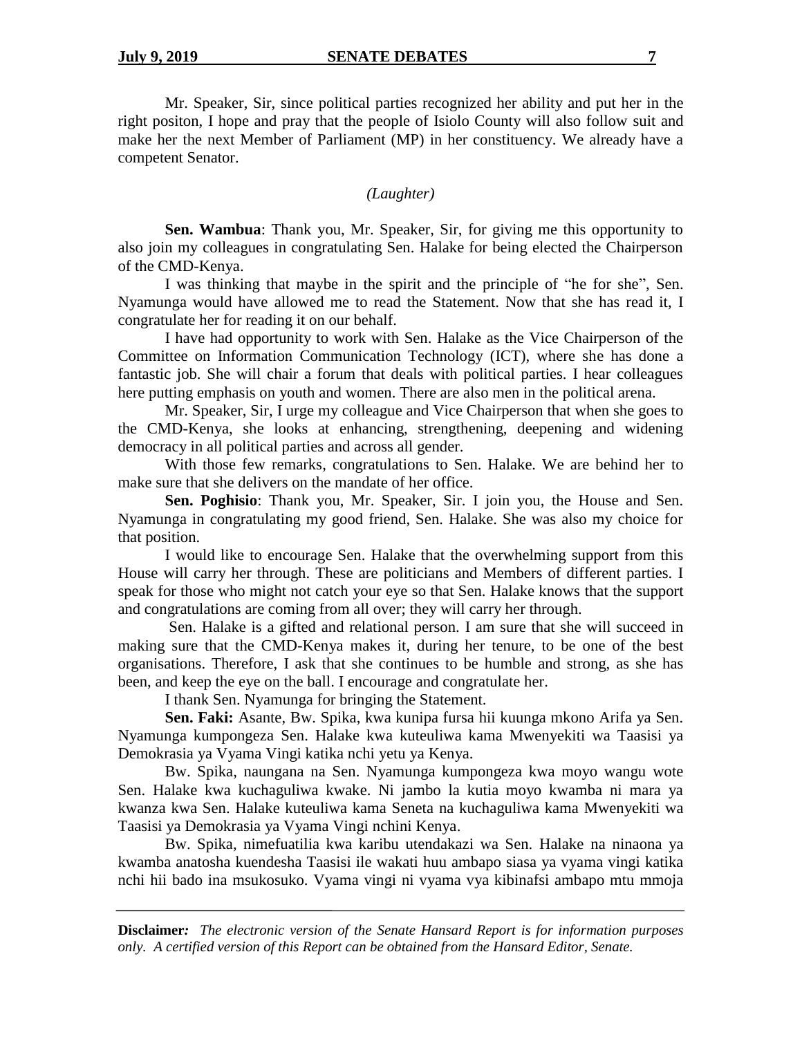Mr. Speaker, Sir, since political parties recognized her ability and put her in the right positon, I hope and pray that the people of Isiolo County will also follow suit and make her the next Member of Parliament (MP) in her constituency. We already have a competent Senator.

*(Laughter)*

**Sen. Wambua**: Thank you, Mr. Speaker, Sir, for giving me this opportunity to also join my colleagues in congratulating Sen. Halake for being elected the Chairperson of the CMD-Kenya.

I was thinking that maybe in the spirit and the principle of "he for she", Sen. Nyamunga would have allowed me to read the Statement. Now that she has read it, I congratulate her for reading it on our behalf.

I have had opportunity to work with Sen. Halake as the Vice Chairperson of the Committee on Information Communication Technology (ICT), where she has done a fantastic job. She will chair a forum that deals with political parties. I hear colleagues here putting emphasis on youth and women. There are also men in the political arena.

Mr. Speaker, Sir, I urge my colleague and Vice Chairperson that when she goes to the CMD-Kenya, she looks at enhancing, strengthening, deepening and widening democracy in all political parties and across all gender.

With those few remarks, congratulations to Sen. Halake. We are behind her to make sure that she delivers on the mandate of her office.

**Sen. Poghisio**: Thank you, Mr. Speaker, Sir. I join you, the House and Sen. Nyamunga in congratulating my good friend, Sen. Halake. She was also my choice for that position.

I would like to encourage Sen. Halake that the overwhelming support from this House will carry her through. These are politicians and Members of different parties. I speak for those who might not catch your eye so that Sen. Halake knows that the support and congratulations are coming from all over; they will carry her through.

Sen. Halake is a gifted and relational person. I am sure that she will succeed in making sure that the CMD-Kenya makes it, during her tenure, to be one of the best organisations. Therefore, I ask that she continues to be humble and strong, as she has been, and keep the eye on the ball. I encourage and congratulate her.

I thank Sen. Nyamunga for bringing the Statement.

**Sen. Faki:** Asante, Bw. Spika, kwa kunipa fursa hii kuunga mkono Arifa ya Sen. Nyamunga kumpongeza Sen. Halake kwa kuteuliwa kama Mwenyekiti wa Taasisi ya Demokrasia ya Vyama Vingi katika nchi yetu ya Kenya.

Bw. Spika, naungana na Sen. Nyamunga kumpongeza kwa moyo wangu wote Sen. Halake kwa kuchaguliwa kwake. Ni jambo la kutia moyo kwamba ni mara ya kwanza kwa Sen. Halake kuteuliwa kama Seneta na kuchaguliwa kama Mwenyekiti wa Taasisi ya Demokrasia ya Vyama Vingi nchini Kenya.

Bw. Spika, nimefuatilia kwa karibu utendakazi wa Sen. Halake na ninaona ya kwamba anatosha kuendesha Taasisi ile wakati huu ambapo siasa ya vyama vingi katika nchi hii bado ina msukosuko. Vyama vingi ni vyama vya kibinafsi ambapo mtu mmoja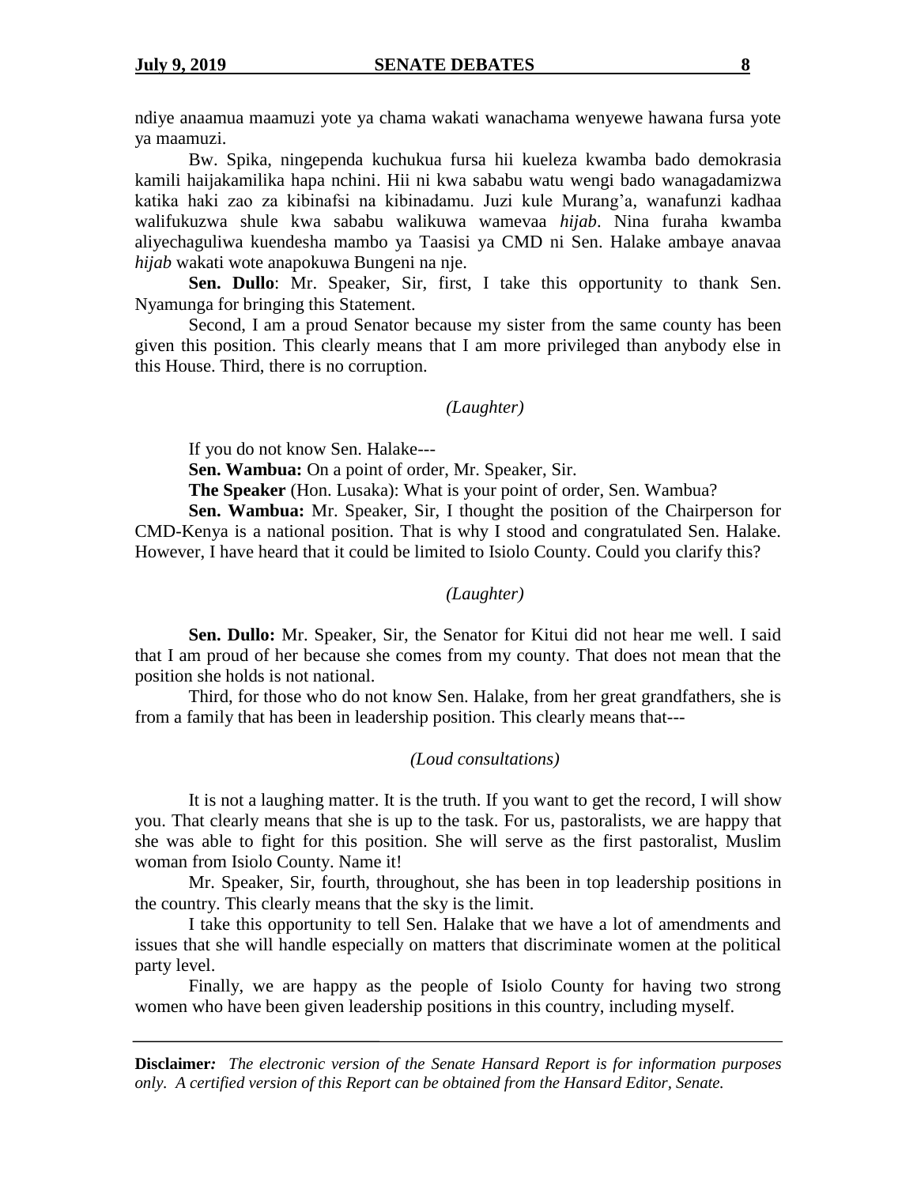ndiye anaamua maamuzi yote ya chama wakati wanachama wenyewe hawana fursa yote ya maamuzi.

Bw. Spika, ningependa kuchukua fursa hii kueleza kwamba bado demokrasia kamili haijakamilika hapa nchini. Hii ni kwa sababu watu wengi bado wanagadamizwa katika haki zao za kibinafsi na kibinadamu. Juzi kule Murang'a, wanafunzi kadhaa walifukuzwa shule kwa sababu walikuwa wamevaa *hijab*. Nina furaha kwamba aliyechaguliwa kuendesha mambo ya Taasisi ya CMD ni Sen. Halake ambaye anavaa *hijab* wakati wote anapokuwa Bungeni na nje.

**Sen. Dullo**: Mr. Speaker, Sir, first, I take this opportunity to thank Sen. Nyamunga for bringing this Statement.

Second, I am a proud Senator because my sister from the same county has been given this position. This clearly means that I am more privileged than anybody else in this House. Third, there is no corruption.

*(Laughter)*

If you do not know Sen. Halake---

**Sen. Wambua:** On a point of order, Mr. Speaker, Sir.

**The Speaker** (Hon. Lusaka): What is your point of order, Sen. Wambua?

**Sen. Wambua:** Mr. Speaker, Sir, I thought the position of the Chairperson for CMD-Kenya is a national position. That is why I stood and congratulated Sen. Halake. However, I have heard that it could be limited to Isiolo County. Could you clarify this?

*(Laughter)*

**Sen. Dullo:** Mr. Speaker, Sir, the Senator for Kitui did not hear me well. I said that I am proud of her because she comes from my county. That does not mean that the position she holds is not national.

Third, for those who do not know Sen. Halake, from her great grandfathers, she is from a family that has been in leadership position. This clearly means that---

*(Loud consultations)*

It is not a laughing matter. It is the truth. If you want to get the record, I will show you. That clearly means that she is up to the task. For us, pastoralists, we are happy that she was able to fight for this position. She will serve as the first pastoralist, Muslim woman from Isiolo County. Name it!

Mr. Speaker, Sir, fourth, throughout, she has been in top leadership positions in the country. This clearly means that the sky is the limit.

I take this opportunity to tell Sen. Halake that we have a lot of amendments and issues that she will handle especially on matters that discriminate women at the political party level.

Finally, we are happy as the people of Isiolo County for having two strong women who have been given leadership positions in this country, including myself.

**Disclaimer***: The electronic version of the Senate Hansard Report is for information purposes only. A certified version of this Report can be obtained from the Hansard Editor, Senate.*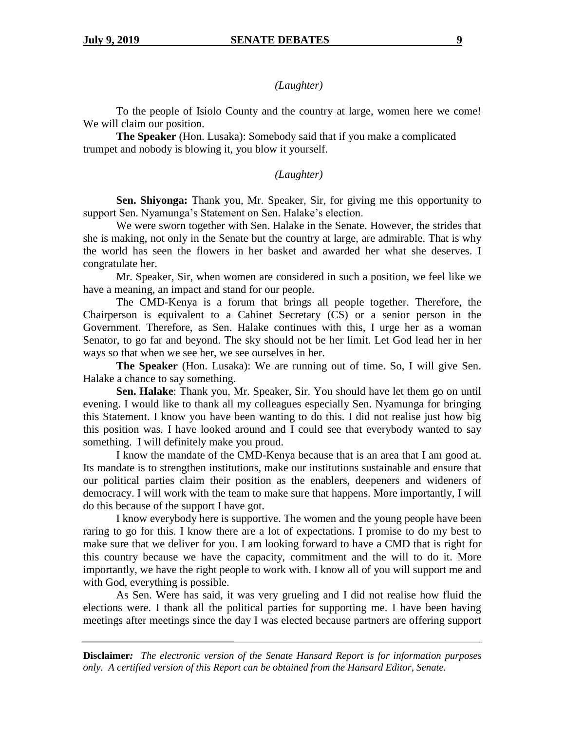*(Laughter)*

To the people of Isiolo County and the country at large, women here we come! We will claim our position.

**The Speaker** (Hon. Lusaka): Somebody said that if you make a complicated trumpet and nobody is blowing it, you blow it yourself.

*(Laughter)*

**Sen. Shiyonga:** Thank you, Mr. Speaker, Sir, for giving me this opportunity to support Sen. Nyamunga's Statement on Sen. Halake's election.

We were sworn together with Sen. Halake in the Senate. However, the strides that she is making, not only in the Senate but the country at large, are admirable. That is why the world has seen the flowers in her basket and awarded her what she deserves. I congratulate her.

Mr. Speaker, Sir, when women are considered in such a position, we feel like we have a meaning, an impact and stand for our people.

The CMD-Kenya is a forum that brings all people together. Therefore, the Chairperson is equivalent to a Cabinet Secretary (CS) or a senior person in the Government. Therefore, as Sen. Halake continues with this, I urge her as a woman Senator, to go far and beyond. The sky should not be her limit. Let God lead her in her ways so that when we see her, we see ourselves in her.

**The Speaker** (Hon. Lusaka): We are running out of time. So, I will give Sen. Halake a chance to say something.

**Sen. Halake**: Thank you, Mr. Speaker, Sir. You should have let them go on until evening. I would like to thank all my colleagues especially Sen. Nyamunga for bringing this Statement. I know you have been wanting to do this. I did not realise just how big this position was. I have looked around and I could see that everybody wanted to say something. I will definitely make you proud.

I know the mandate of the CMD-Kenya because that is an area that I am good at. Its mandate is to strengthen institutions, make our institutions sustainable and ensure that our political parties claim their position as the enablers, deepeners and wideners of democracy. I will work with the team to make sure that happens. More importantly, I will do this because of the support I have got.

I know everybody here is supportive. The women and the young people have been raring to go for this. I know there are a lot of expectations. I promise to do my best to make sure that we deliver for you. I am looking forward to have a CMD that is right for this country because we have the capacity, commitment and the will to do it. More importantly, we have the right people to work with. I know all of you will support me and with God, everything is possible.

As Sen. Were has said, it was very grueling and I did not realise how fluid the elections were. I thank all the political parties for supporting me. I have been having meetings after meetings since the day I was elected because partners are offering support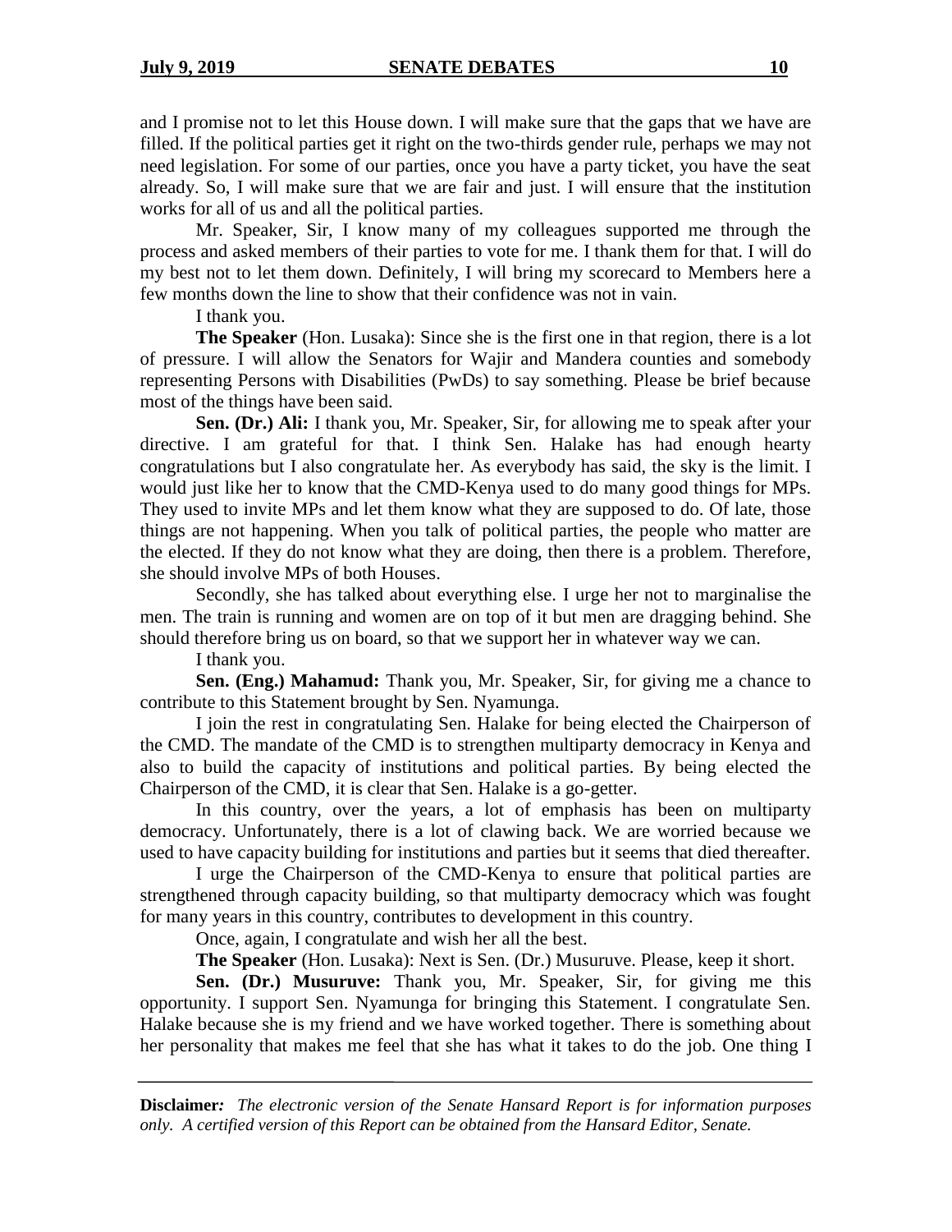and I promise not to let this House down. I will make sure that the gaps that we have are filled. If the political parties get it right on the two-thirds gender rule, perhaps we may not need legislation. For some of our parties, once you have a party ticket, you have the seat already. So, I will make sure that we are fair and just. I will ensure that the institution works for all of us and all the political parties.

Mr. Speaker, Sir, I know many of my colleagues supported me through the process and asked members of their parties to vote for me. I thank them for that. I will do my best not to let them down. Definitely, I will bring my scorecard to Members here a few months down the line to show that their confidence was not in vain.

I thank you.

**The Speaker** (Hon. Lusaka): Since she is the first one in that region, there is a lot of pressure. I will allow the Senators for Wajir and Mandera counties and somebody representing Persons with Disabilities (PwDs) to say something. Please be brief because most of the things have been said.

**Sen. (Dr.) Ali:** I thank you, Mr. Speaker, Sir, for allowing me to speak after your directive. I am grateful for that. I think Sen. Halake has had enough hearty congratulations but I also congratulate her. As everybody has said, the sky is the limit. I would just like her to know that the CMD-Kenya used to do many good things for MPs. They used to invite MPs and let them know what they are supposed to do. Of late, those things are not happening. When you talk of political parties, the people who matter are the elected. If they do not know what they are doing, then there is a problem. Therefore, she should involve MPs of both Houses.

Secondly, she has talked about everything else. I urge her not to marginalise the men. The train is running and women are on top of it but men are dragging behind. She should therefore bring us on board, so that we support her in whatever way we can.

I thank you.

**Sen. (Eng.) Mahamud:** Thank you, Mr. Speaker, Sir, for giving me a chance to contribute to this Statement brought by Sen. Nyamunga.

I join the rest in congratulating Sen. Halake for being elected the Chairperson of the CMD. The mandate of the CMD is to strengthen multiparty democracy in Kenya and also to build the capacity of institutions and political parties. By being elected the Chairperson of the CMD, it is clear that Sen. Halake is a go-getter.

In this country, over the years, a lot of emphasis has been on multiparty democracy. Unfortunately, there is a lot of clawing back. We are worried because we used to have capacity building for institutions and parties but it seems that died thereafter.

I urge the Chairperson of the CMD-Kenya to ensure that political parties are strengthened through capacity building, so that multiparty democracy which was fought for many years in this country, contributes to development in this country.

Once, again, I congratulate and wish her all the best.

**The Speaker** (Hon. Lusaka): Next is Sen. (Dr.) Musuruve. Please, keep it short.

**Sen. (Dr.) Musuruve:** Thank you, Mr. Speaker, Sir, for giving me this opportunity. I support Sen. Nyamunga for bringing this Statement. I congratulate Sen. Halake because she is my friend and we have worked together. There is something about her personality that makes me feel that she has what it takes to do the job. One thing I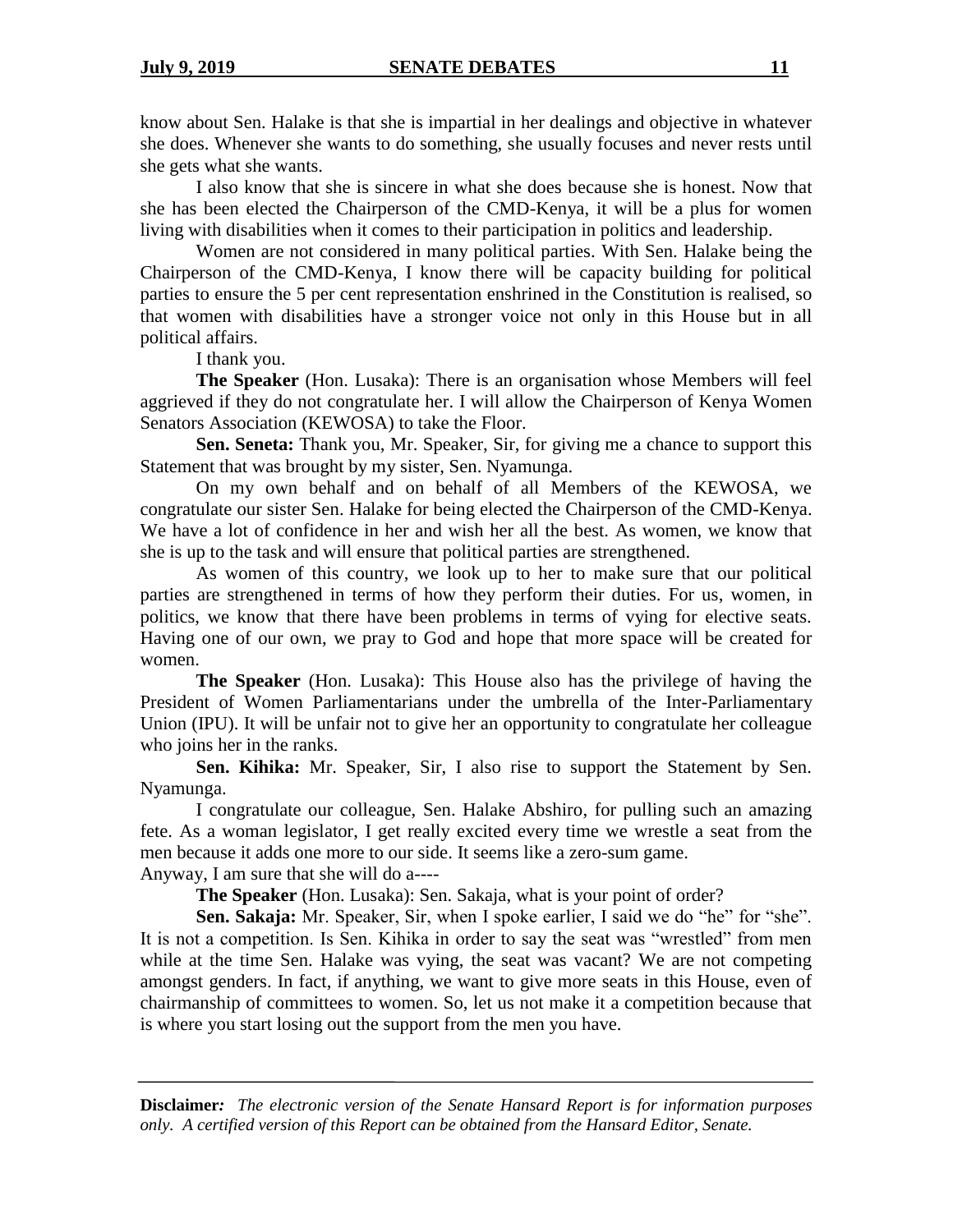know about Sen. Halake is that she is impartial in her dealings and objective in whatever she does. Whenever she wants to do something, she usually focuses and never rests until she gets what she wants.

I also know that she is sincere in what she does because she is honest. Now that she has been elected the Chairperson of the CMD-Kenya, it will be a plus for women living with disabilities when it comes to their participation in politics and leadership.

Women are not considered in many political parties. With Sen. Halake being the Chairperson of the CMD-Kenya, I know there will be capacity building for political parties to ensure the 5 per cent representation enshrined in the Constitution is realised, so that women with disabilities have a stronger voice not only in this House but in all political affairs.

I thank you.

**The Speaker** (Hon. Lusaka): There is an organisation whose Members will feel aggrieved if they do not congratulate her. I will allow the Chairperson of Kenya Women Senators Association (KEWOSA) to take the Floor.

**Sen. Seneta:** Thank you, Mr. Speaker, Sir, for giving me a chance to support this Statement that was brought by my sister, Sen. Nyamunga.

On my own behalf and on behalf of all Members of the KEWOSA, we congratulate our sister Sen. Halake for being elected the Chairperson of the CMD-Kenya. We have a lot of confidence in her and wish her all the best. As women, we know that she is up to the task and will ensure that political parties are strengthened.

As women of this country, we look up to her to make sure that our political parties are strengthened in terms of how they perform their duties. For us, women, in politics, we know that there have been problems in terms of vying for elective seats. Having one of our own, we pray to God and hope that more space will be created for women.

**The Speaker** (Hon. Lusaka): This House also has the privilege of having the President of Women Parliamentarians under the umbrella of the Inter-Parliamentary Union (IPU). It will be unfair not to give her an opportunity to congratulate her colleague who joins her in the ranks.

**Sen. Kihika:** Mr. Speaker, Sir, I also rise to support the Statement by Sen. Nyamunga.

I congratulate our colleague, Sen. Halake Abshiro, for pulling such an amazing fete. As a woman legislator, I get really excited every time we wrestle a seat from the men because it adds one more to our side. It seems like a zero-sum game.

Anyway, I am sure that she will do a----

**The Speaker** (Hon. Lusaka): Sen. Sakaja, what is your point of order?

**Sen. Sakaja:** Mr. Speaker, Sir, when I spoke earlier, I said we do "he" for "she". It is not a competition. Is Sen. Kihika in order to say the seat was "wrestled" from men while at the time Sen. Halake was vying, the seat was vacant? We are not competing amongst genders. In fact, if anything, we want to give more seats in this House, even of chairmanship of committees to women. So, let us not make it a competition because that is where you start losing out the support from the men you have.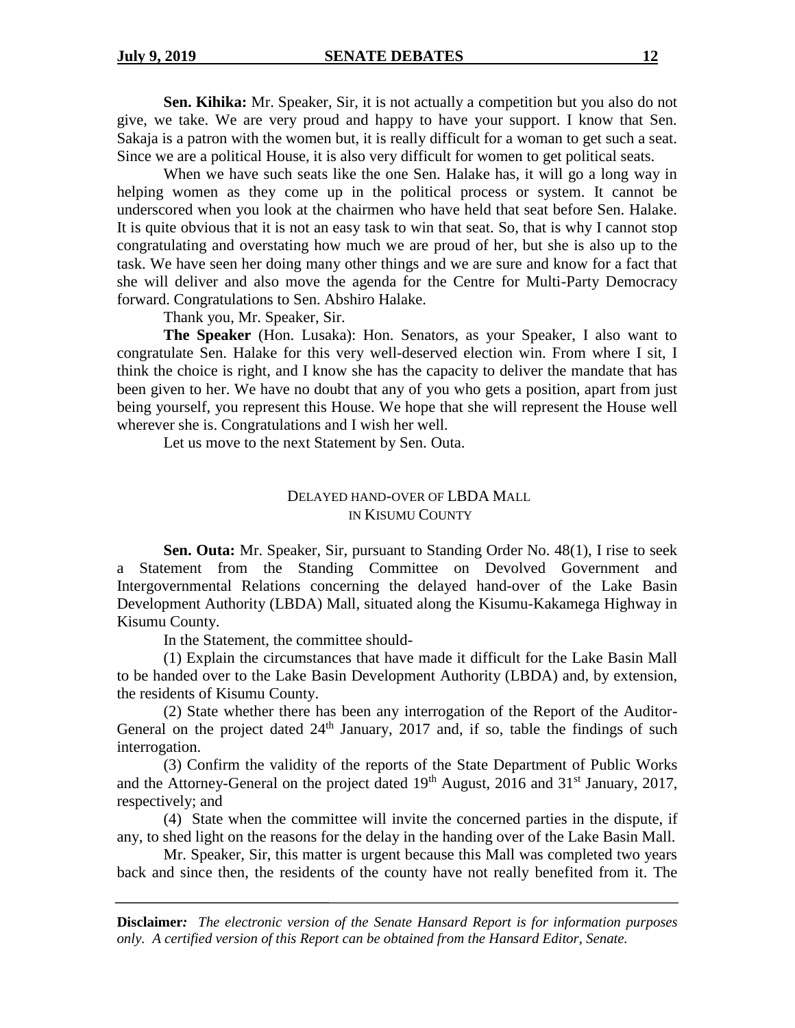**Sen. Kihika:** Mr. Speaker, Sir, it is not actually a competition but you also do not give, we take. We are very proud and happy to have your support. I know that Sen. Sakaja is a patron with the women but, it is really difficult for a woman to get such a seat. Since we are a political House, it is also very difficult for women to get political seats.

When we have such seats like the one Sen. Halake has, it will go a long way in helping women as they come up in the political process or system. It cannot be underscored when you look at the chairmen who have held that seat before Sen. Halake. It is quite obvious that it is not an easy task to win that seat. So, that is why I cannot stop congratulating and overstating how much we are proud of her, but she is also up to the task. We have seen her doing many other things and we are sure and know for a fact that she will deliver and also move the agenda for the Centre for Multi-Party Democracy forward. Congratulations to Sen. Abshiro Halake.

Thank you, Mr. Speaker, Sir.

**The Speaker** (Hon. Lusaka): Hon. Senators, as your Speaker, I also want to congratulate Sen. Halake for this very well-deserved election win. From where I sit, I think the choice is right, and I know she has the capacity to deliver the mandate that has been given to her. We have no doubt that any of you who gets a position, apart from just being yourself, you represent this House. We hope that she will represent the House well wherever she is. Congratulations and I wish her well.

Let us move to the next Statement by Sen. Outa.

## DELAYED HAND-OVER OF LBDA MALL IN KISUMU COUNTY

**Sen. Outa:** Mr. Speaker, Sir, pursuant to Standing Order No. 48(1), I rise to seek a Statement from the Standing Committee on Devolved Government and Intergovernmental Relations concerning the delayed hand-over of the Lake Basin Development Authority (LBDA) Mall, situated along the Kisumu-Kakamega Highway in Kisumu County.

In the Statement, the committee should-

(1) Explain the circumstances that have made it difficult for the Lake Basin Mall to be handed over to the Lake Basin Development Authority (LBDA) and, by extension, the residents of Kisumu County.

(2) State whether there has been any interrogation of the Report of the Auditor-General on the project dated 24th January, 2017 and, if so, table the findings of such interrogation.

(3) Confirm the validity of the reports of the State Department of Public Works and the Attorney-General on the project dated 19th August, 2016 and 31st January, 2017, respectively; and

(4) State when the committee will invite the concerned parties in the dispute, if any, to shed light on the reasons for the delay in the handing over of the Lake Basin Mall.

Mr. Speaker, Sir, this matter is urgent because this Mall was completed two years back and since then, the residents of the county have not really benefited from it. The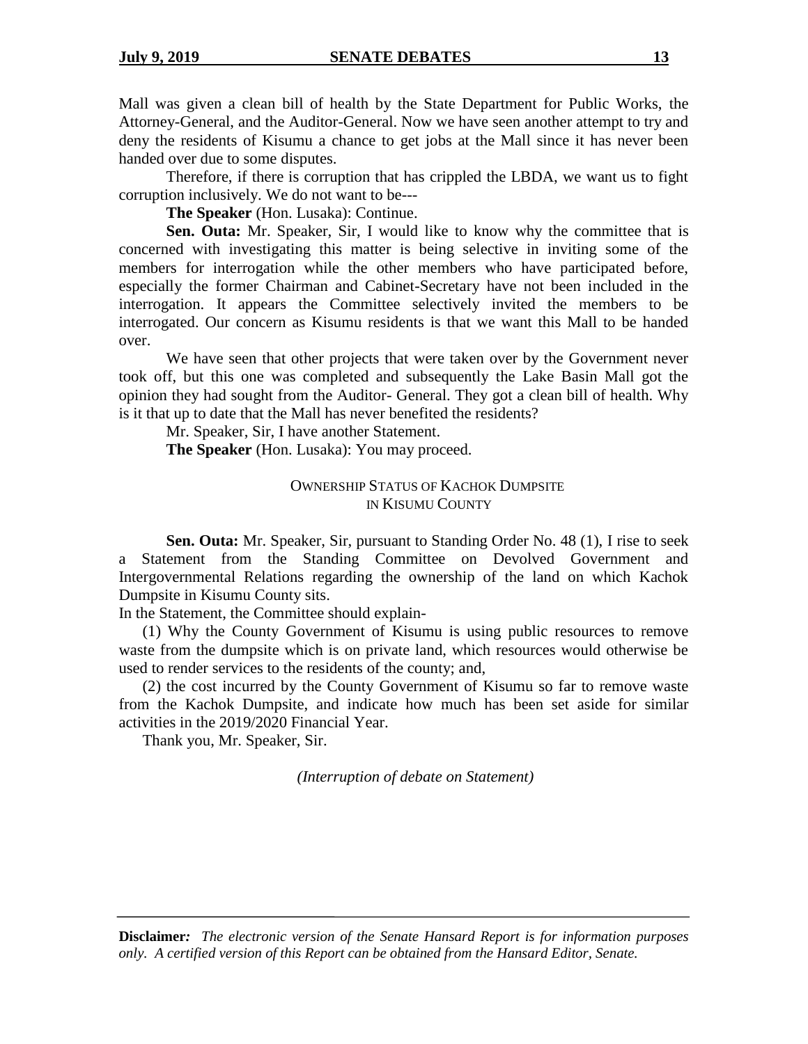Mall was given a clean bill of health by the State Department for Public Works, the Attorney-General, and the Auditor-General. Now we have seen another attempt to try and deny the residents of Kisumu a chance to get jobs at the Mall since it has never been handed over due to some disputes.

Therefore, if there is corruption that has crippled the LBDA, we want us to fight corruption inclusively. We do not want to be---

**The Speaker** (Hon. Lusaka): Continue.

**Sen. Outa:** Mr. Speaker, Sir, I would like to know why the committee that is concerned with investigating this matter is being selective in inviting some of the members for interrogation while the other members who have participated before, especially the former Chairman and Cabinet-Secretary have not been included in the interrogation. It appears the Committee selectively invited the members to be interrogated. Our concern as Kisumu residents is that we want this Mall to be handed over.

We have seen that other projects that were taken over by the Government never took off, but this one was completed and subsequently the Lake Basin Mall got the opinion they had sought from the Auditor- General. They got a clean bill of health. Why is it that up to date that the Mall has never benefited the residents?

Mr. Speaker, Sir, I have another Statement.

**The Speaker** (Hon. Lusaka): You may proceed.

## OWNERSHIP STATUS OF KACHOK DUMPSITE IN KISUMU COUNTY

**Sen. Outa:** Mr. Speaker, Sir, pursuant to Standing Order No. 48 (1), I rise to seek a Statement from the Standing Committee on Devolved Government and Intergovernmental Relations regarding the ownership of the land on which Kachok Dumpsite in Kisumu County sits.

In the Statement, the Committee should explain-

(1) Why the County Government of Kisumu is using public resources to remove waste from the dumpsite which is on private land, which resources would otherwise be used to render services to the residents of the county; and,

(2) the cost incurred by the County Government of Kisumu so far to remove waste from the Kachok Dumpsite, and indicate how much has been set aside for similar activities in the 2019/2020 Financial Year.

Thank you, Mr. Speaker, Sir.

*(Interruption of debate on Statement)*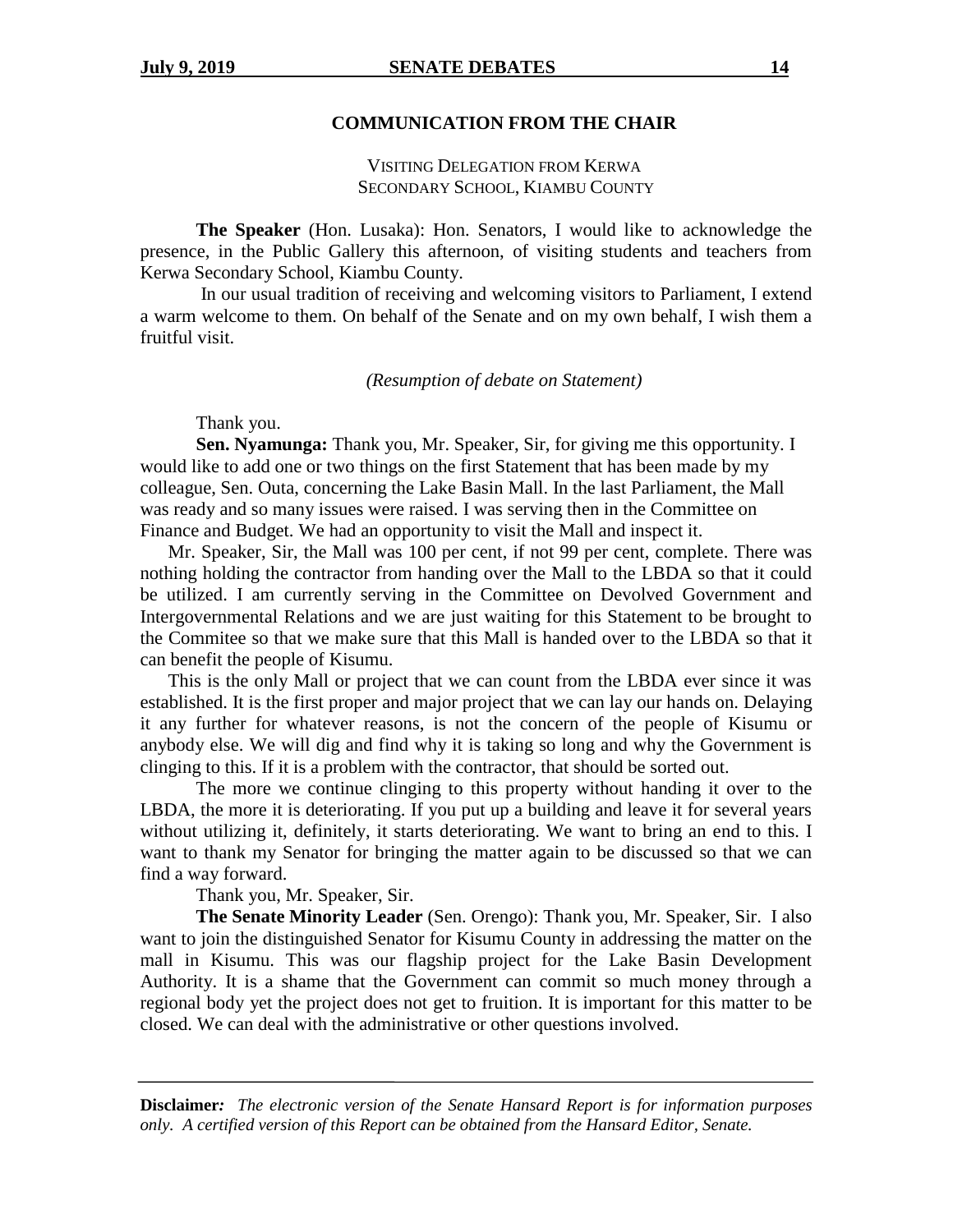## COMMUNICATION FROM THE CHAIR

### VISITING DELEGATION FROM KERWA SECONDARY SCHOOL, KIAMBU COUNTY

**The Speaker** (Hon. Lusaka): Hon. Senators, I would like to acknowledge the presence, in the Public Gallery this afternoon, of visiting students and teachers from Kerwa Secondary School, Kiambu County.

In our usual tradition of receiving and welcoming visitors to Parliament, I extend a warm welcome to them. On behalf of the Senate and on my own behalf, I wish them a fruitful visit.

*(Resumption of debate on Statement)*

Thank you.

**Sen. Nyamunga:** Thank you, Mr. Speaker, Sir, for giving me this opportunity. I would like to add one or two things on the first Statement that has been made by my colleague, Sen. Outa, concerning the Lake Basin Mall. In the last Parliament, the Mall was ready and so many issues were raised. I was serving then in the Committee on Finance and Budget. We had an opportunity to visit the Mall and inspect it.

Mr. Speaker, Sir, the Mall was 100 per cent, if not 99 per cent, complete. There was nothing holding the contractor from handing over the Mall to the LBDA so that it could be utilized. I am currently serving in the Committee on Devolved Government and Intergovernmental Relations and we are just waiting for this Statement to be brought to the Commitee so that we make sure that this Mall is handed over to the LBDA so that it can benefit the people of Kisumu.

This is the only Mall or project that we can count from the LBDA ever since it was established. It is the first proper and major project that we can lay our hands on. Delaying it any further for whatever reasons, is not the concern of the people of Kisumu or anybody else. We will dig and find why it is taking so long and why the Government is clinging to this. If it is a problem with the contractor, that should be sorted out.

The more we continue clinging to this property without handing it over to the LBDA, the more it is deteriorating. If you put up a building and leave it for several years without utilizing it, definitely, it starts deteriorating. We want to bring an end to this. I want to thank my Senator for bringing the matter again to be discussed so that we can find a way forward.

Thank you, Mr. Speaker, Sir.

**The Senate Minority Leader** (Sen. Orengo): Thank you, Mr. Speaker, Sir. I also want to join the distinguished Senator for Kisumu County in addressing the matter on the mall in Kisumu. This was our flagship project for the Lake Basin Development Authority. It is a shame that the Government can commit so much money through a regional body yet the project does not get to fruition. It is important for this matter to be closed. We can deal with the administrative or other questions involved.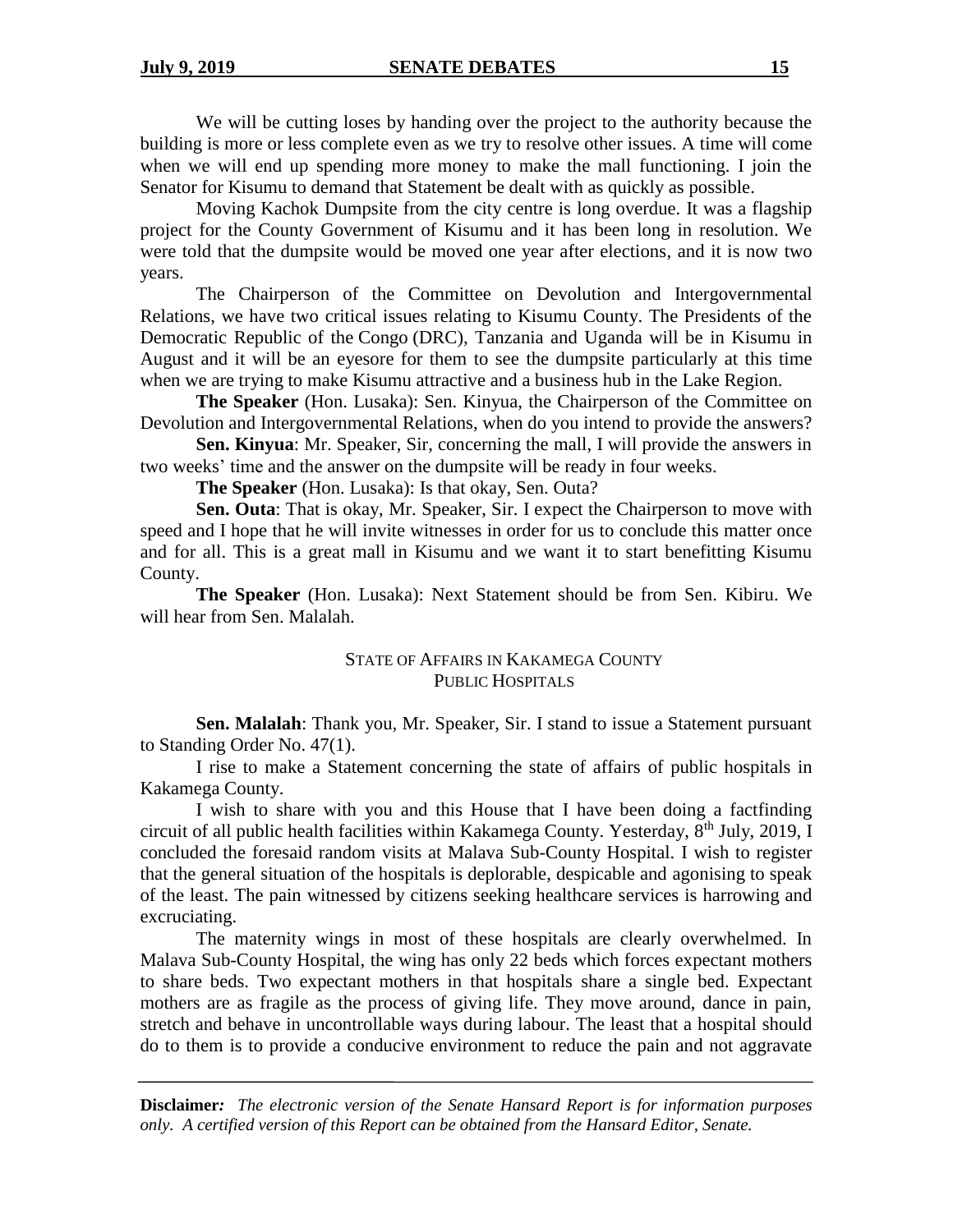We will be cutting loses by handing over the project to the authority because the building is more or less complete even as we try to resolve other issues. A time will come when we will end up spending more money to make the mall functioning. I join the Senator for Kisumu to demand that Statement be dealt with as quickly as possible.

Moving Kachok Dumpsite from the city centre is long overdue. It was a flagship project for the County Government of Kisumu and it has been long in resolution. We were told that the dumpsite would be moved one year after elections, and it is now two years.

The Chairperson of the Committee on Devolution and Intergovernmental Relations, we have two critical issues relating to Kisumu County. The Presidents of the Democratic Republic of the Congo (DRC), Tanzania and Uganda will be in Kisumu in August and it will be an eyesore for them to see the dumpsite particularly at this time when we are trying to make Kisumu attractive and a business hub in the Lake Region.

**The Speaker** (Hon. Lusaka): Sen. Kinyua, the Chairperson of the Committee on Devolution and Intergovernmental Relations, when do you intend to provide the answers?

**Sen. Kinyua**: Mr. Speaker, Sir, concerning the mall, I will provide the answers in two weeks' time and the answer on the dumpsite will be ready in four weeks.

**The Speaker** (Hon. Lusaka): Is that okay, Sen. Outa?

**Sen. Outa**: That is okay, Mr. Speaker, Sir. I expect the Chairperson to move with speed and I hope that he will invite witnesses in order for us to conclude this matter once and for all. This is a great mall in Kisumu and we want it to start benefitting Kisumu County.

**The Speaker** (Hon. Lusaka): Next Statement should be from Sen. Kibiru. We will hear from Sen. Malalah.

## STATE OF AFFAIRS IN KAKAMEGA COUNTY PUBLIC HOSPITALS

**Sen. Malalah**: Thank you, Mr. Speaker, Sir. I stand to issue a Statement pursuant to Standing Order No. 47(1).

I rise to make a Statement concerning the state of affairs of public hospitals in Kakamega County.

I wish to share with you and this House that I have been doing a factfinding circuit of all public health facilities within Kakamega County. Yesterday, 8th July, 2019, I concluded the foresaid random visits at Malava Sub-County Hospital. I wish to register that the general situation of the hospitals is deplorable, despicable and agonising to speak of the least. The pain witnessed by citizens seeking healthcare services is harrowing and excruciating.

The maternity wings in most of these hospitals are clearly overwhelmed. In Malava Sub-County Hospital, the wing has only 22 beds which forces expectant mothers to share beds. Two expectant mothers in that hospitals share a single bed. Expectant mothers are as fragile as the process of giving life. They move around, dance in pain, stretch and behave in uncontrollable ways during labour. The least that a hospital should do to them is to provide a conducive environment to reduce the pain and not aggravate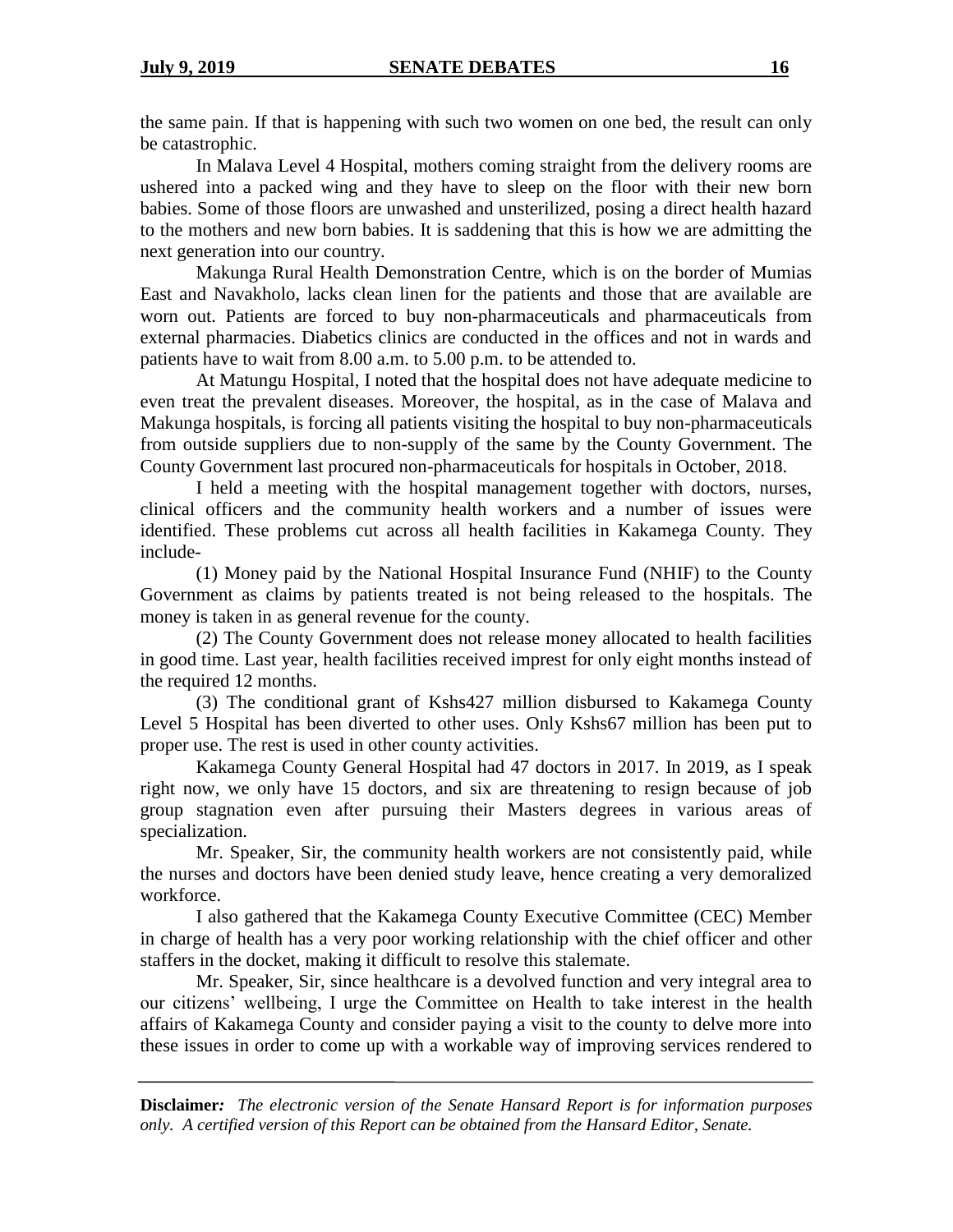the same pain. If that is happening with such two women on one bed, the result can only be catastrophic.

In Malava Level 4 Hospital, mothers coming straight from the delivery rooms are ushered into a packed wing and they have to sleep on the floor with their new born babies. Some of those floors are unwashed and unsterilized, posing a direct health hazard to the mothers and new born babies. It is saddening that this is how we are admitting the next generation into our country.

Makunga Rural Health Demonstration Centre, which is on the border of Mumias East and Navakholo, lacks clean linen for the patients and those that are available are worn out. Patients are forced to buy non-pharmaceuticals and pharmaceuticals from external pharmacies. Diabetics clinics are conducted in the offices and not in wards and patients have to wait from 8.00 a.m. to 5.00 p.m. to be attended to.

At Matungu Hospital, I noted that the hospital does not have adequate medicine to even treat the prevalent diseases. Moreover, the hospital, as in the case of Malava and Makunga hospitals, is forcing all patients visiting the hospital to buy non-pharmaceuticals from outside suppliers due to non-supply of the same by the County Government. The County Government last procured non-pharmaceuticals for hospitals in October, 2018.

I held a meeting with the hospital management together with doctors, nurses, clinical officers and the community health workers and a number of issues were identified. These problems cut across all health facilities in Kakamega County. They include-

(1) Money paid by the National Hospital Insurance Fund (NHIF) to the County Government as claims by patients treated is not being released to the hospitals. The money is taken in as general revenue for the county.

(2) The County Government does not release money allocated to health facilities in good time. Last year, health facilities received imprest for only eight months instead of the required 12 months.

(3) The conditional grant of Kshs427 million disbursed to Kakamega County Level 5 Hospital has been diverted to other uses. Only Kshs67 million has been put to proper use. The rest is used in other county activities.

Kakamega County General Hospital had 47 doctors in 2017. In 2019, as I speak right now, we only have 15 doctors, and six are threatening to resign because of job group stagnation even after pursuing their Masters degrees in various areas of specialization.

Mr. Speaker, Sir, the community health workers are not consistently paid, while the nurses and doctors have been denied study leave, hence creating a very demoralized workforce.

I also gathered that the Kakamega County Executive Committee (CEC) Member in charge of health has a very poor working relationship with the chief officer and other staffers in the docket, making it difficult to resolve this stalemate.

Mr. Speaker, Sir, since healthcare is a devolved function and very integral area to our citizens' wellbeing, I urge the Committee on Health to take interest in the health affairs of Kakamega County and consider paying a visit to the county to delve more into these issues in order to come up with a workable way of improving services rendered to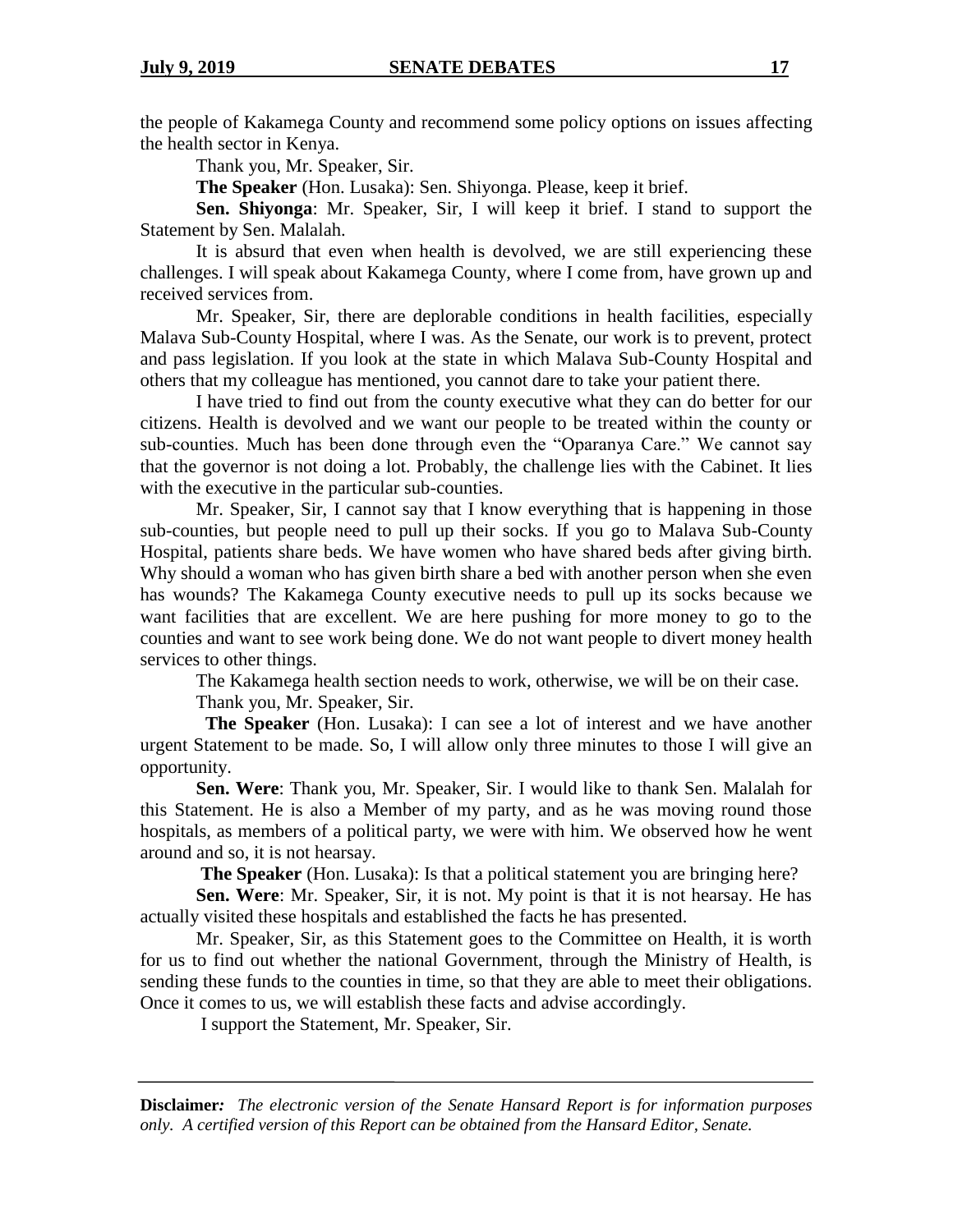the people of Kakamega County and recommend some policy options on issues affecting the health sector in Kenya.

Thank you, Mr. Speaker, Sir.

**The Speaker** (Hon. Lusaka): Sen. Shiyonga. Please, keep it brief.

**Sen. Shiyonga**: Mr. Speaker, Sir, I will keep it brief. I stand to support the Statement by Sen. Malalah.

It is absurd that even when health is devolved, we are still experiencing these challenges. I will speak about Kakamega County, where I come from, have grown up and received services from.

Mr. Speaker, Sir, there are deplorable conditions in health facilities, especially Malava Sub-County Hospital, where I was. As the Senate, our work is to prevent, protect and pass legislation. If you look at the state in which Malava Sub-County Hospital and others that my colleague has mentioned, you cannot dare to take your patient there.

I have tried to find out from the county executive what they can do better for our citizens. Health is devolved and we want our people to be treated within the county or sub-counties. Much has been done through even the "Oparanya Care." We cannot say that the governor is not doing a lot. Probably, the challenge lies with the Cabinet. It lies with the executive in the particular sub-counties.

Mr. Speaker, Sir, I cannot say that I know everything that is happening in those sub-counties, but people need to pull up their socks. If you go to Malava Sub-County Hospital, patients share beds. We have women who have shared beds after giving birth. Why should a woman who has given birth share a bed with another person when she even has wounds? The Kakamega County executive needs to pull up its socks because we want facilities that are excellent. We are here pushing for more money to go to the counties and want to see work being done. We do not want people to divert money health services to other things.

The Kakamega health section needs to work, otherwise, we will be on their case.

Thank you, Mr. Speaker, Sir.

**The Speaker** (Hon. Lusaka): I can see a lot of interest and we have another urgent Statement to be made. So, I will allow only three minutes to those I will give an opportunity.

**Sen. Were**: Thank you, Mr. Speaker, Sir. I would like to thank Sen. Malalah for this Statement. He is also a Member of my party, and as he was moving round those hospitals, as members of a political party, we were with him. We observed how he went around and so, it is not hearsay.

**The Speaker** (Hon. Lusaka): Is that a political statement you are bringing here?

**Sen. Were**: Mr. Speaker, Sir, it is not. My point is that it is not hearsay. He has actually visited these hospitals and established the facts he has presented.

Mr. Speaker, Sir, as this Statement goes to the Committee on Health, it is worth for us to find out whether the national Government, through the Ministry of Health, is sending these funds to the counties in time, so that they are able to meet their obligations. Once it comes to us, we will establish these facts and advise accordingly.

I support the Statement, Mr. Speaker, Sir.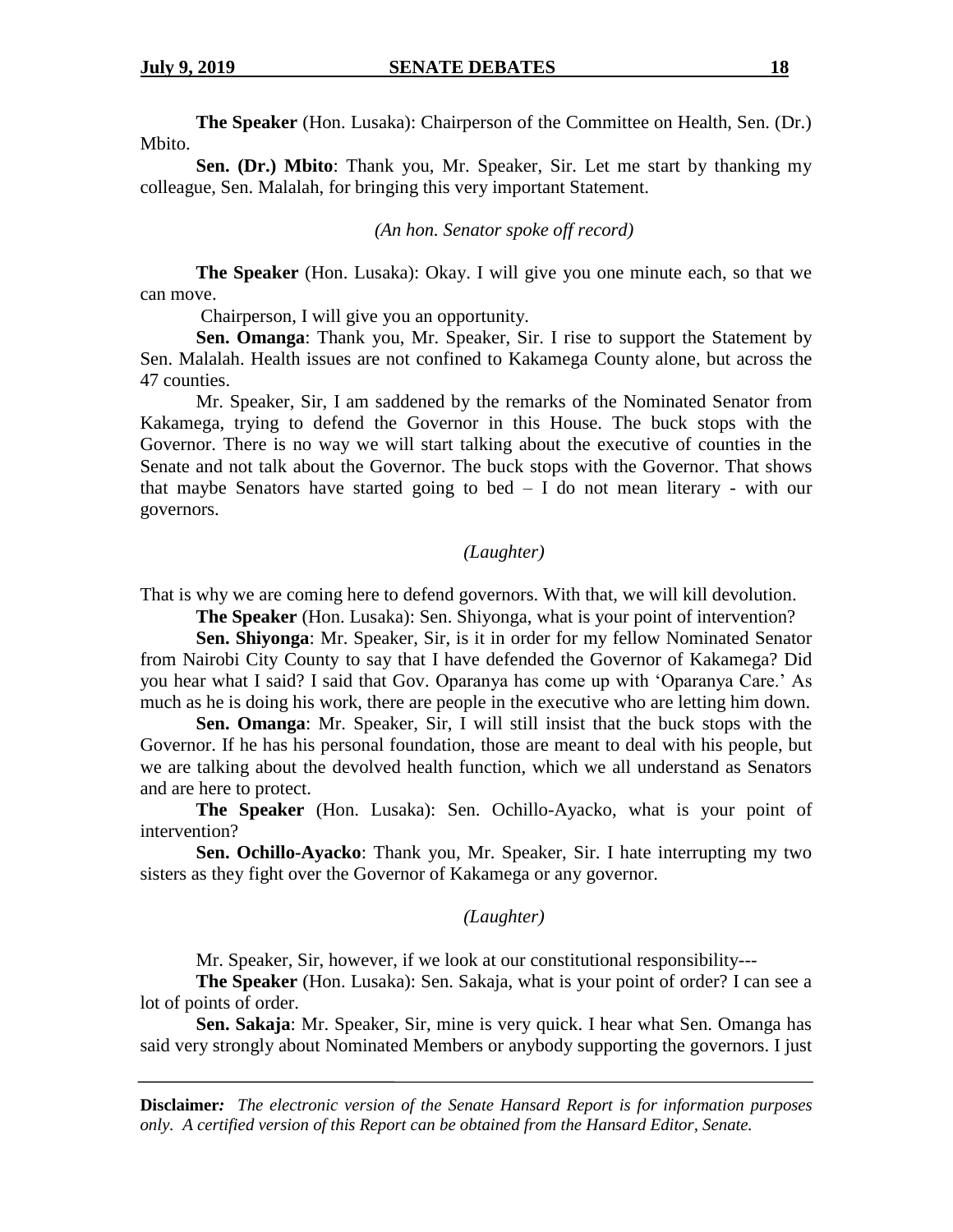**The Speaker** (Hon. Lusaka): Chairperson of the Committee on Health, Sen. (Dr.) Mbito.

**Sen. (Dr.) Mbito**: Thank you, Mr. Speaker, Sir. Let me start by thanking my colleague, Sen. Malalah, for bringing this very important Statement.

*(An hon. Senator spoke off record)*

**The Speaker** (Hon. Lusaka): Okay. I will give you one minute each, so that we can move.

Chairperson, I will give you an opportunity.

**Sen. Omanga**: Thank you, Mr. Speaker, Sir. I rise to support the Statement by Sen. Malalah. Health issues are not confined to Kakamega County alone, but across the 47 counties.

Mr. Speaker, Sir, I am saddened by the remarks of the Nominated Senator from Kakamega, trying to defend the Governor in this House. The buck stops with the Governor. There is no way we will start talking about the executive of counties in the Senate and not talk about the Governor. The buck stops with the Governor. That shows that maybe Senators have started going to bed – I do not mean literary - with our governors.

*(Laughter)*

That is why we are coming here to defend governors. With that, we will kill devolution.

**The Speaker** (Hon. Lusaka): Sen. Shiyonga, what is your point of intervention?

**Sen. Shiyonga**: Mr. Speaker, Sir, is it in order for my fellow Nominated Senator from Nairobi City County to say that I have defended the Governor of Kakamega? Did you hear what I said? I said that Gov. Oparanya has come up with 'Oparanya Care.' As much as he is doing his work, there are people in the executive who are letting him down.

**Sen. Omanga**: Mr. Speaker, Sir, I will still insist that the buck stops with the Governor. If he has his personal foundation, those are meant to deal with his people, but we are talking about the devolved health function, which we all understand as Senators and are here to protect.

**The Speaker** (Hon. Lusaka): Sen. Ochillo-Ayacko, what is your point of intervention?

**Sen. Ochillo-Ayacko**: Thank you, Mr. Speaker, Sir. I hate interrupting my two sisters as they fight over the Governor of Kakamega or any governor.

*(Laughter)*

Mr. Speaker, Sir, however, if we look at our constitutional responsibility---

**The Speaker** (Hon. Lusaka): Sen. Sakaja, what is your point of order? I can see a lot of points of order.

**Sen. Sakaja**: Mr. Speaker, Sir, mine is very quick. I hear what Sen. Omanga has said very strongly about Nominated Members or anybody supporting the governors. I just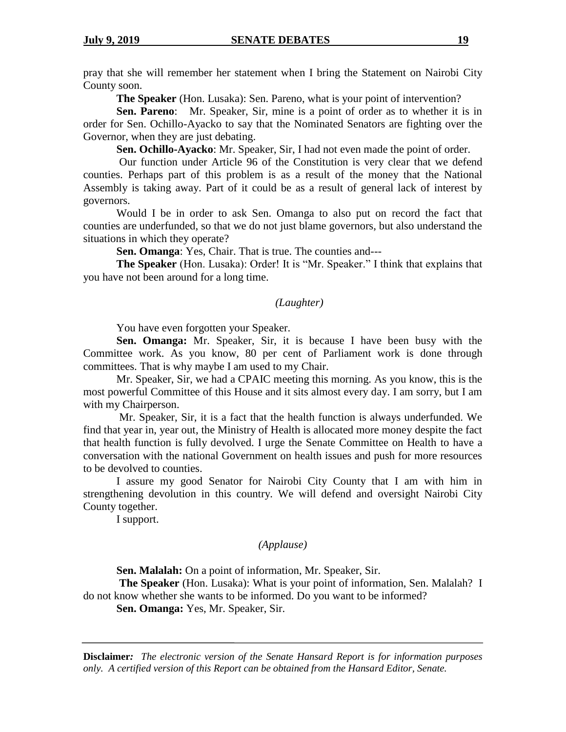pray that she will remember her statement when I bring the Statement on Nairobi City County soon.

**The Speaker** (Hon. Lusaka): Sen. Pareno, what is your point of intervention?

**Sen. Pareno**: Mr. Speaker, Sir, mine is a point of order as to whether it is in order for Sen. Ochillo-Ayacko to say that the Nominated Senators are fighting over the Governor, when they are just debating.

**Sen. Ochillo-Ayacko**: Mr. Speaker, Sir, I had not even made the point of order.

Our function under Article 96 of the Constitution is very clear that we defend counties. Perhaps part of this problem is as a result of the money that the National Assembly is taking away. Part of it could be as a result of general lack of interest by governors.

Would I be in order to ask Sen. Omanga to also put on record the fact that counties are underfunded, so that we do not just blame governors, but also understand the situations in which they operate?

**Sen. Omanga**: Yes, Chair. That is true. The counties and---

**The Speaker** (Hon. Lusaka): Order! It is "Mr. Speaker." I think that explains that you have not been around for a long time.

*(Laughter)*

You have even forgotten your Speaker.

**Sen. Omanga:** Mr. Speaker, Sir, it is because I have been busy with the Committee work. As you know, 80 per cent of Parliament work is done through committees. That is why maybe I am used to my Chair.

Mr. Speaker, Sir, we had a CPAIC meeting this morning. As you know, this is the most powerful Committee of this House and it sits almost every day. I am sorry, but I am with my Chairperson.

Mr. Speaker, Sir, it is a fact that the health function is always underfunded. We find that year in, year out, the Ministry of Health is allocated more money despite the fact that health function is fully devolved. I urge the Senate Committee on Health to have a conversation with the national Government on health issues and push for more resources to be devolved to counties.

I assure my good Senator for Nairobi City County that I am with him in strengthening devolution in this country. We will defend and oversight Nairobi City County together.

I support.

*(Applause)*

**Sen. Malalah:** On a point of information, Mr. Speaker, Sir.

**The Speaker** (Hon. Lusaka): What is your point of information, Sen. Malalah? I do not know whether she wants to be informed. Do you want to be informed?

**Sen. Omanga:** Yes, Mr. Speaker, Sir.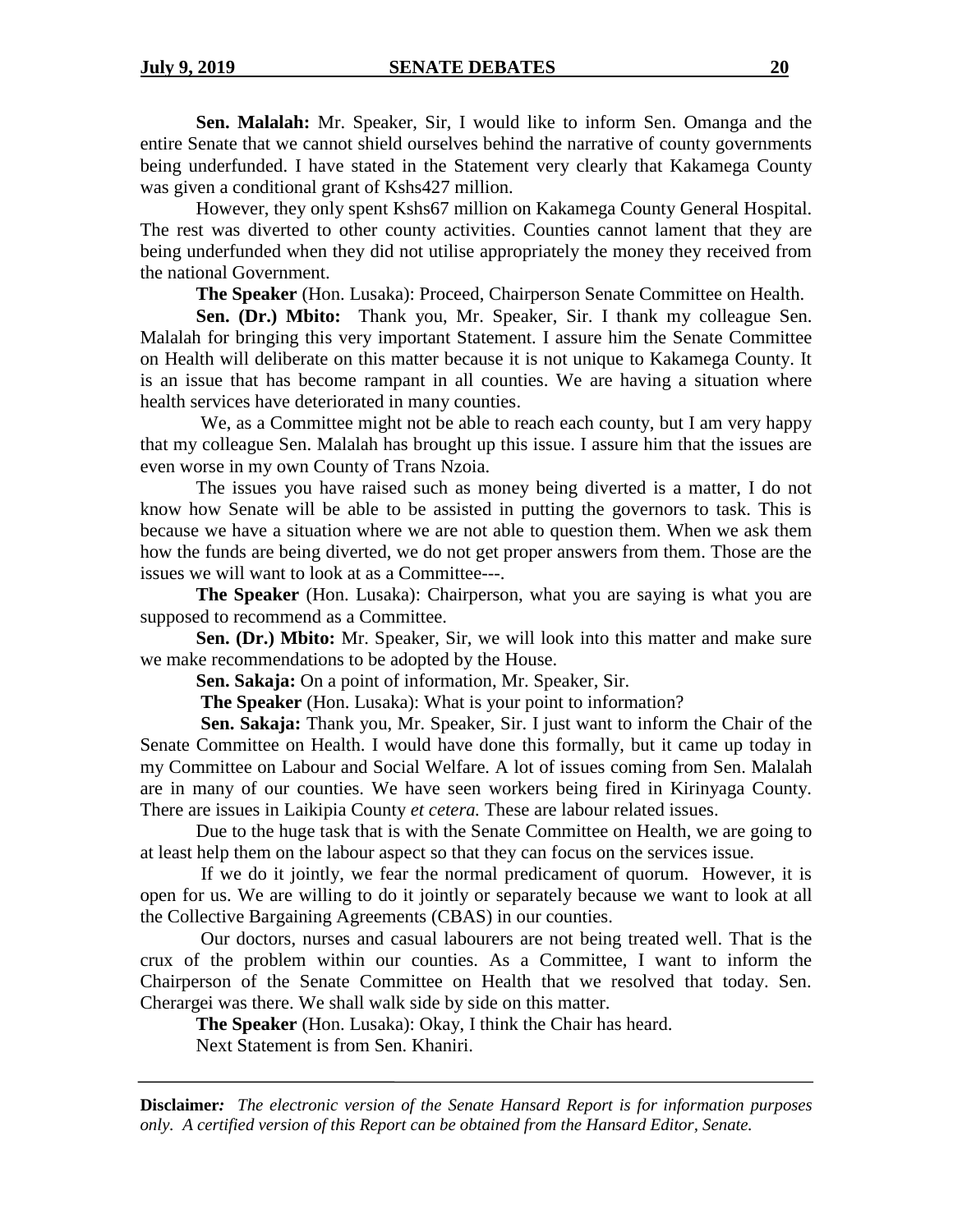**Sen. Malalah:** Mr. Speaker, Sir, I would like to inform Sen. Omanga and the entire Senate that we cannot shield ourselves behind the narrative of county governments being underfunded. I have stated in the Statement very clearly that Kakamega County was given a conditional grant of Kshs427 million.

However, they only spent Kshs67 million on Kakamega County General Hospital. The rest was diverted to other county activities. Counties cannot lament that they are being underfunded when they did not utilise appropriately the money they received from the national Government.

**The Speaker** (Hon. Lusaka): Proceed, Chairperson Senate Committee on Health.

**Sen. (Dr.) Mbito:** Thank you, Mr. Speaker, Sir. I thank my colleague Sen. Malalah for bringing this very important Statement. I assure him the Senate Committee on Health will deliberate on this matter because it is not unique to Kakamega County. It is an issue that has become rampant in all counties. We are having a situation where health services have deteriorated in many counties.

We, as a Committee might not be able to reach each county, but I am very happy that my colleague Sen. Malalah has brought up this issue. I assure him that the issues are even worse in my own County of Trans Nzoia.

The issues you have raised such as money being diverted is a matter, I do not know how Senate will be able to be assisted in putting the governors to task. This is because we have a situation where we are not able to question them. When we ask them how the funds are being diverted, we do not get proper answers from them. Those are the issues we will want to look at as a Committee---.

**The Speaker** (Hon. Lusaka): Chairperson, what you are saying is what you are supposed to recommend as a Committee.

**Sen. (Dr.) Mbito:** Mr. Speaker, Sir, we will look into this matter and make sure we make recommendations to be adopted by the House.

**Sen. Sakaja:** On a point of information, Mr. Speaker, Sir.

**The Speaker** (Hon. Lusaka): What is your point to information?

**Sen. Sakaja:** Thank you, Mr. Speaker, Sir. I just want to inform the Chair of the Senate Committee on Health. I would have done this formally, but it came up today in my Committee on Labour and Social Welfare. A lot of issues coming from Sen. Malalah are in many of our counties. We have seen workers being fired in Kirinyaga County. There are issues in Laikipia County *et cetera.* These are labour related issues.

Due to the huge task that is with the Senate Committee on Health, we are going to at least help them on the labour aspect so that they can focus on the services issue.

If we do it jointly, we fear the normal predicament of quorum. However, it is open for us. We are willing to do it jointly or separately because we want to look at all the Collective Bargaining Agreements (CBAS) in our counties.

Our doctors, nurses and casual labourers are not being treated well. That is the crux of the problem within our counties. As a Committee, I want to inform the Chairperson of the Senate Committee on Health that we resolved that today. Sen. Cherargei was there. We shall walk side by side on this matter.

**The Speaker** (Hon. Lusaka): Okay, I think the Chair has heard.

Next Statement is from Sen. Khaniri.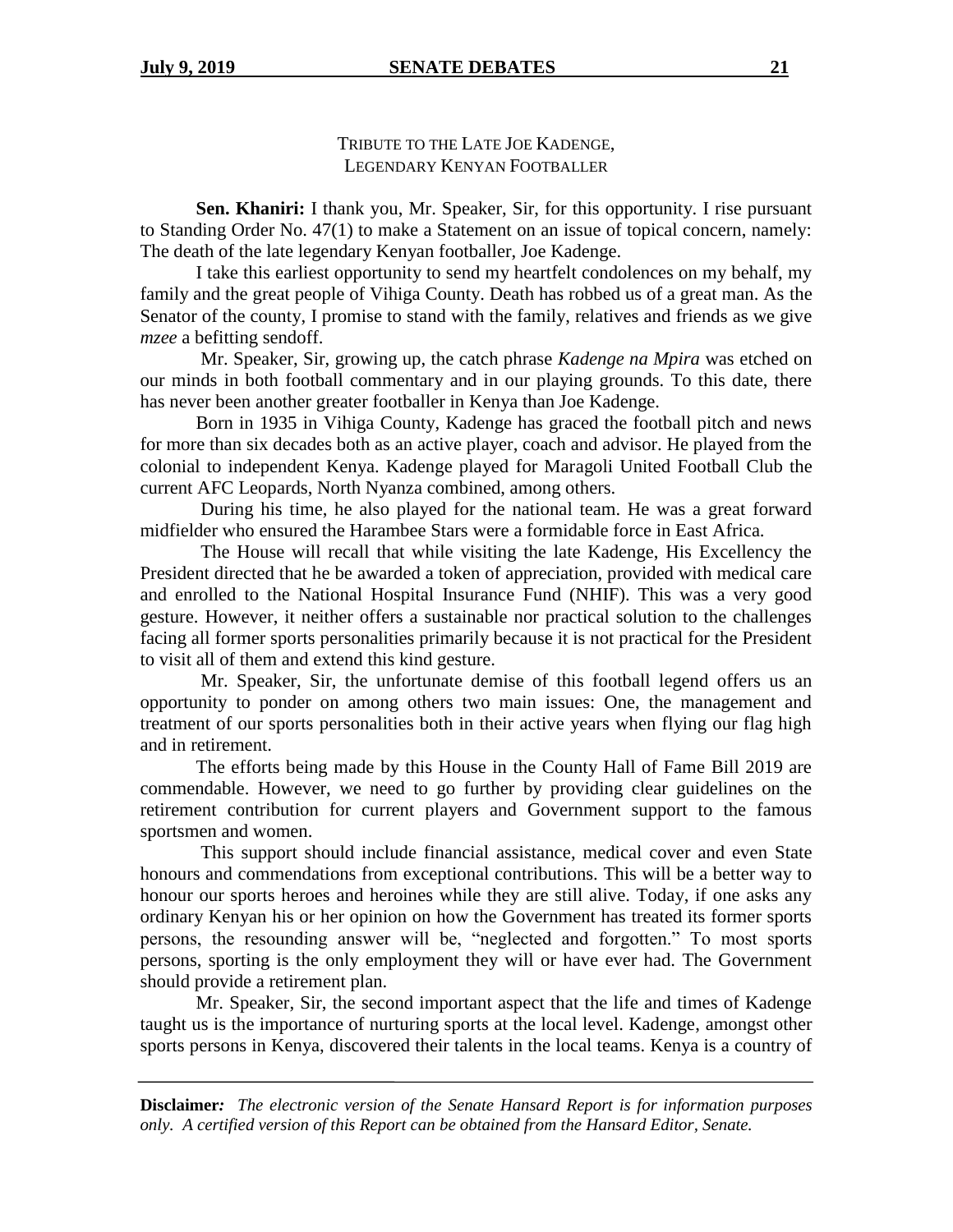## TRIBUTE TO THE LATE JOE KADENGE, LEGENDARY KENYAN FOOTBALLER

**Sen. Khaniri:** I thank you, Mr. Speaker, Sir, for this opportunity. I rise pursuant to Standing Order No. 47(1) to make a Statement on an issue of topical concern, namely: The death of the late legendary Kenyan footballer, Joe Kadenge.

I take this earliest opportunity to send my heartfelt condolences on my behalf, my family and the great people of Vihiga County. Death has robbed us of a great man. As the Senator of the county, I promise to stand with the family, relatives and friends as we give *mzee* a befitting sendoff.

Mr. Speaker, Sir, growing up, the catch phrase *Kadenge na Mpira* was etched on our minds in both football commentary and in our playing grounds. To this date, there has never been another greater footballer in Kenya than Joe Kadenge.

Born in 1935 in Vihiga County, Kadenge has graced the football pitch and news for more than six decades both as an active player, coach and advisor. He played from the colonial to independent Kenya. Kadenge played for Maragoli United Football Club the current AFC Leopards, North Nyanza combined, among others.

During his time, he also played for the national team. He was a great forward midfielder who ensured the Harambee Stars were a formidable force in East Africa.

The House will recall that while visiting the late Kadenge, His Excellency the President directed that he be awarded a token of appreciation, provided with medical care and enrolled to the National Hospital Insurance Fund (NHIF). This was a very good gesture. However, it neither offers a sustainable nor practical solution to the challenges facing all former sports personalities primarily because it is not practical for the President to visit all of them and extend this kind gesture.

Mr. Speaker, Sir, the unfortunate demise of this football legend offers us an opportunity to ponder on among others two main issues: One, the management and treatment of our sports personalities both in their active years when flying our flag high and in retirement.

The efforts being made by this House in the County Hall of Fame Bill 2019 are commendable. However, we need to go further by providing clear guidelines on the retirement contribution for current players and Government support to the famous sportsmen and women.

This support should include financial assistance, medical cover and even State honours and commendations from exceptional contributions. This will be a better way to honour our sports heroes and heroines while they are still alive. Today, if one asks any ordinary Kenyan his or her opinion on how the Government has treated its former sports persons, the resounding answer will be, "neglected and forgotten." To most sports persons, sporting is the only employment they will or have ever had. The Government should provide a retirement plan.

Mr. Speaker, Sir, the second important aspect that the life and times of Kadenge taught us is the importance of nurturing sports at the local level. Kadenge, amongst other sports persons in Kenya, discovered their talents in the local teams. Kenya is a country of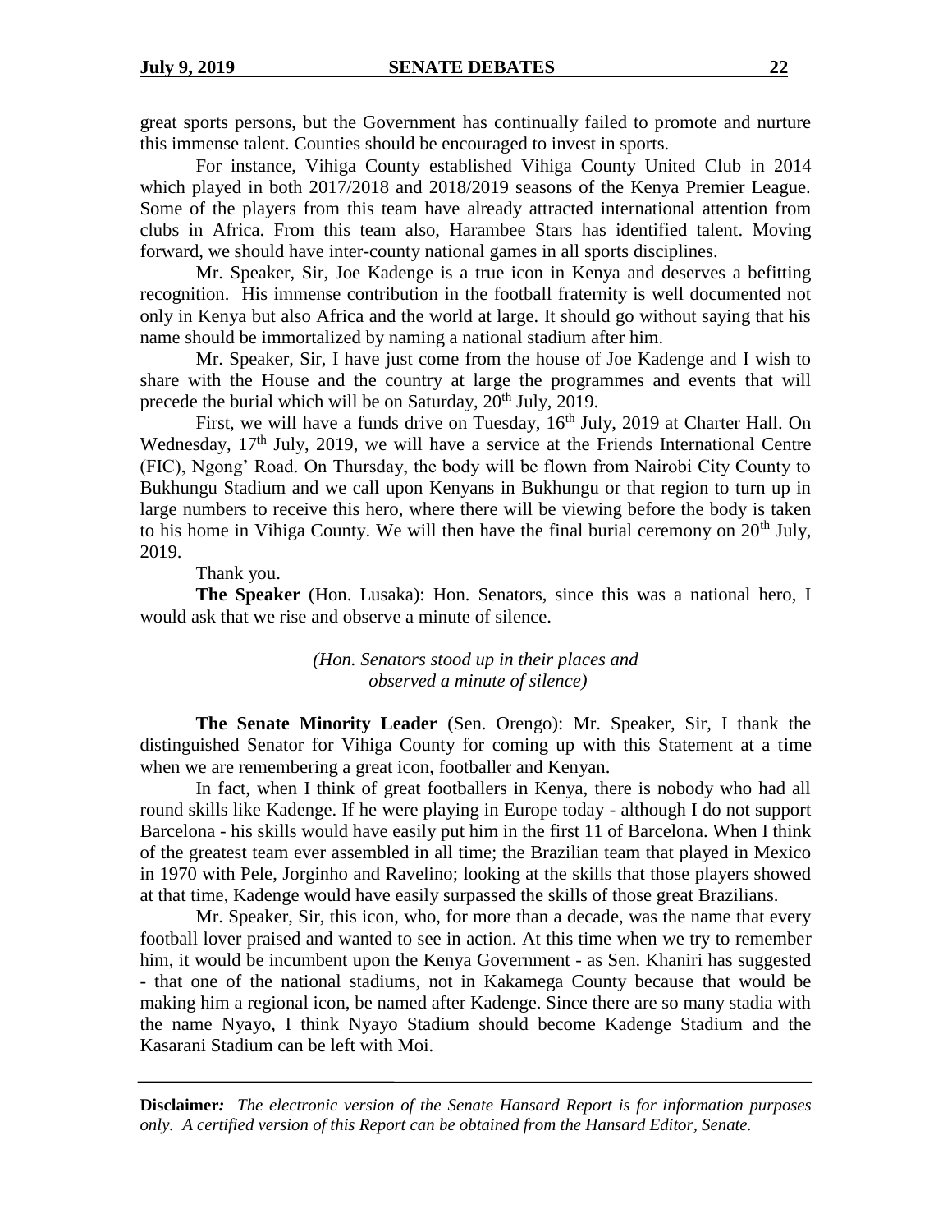great sports persons, but the Government has continually failed to promote and nurture this immense talent. Counties should be encouraged to invest in sports.

For instance, Vihiga County established Vihiga County United Club in 2014 which played in both 2017/2018 and 2018/2019 seasons of the Kenya Premier League. Some of the players from this team have already attracted international attention from clubs in Africa. From this team also, Harambee Stars has identified talent. Moving forward, we should have inter-county national games in all sports disciplines.

Mr. Speaker, Sir, Joe Kadenge is a true icon in Kenya and deserves a befitting recognition. His immense contribution in the football fraternity is well documented not only in Kenya but also Africa and the world at large. It should go without saying that his name should be immortalized by naming a national stadium after him.

Mr. Speaker, Sir, I have just come from the house of Joe Kadenge and I wish to share with the House and the country at large the programmes and events that will precede the burial which will be on Saturday, 20th July, 2019.

First, we will have a funds drive on Tuesday, 16th July, 2019 at Charter Hall. On Wednesday, 17th July, 2019, we will have a service at the Friends International Centre (FIC), Ngong' Road. On Thursday, the body will be flown from Nairobi City County to Bukhungu Stadium and we call upon Kenyans in Bukhungu or that region to turn up in large numbers to receive this hero, where there will be viewing before the body is taken to his home in Vihiga County. We will then have the final burial ceremony on 20th July, 2019.

Thank you.

**The Speaker** (Hon. Lusaka): Hon. Senators, since this was a national hero, I would ask that we rise and observe a minute of silence.

*(Hon. Senators stood up in their places and observed a minute of silence)*

**The Senate Minority Leader** (Sen. Orengo): Mr. Speaker, Sir, I thank the distinguished Senator for Vihiga County for coming up with this Statement at a time when we are remembering a great icon, footballer and Kenyan.

In fact, when I think of great footballers in Kenya, there is nobody who had all round skills like Kadenge. If he were playing in Europe today - although I do not support Barcelona - his skills would have easily put him in the first 11 of Barcelona. When I think of the greatest team ever assembled in all time; the Brazilian team that played in Mexico in 1970 with Pele, Jorginho and Ravelino; looking at the skills that those players showed at that time, Kadenge would have easily surpassed the skills of those great Brazilians.

Mr. Speaker, Sir, this icon, who, for more than a decade, was the name that every football lover praised and wanted to see in action. At this time when we try to remember him, it would be incumbent upon the Kenya Government - as Sen. Khaniri has suggested - that one of the national stadiums, not in Kakamega County because that would be making him a regional icon, be named after Kadenge. Since there are so many stadia with the name Nyayo, I think Nyayo Stadium should become Kadenge Stadium and the Kasarani Stadium can be left with Moi.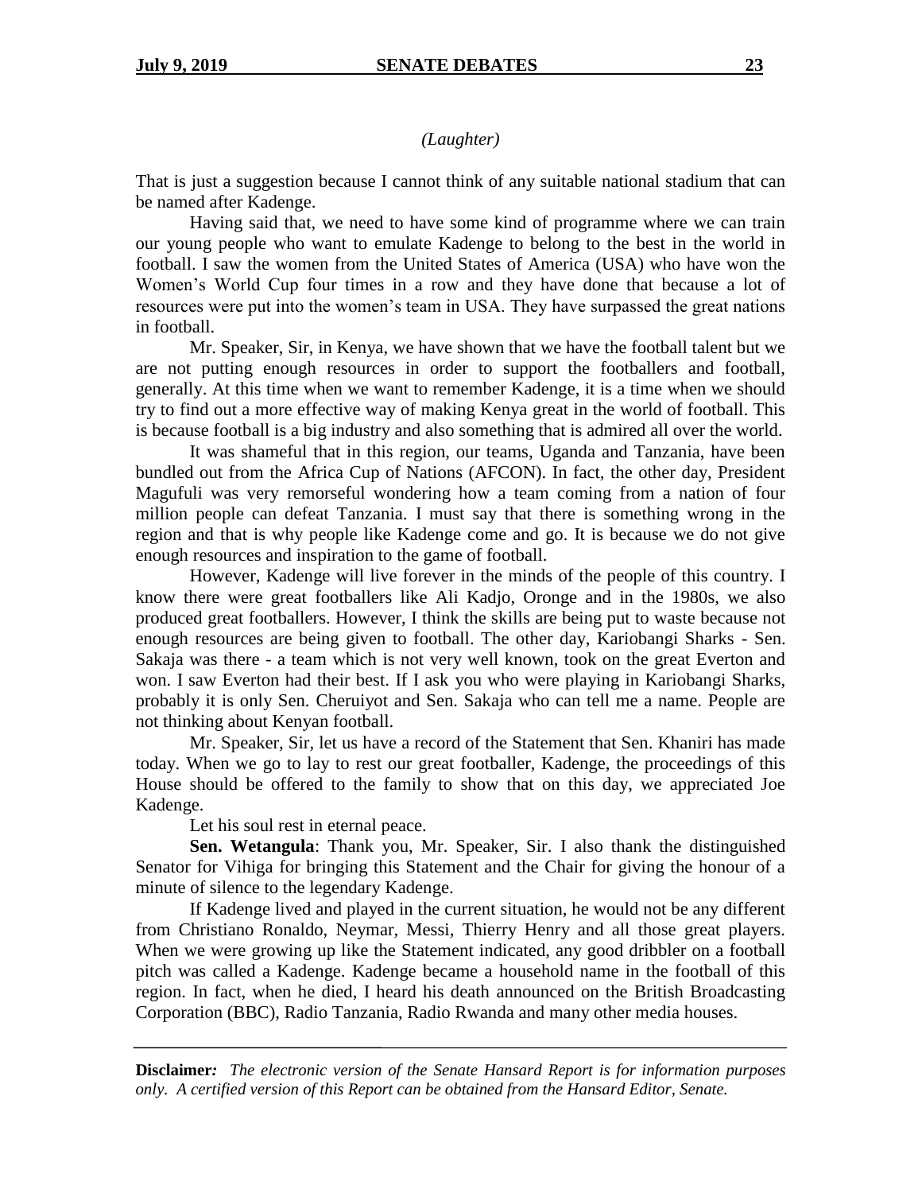*(Laughter)*

That is just a suggestion because I cannot think of any suitable national stadium that can be named after Kadenge.

Having said that, we need to have some kind of programme where we can train our young people who want to emulate Kadenge to belong to the best in the world in football. I saw the women from the United States of America (USA) who have won the Women's World Cup four times in a row and they have done that because a lot of resources were put into the women's team in USA. They have surpassed the great nations in football.

Mr. Speaker, Sir, in Kenya, we have shown that we have the football talent but we are not putting enough resources in order to support the footballers and football, generally. At this time when we want to remember Kadenge, it is a time when we should try to find out a more effective way of making Kenya great in the world of football. This is because football is a big industry and also something that is admired all over the world.

It was shameful that in this region, our teams, Uganda and Tanzania, have been bundled out from the Africa Cup of Nations (AFCON). In fact, the other day, President Magufuli was very remorseful wondering how a team coming from a nation of four million people can defeat Tanzania. I must say that there is something wrong in the region and that is why people like Kadenge come and go. It is because we do not give enough resources and inspiration to the game of football.

However, Kadenge will live forever in the minds of the people of this country. I know there were great footballers like Ali Kadjo, Oronge and in the 1980s, we also produced great footballers. However, I think the skills are being put to waste because not enough resources are being given to football. The other day, Kariobangi Sharks - Sen. Sakaja was there - a team which is not very well known, took on the great Everton and won. I saw Everton had their best. If I ask you who were playing in Kariobangi Sharks, probably it is only Sen. Cheruiyot and Sen. Sakaja who can tell me a name. People are not thinking about Kenyan football.

Mr. Speaker, Sir, let us have a record of the Statement that Sen. Khaniri has made today. When we go to lay to rest our great footballer, Kadenge, the proceedings of this House should be offered to the family to show that on this day, we appreciated Joe Kadenge.

Let his soul rest in eternal peace.

**Sen. Wetangula**: Thank you, Mr. Speaker, Sir. I also thank the distinguished Senator for Vihiga for bringing this Statement and the Chair for giving the honour of a minute of silence to the legendary Kadenge.

If Kadenge lived and played in the current situation, he would not be any different from Christiano Ronaldo, Neymar, Messi, Thierry Henry and all those great players. When we were growing up like the Statement indicated, any good dribbler on a football pitch was called a Kadenge. Kadenge became a household name in the football of this region. In fact, when he died, I heard his death announced on the British Broadcasting Corporation (BBC), Radio Tanzania, Radio Rwanda and many other media houses.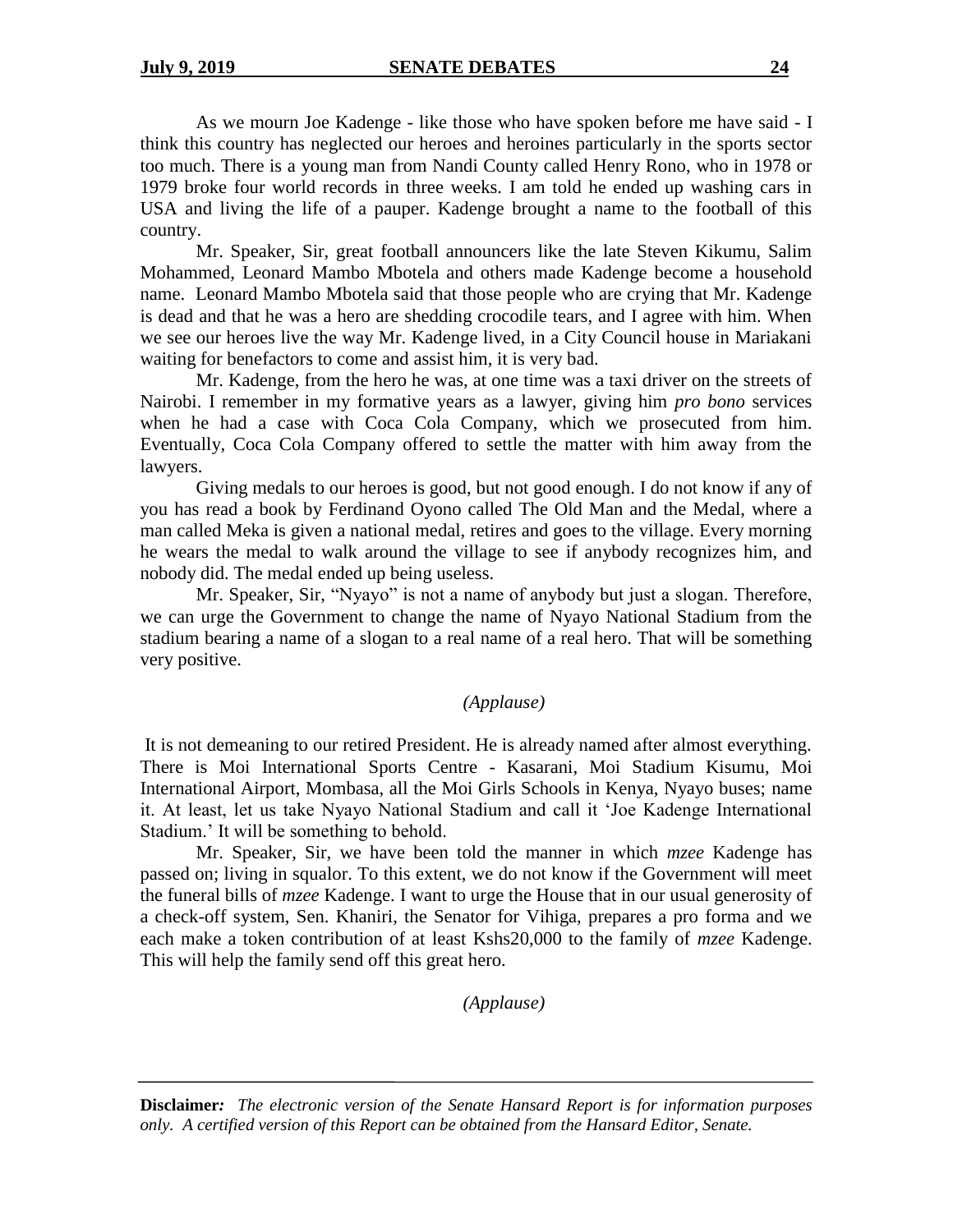As we mourn Joe Kadenge - like those who have spoken before me have said - I think this country has neglected our heroes and heroines particularly in the sports sector too much. There is a young man from Nandi County called Henry Rono, who in 1978 or 1979 broke four world records in three weeks. I am told he ended up washing cars in USA and living the life of a pauper. Kadenge brought a name to the football of this country.

Mr. Speaker, Sir, great football announcers like the late Steven Kikumu, Salim Mohammed, Leonard Mambo Mbotela and others made Kadenge become a household name. Leonard Mambo Mbotela said that those people who are crying that Mr. Kadenge is dead and that he was a hero are shedding crocodile tears, and I agree with him. When we see our heroes live the way Mr. Kadenge lived, in a City Council house in Mariakani waiting for benefactors to come and assist him, it is very bad.

Mr. Kadenge, from the hero he was, at one time was a taxi driver on the streets of Nairobi. I remember in my formative years as a lawyer, giving him *pro bono* services when he had a case with Coca Cola Company, which we prosecuted from him. Eventually, Coca Cola Company offered to settle the matter with him away from the lawyers.

Giving medals to our heroes is good, but not good enough. I do not know if any of you has read a book by Ferdinand Oyono called The Old Man and the Medal, where a man called Meka is given a national medal, retires and goes to the village. Every morning he wears the medal to walk around the village to see if anybody recognizes him, and nobody did. The medal ended up being useless.

Mr. Speaker, Sir, "Nyayo" is not a name of anybody but just a slogan. Therefore, we can urge the Government to change the name of Nyayo National Stadium from the stadium bearing a name of a slogan to a real name of a real hero. That will be something very positive.

*(Applause)*

It is not demeaning to our retired President. He is already named after almost everything. There is Moi International Sports Centre - Kasarani, Moi Stadium Kisumu, Moi International Airport, Mombasa, all the Moi Girls Schools in Kenya, Nyayo buses; name it. At least, let us take Nyayo National Stadium and call it 'Joe Kadenge International Stadium.' It will be something to behold.

Mr. Speaker, Sir, we have been told the manner in which *mzee* Kadenge has passed on; living in squalor. To this extent, we do not know if the Government will meet the funeral bills of *mzee* Kadenge. I want to urge the House that in our usual generosity of a check-off system, Sen. Khaniri, the Senator for Vihiga, prepares a pro forma and we each make a token contribution of at least Kshs20,000 to the family of *mzee* Kadenge. This will help the family send off this great hero.

*(Applause)*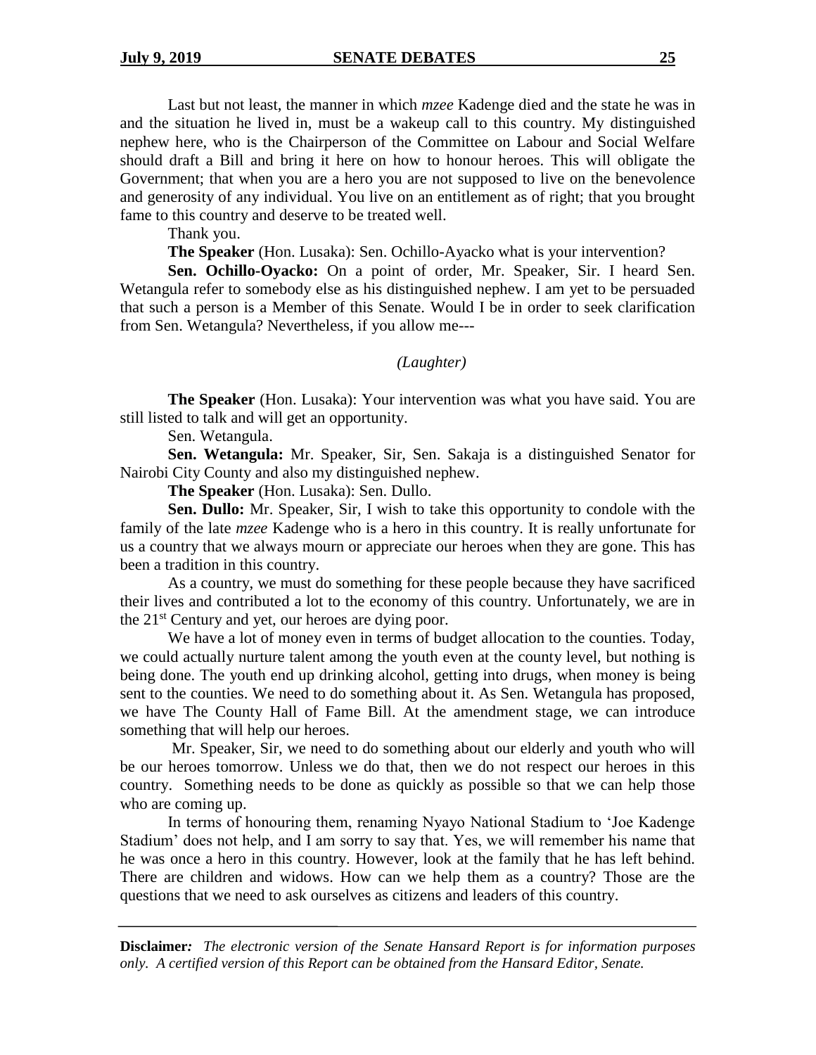Last but not least, the manner in which *mzee* Kadenge died and the state he was in and the situation he lived in, must be a wakeup call to this country. My distinguished nephew here, who is the Chairperson of the Committee on Labour and Social Welfare should draft a Bill and bring it here on how to honour heroes. This will obligate the Government; that when you are a hero you are not supposed to live on the benevolence and generosity of any individual. You live on an entitlement as of right; that you brought fame to this country and deserve to be treated well.

Thank you.

**The Speaker** (Hon. Lusaka): Sen. Ochillo-Ayacko what is your intervention?

**Sen. Ochillo-Oyacko:** On a point of order, Mr. Speaker, Sir. I heard Sen. Wetangula refer to somebody else as his distinguished nephew. I am yet to be persuaded that such a person is a Member of this Senate. Would I be in order to seek clarification from Sen. Wetangula? Nevertheless, if you allow me---

*(Laughter)*

**The Speaker** (Hon. Lusaka): Your intervention was what you have said. You are still listed to talk and will get an opportunity.

Sen. Wetangula.

**Sen. Wetangula:** Mr. Speaker, Sir, Sen. Sakaja is a distinguished Senator for Nairobi City County and also my distinguished nephew.

**The Speaker** (Hon. Lusaka): Sen. Dullo.

**Sen. Dullo:** Mr. Speaker, Sir, I wish to take this opportunity to condole with the family of the late *mzee* Kadenge who is a hero in this country. It is really unfortunate for us a country that we always mourn or appreciate our heroes when they are gone. This has been a tradition in this country.

As a country, we must do something for these people because they have sacrificed their lives and contributed a lot to the economy of this country. Unfortunately, we are in the 21st Century and yet, our heroes are dying poor.

We have a lot of money even in terms of budget allocation to the counties. Today, we could actually nurture talent among the youth even at the county level, but nothing is being done. The youth end up drinking alcohol, getting into drugs, when money is being sent to the counties. We need to do something about it. As Sen. Wetangula has proposed, we have The County Hall of Fame Bill. At the amendment stage, we can introduce something that will help our heroes.

Mr. Speaker, Sir, we need to do something about our elderly and youth who will be our heroes tomorrow. Unless we do that, then we do not respect our heroes in this country. Something needs to be done as quickly as possible so that we can help those who are coming up.

In terms of honouring them, renaming Nyayo National Stadium to 'Joe Kadenge Stadium' does not help, and I am sorry to say that. Yes, we will remember his name that he was once a hero in this country. However, look at the family that he has left behind. There are children and widows. How can we help them as a country? Those are the questions that we need to ask ourselves as citizens and leaders of this country.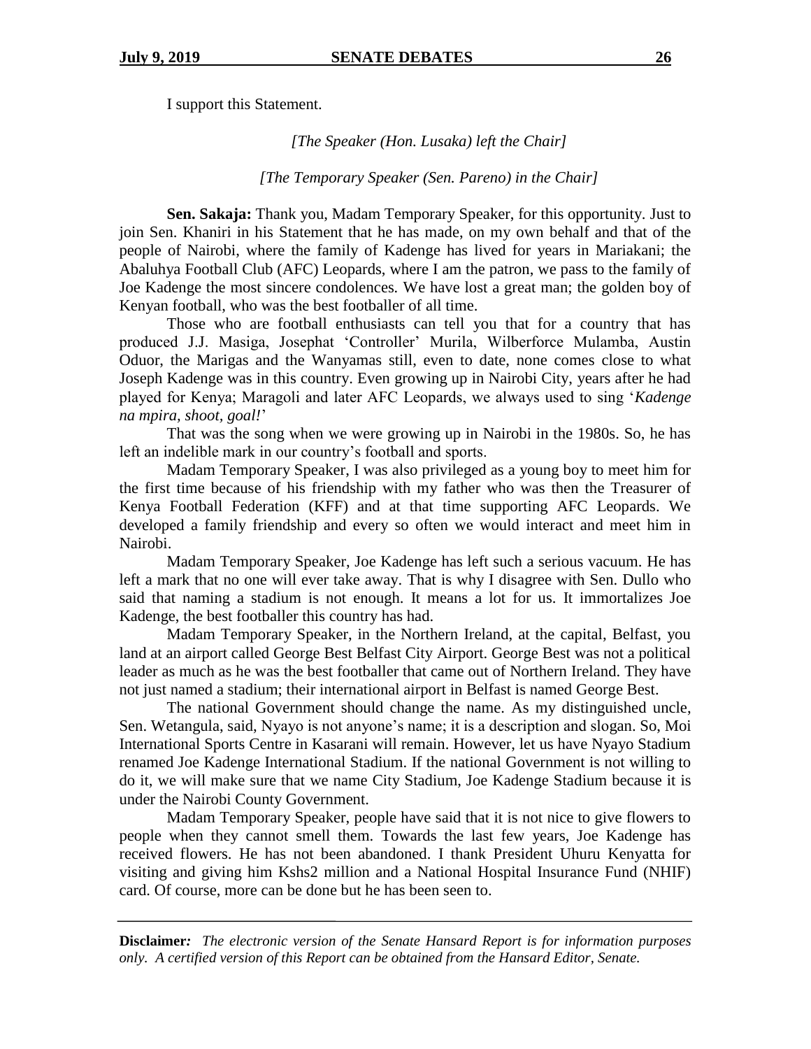I support this Statement.

*[The Speaker (Hon. Lusaka) left the Chair]*

*[The Temporary Speaker (Sen. Pareno) in the Chair]*

**Sen. Sakaja:** Thank you, Madam Temporary Speaker, for this opportunity. Just to join Sen. Khaniri in his Statement that he has made, on my own behalf and that of the people of Nairobi, where the family of Kadenge has lived for years in Mariakani; the Abaluhya Football Club (AFC) Leopards, where I am the patron, we pass to the family of Joe Kadenge the most sincere condolences. We have lost a great man; the golden boy of Kenyan football, who was the best footballer of all time.

Those who are football enthusiasts can tell you that for a country that has produced J.J. Masiga, Josephat 'Controller' Murila, Wilberforce Mulamba, Austin Oduor, the Marigas and the Wanyamas still, even to date, none comes close to what Joseph Kadenge was in this country. Even growing up in Nairobi City, years after he had played for Kenya; Maragoli and later AFC Leopards, we always used to sing '*Kadenge na mpira, shoot, goal!*'

That was the song when we were growing up in Nairobi in the 1980s. So, he has left an indelible mark in our country's football and sports.

Madam Temporary Speaker, I was also privileged as a young boy to meet him for the first time because of his friendship with my father who was then the Treasurer of Kenya Football Federation (KFF) and at that time supporting AFC Leopards. We developed a family friendship and every so often we would interact and meet him in Nairobi.

Madam Temporary Speaker, Joe Kadenge has left such a serious vacuum. He has left a mark that no one will ever take away. That is why I disagree with Sen. Dullo who said that naming a stadium is not enough. It means a lot for us. It immortalizes Joe Kadenge, the best footballer this country has had.

Madam Temporary Speaker, in the Northern Ireland, at the capital, Belfast, you land at an airport called George Best Belfast City Airport. George Best was not a political leader as much as he was the best footballer that came out of Northern Ireland. They have not just named a stadium; their international airport in Belfast is named George Best.

The national Government should change the name. As my distinguished uncle, Sen. Wetangula, said, Nyayo is not anyone's name; it is a description and slogan. So, Moi International Sports Centre in Kasarani will remain. However, let us have Nyayo Stadium renamed Joe Kadenge International Stadium. If the national Government is not willing to do it, we will make sure that we name City Stadium, Joe Kadenge Stadium because it is under the Nairobi County Government.

Madam Temporary Speaker, people have said that it is not nice to give flowers to people when they cannot smell them. Towards the last few years, Joe Kadenge has received flowers. He has not been abandoned. I thank President Uhuru Kenyatta for visiting and giving him Kshs2 million and a National Hospital Insurance Fund (NHIF) card. Of course, more can be done but he has been seen to.

**Disclaimer***: The electronic version of the Senate Hansard Report is for information purposes only. A certified version of this Report can be obtained from the Hansard Editor, Senate.*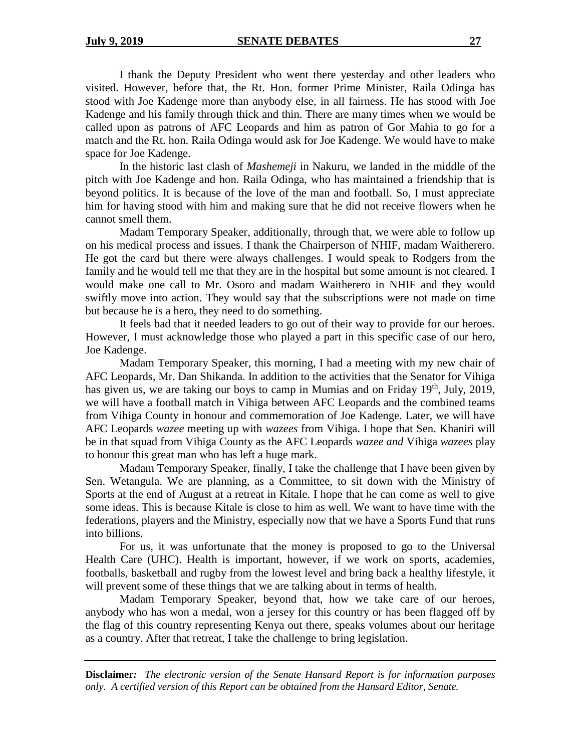I thank the Deputy President who went there yesterday and other leaders who visited. However, before that, the Rt. Hon. former Prime Minister, Raila Odinga has stood with Joe Kadenge more than anybody else, in all fairness. He has stood with Joe Kadenge and his family through thick and thin. There are many times when we would be called upon as patrons of AFC Leopards and him as patron of Gor Mahia to go for a match and the Rt. hon. Raila Odinga would ask for Joe Kadenge. We would have to make space for Joe Kadenge.

In the historic last clash of *Mashemeji* in Nakuru, we landed in the middle of the pitch with Joe Kadenge and hon. Raila Odinga, who has maintained a friendship that is beyond politics. It is because of the love of the man and football. So, I must appreciate him for having stood with him and making sure that he did not receive flowers when he cannot smell them.

Madam Temporary Speaker, additionally, through that, we were able to follow up on his medical process and issues. I thank the Chairperson of NHIF, madam Waitherero. He got the card but there were always challenges. I would speak to Rodgers from the family and he would tell me that they are in the hospital but some amount is not cleared. I would make one call to Mr. Osoro and madam Waitherero in NHIF and they would swiftly move into action. They would say that the subscriptions were not made on time but because he is a hero, they need to do something.

It feels bad that it needed leaders to go out of their way to provide for our heroes. However, I must acknowledge those who played a part in this specific case of our hero, Joe Kadenge.

Madam Temporary Speaker, this morning, I had a meeting with my new chair of AFC Leopards, Mr. Dan Shikanda. In addition to the activities that the Senator for Vihiga has given us, we are taking our boys to camp in Mumias and on Friday 19th, July, 2019, we will have a football match in Vihiga between AFC Leopards and the combined teams from Vihiga County in honour and commemoration of Joe Kadenge. Later, we will have AFC Leopards *wazee* meeting up with *wazees* from Vihiga. I hope that Sen. Khaniri will be in that squad from Vihiga County as the AFC Leopards *wazee and* Vihiga *wazees* play to honour this great man who has left a huge mark.

Madam Temporary Speaker, finally, I take the challenge that I have been given by Sen. Wetangula. We are planning, as a Committee, to sit down with the Ministry of Sports at the end of August at a retreat in Kitale. I hope that he can come as well to give some ideas. This is because Kitale is close to him as well. We want to have time with the federations, players and the Ministry, especially now that we have a Sports Fund that runs into billions.

For us, it was unfortunate that the money is proposed to go to the Universal Health Care (UHC). Health is important, however, if we work on sports, academies, footballs, basketball and rugby from the lowest level and bring back a healthy lifestyle, it will prevent some of these things that we are talking about in terms of health.

Madam Temporary Speaker, beyond that, how we take care of our heroes, anybody who has won a medal, won a jersey for this country or has been flagged off by the flag of this country representing Kenya out there, speaks volumes about our heritage as a country. After that retreat, I take the challenge to bring legislation.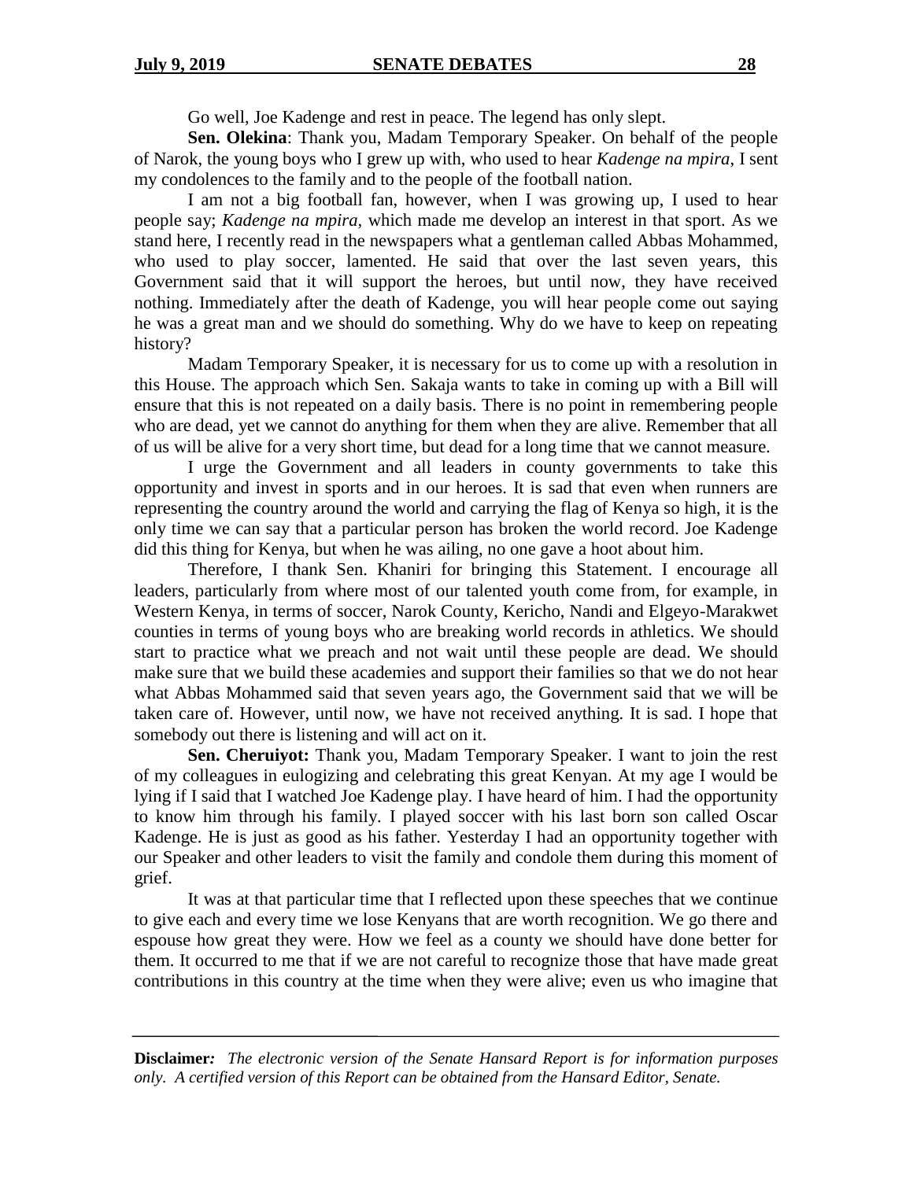Go well, Joe Kadenge and rest in peace. The legend has only slept.

**Sen. Olekina**: Thank you, Madam Temporary Speaker. On behalf of the people of Narok, the young boys who I grew up with, who used to hear *Kadenge na mpira*, I sent my condolences to the family and to the people of the football nation.

I am not a big football fan, however, when I was growing up, I used to hear people say; *Kadenge na mpira,* which made me develop an interest in that sport. As we stand here, I recently read in the newspapers what a gentleman called Abbas Mohammed, who used to play soccer, lamented. He said that over the last seven years, this Government said that it will support the heroes, but until now, they have received nothing. Immediately after the death of Kadenge, you will hear people come out saying he was a great man and we should do something. Why do we have to keep on repeating history?

Madam Temporary Speaker, it is necessary for us to come up with a resolution in this House. The approach which Sen. Sakaja wants to take in coming up with a Bill will ensure that this is not repeated on a daily basis. There is no point in remembering people who are dead, yet we cannot do anything for them when they are alive. Remember that all of us will be alive for a very short time, but dead for a long time that we cannot measure.

I urge the Government and all leaders in county governments to take this opportunity and invest in sports and in our heroes. It is sad that even when runners are representing the country around the world and carrying the flag of Kenya so high, it is the only time we can say that a particular person has broken the world record. Joe Kadenge did this thing for Kenya, but when he was ailing, no one gave a hoot about him.

Therefore, I thank Sen. Khaniri for bringing this Statement. I encourage all leaders, particularly from where most of our talented youth come from, for example, in Western Kenya, in terms of soccer, Narok County, Kericho, Nandi and Elgeyo-Marakwet counties in terms of young boys who are breaking world records in athletics. We should start to practice what we preach and not wait until these people are dead. We should make sure that we build these academies and support their families so that we do not hear what Abbas Mohammed said that seven years ago, the Government said that we will be taken care of. However, until now, we have not received anything. It is sad. I hope that somebody out there is listening and will act on it.

**Sen. Cheruiyot:** Thank you, Madam Temporary Speaker. I want to join the rest of my colleagues in eulogizing and celebrating this great Kenyan. At my age I would be lying if I said that I watched Joe Kadenge play. I have heard of him. I had the opportunity to know him through his family. I played soccer with his last born son called Oscar Kadenge. He is just as good as his father. Yesterday I had an opportunity together with our Speaker and other leaders to visit the family and condole them during this moment of grief.

It was at that particular time that I reflected upon these speeches that we continue to give each and every time we lose Kenyans that are worth recognition. We go there and espouse how great they were. How we feel as a county we should have done better for them. It occurred to me that if we are not careful to recognize those that have made great contributions in this country at the time when they were alive; even us who imagine that

**Disclaimer***:* *The electronic version of the Senate Hansard Report is for information purposes only. A certified version of this Report can be obtained from the Hansard Editor, Senate.*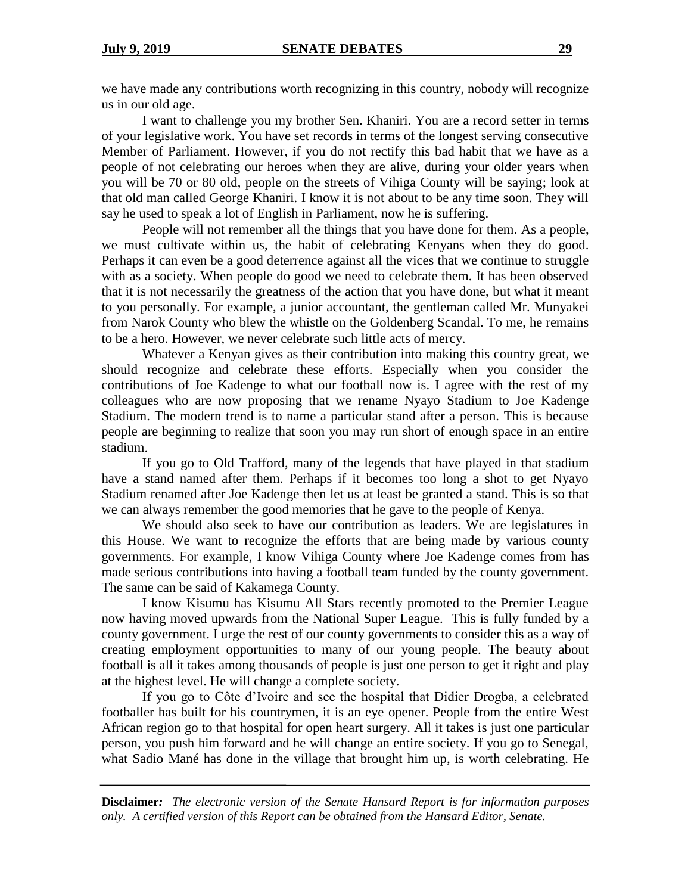we have made any contributions worth recognizing in this country, nobody will recognize us in our old age.

I want to challenge you my brother Sen. Khaniri. You are a record setter in terms of your legislative work. You have set records in terms of the longest serving consecutive Member of Parliament. However, if you do not rectify this bad habit that we have as a people of not celebrating our heroes when they are alive, during your older years when you will be 70 or 80 old, people on the streets of Vihiga County will be saying; look at that old man called George Khaniri. I know it is not about to be any time soon. They will say he used to speak a lot of English in Parliament, now he is suffering.

People will not remember all the things that you have done for them. As a people, we must cultivate within us, the habit of celebrating Kenyans when they do good. Perhaps it can even be a good deterrence against all the vices that we continue to struggle with as a society. When people do good we need to celebrate them. It has been observed that it is not necessarily the greatness of the action that you have done, but what it meant to you personally. For example, a junior accountant, the gentleman called Mr. Munyakei from Narok County who blew the whistle on the Goldenberg Scandal. To me, he remains to be a hero. However, we never celebrate such little acts of mercy.

Whatever a Kenyan gives as their contribution into making this country great, we should recognize and celebrate these efforts. Especially when you consider the contributions of Joe Kadenge to what our football now is. I agree with the rest of my colleagues who are now proposing that we rename Nyayo Stadium to Joe Kadenge Stadium. The modern trend is to name a particular stand after a person. This is because people are beginning to realize that soon you may run short of enough space in an entire stadium.

If you go to Old Trafford, many of the legends that have played in that stadium have a stand named after them. Perhaps if it becomes too long a shot to get Nyayo Stadium renamed after Joe Kadenge then let us at least be granted a stand. This is so that we can always remember the good memories that he gave to the people of Kenya.

We should also seek to have our contribution as leaders. We are legislatures in this House. We want to recognize the efforts that are being made by various county governments. For example, I know Vihiga County where Joe Kadenge comes from has made serious contributions into having a football team funded by the county government. The same can be said of Kakamega County.

I know Kisumu has Kisumu All Stars recently promoted to the Premier League now having moved upwards from the National Super League. This is fully funded by a county government. I urge the rest of our county governments to consider this as a way of creating employment opportunities to many of our young people. The beauty about football is all it takes among thousands of people is just one person to get it right and play at the highest level. He will change a complete society.

If you go to Côte d'Ivoire and see the hospital that Didier Drogba, a celebrated footballer has built for his countrymen, it is an eye opener. People from the entire West African region go to that hospital for open heart surgery. All it takes is just one particular person, you push him forward and he will change an entire society. If you go to Senegal, what Sadio Mané has done in the village that brought him up, is worth celebrating. He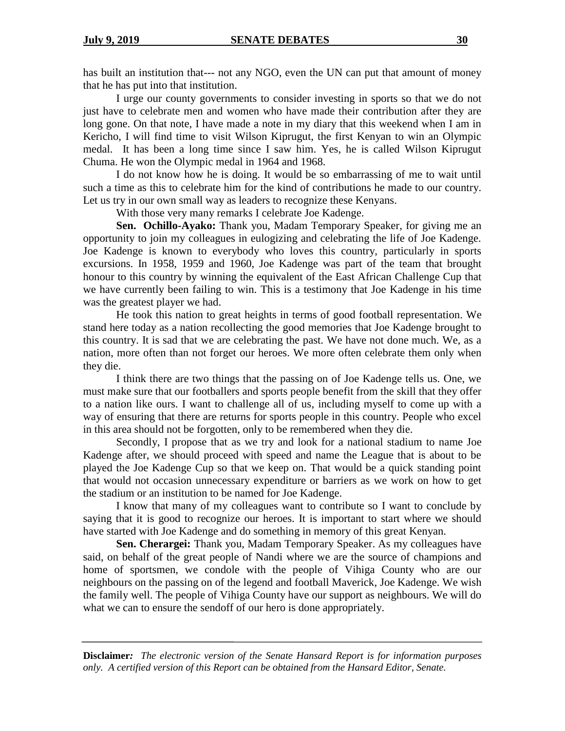has built an institution that--- not any NGO, even the UN can put that amount of money that he has put into that institution.

I urge our county governments to consider investing in sports so that we do not just have to celebrate men and women who have made their contribution after they are long gone. On that note, I have made a note in my diary that this weekend when I am in Kericho, I will find time to visit Wilson Kiprugut, the first Kenyan to win an Olympic medal. It has been a long time since I saw him. Yes, he is called Wilson Kiprugut Chuma. He won the Olympic medal in 1964 and 1968.

I do not know how he is doing. It would be so embarrassing of me to wait until such a time as this to celebrate him for the kind of contributions he made to our country. Let us try in our own small way as leaders to recognize these Kenyans.

With those very many remarks I celebrate Joe Kadenge.

**Sen. Ochillo-Ayako:** Thank you, Madam Temporary Speaker, for giving me an opportunity to join my colleagues in eulogizing and celebrating the life of Joe Kadenge. Joe Kadenge is known to everybody who loves this country, particularly in sports excursions. In 1958, 1959 and 1960, Joe Kadenge was part of the team that brought honour to this country by winning the equivalent of the East African Challenge Cup that we have currently been failing to win. This is a testimony that Joe Kadenge in his time was the greatest player we had.

He took this nation to great heights in terms of good football representation. We stand here today as a nation recollecting the good memories that Joe Kadenge brought to this country. It is sad that we are celebrating the past. We have not done much. We, as a nation, more often than not forget our heroes. We more often celebrate them only when they die.

I think there are two things that the passing on of Joe Kadenge tells us. One, we must make sure that our footballers and sports people benefit from the skill that they offer to a nation like ours. I want to challenge all of us, including myself to come up with a way of ensuring that there are returns for sports people in this country. People who excel in this area should not be forgotten, only to be remembered when they die.

Secondly, I propose that as we try and look for a national stadium to name Joe Kadenge after, we should proceed with speed and name the League that is about to be played the Joe Kadenge Cup so that we keep on. That would be a quick standing point that would not occasion unnecessary expenditure or barriers as we work on how to get the stadium or an institution to be named for Joe Kadenge.

I know that many of my colleagues want to contribute so I want to conclude by saying that it is good to recognize our heroes. It is important to start where we should have started with Joe Kadenge and do something in memory of this great Kenyan.

**Sen. Cherargei:** Thank you, Madam Temporary Speaker. As my colleagues have said, on behalf of the great people of Nandi where we are the source of champions and home of sportsmen, we condole with the people of Vihiga County who are our neighbours on the passing on of the legend and football Maverick, Joe Kadenge. We wish the family well. The people of Vihiga County have our support as neighbours. We will do what we can to ensure the sendoff of our hero is done appropriately.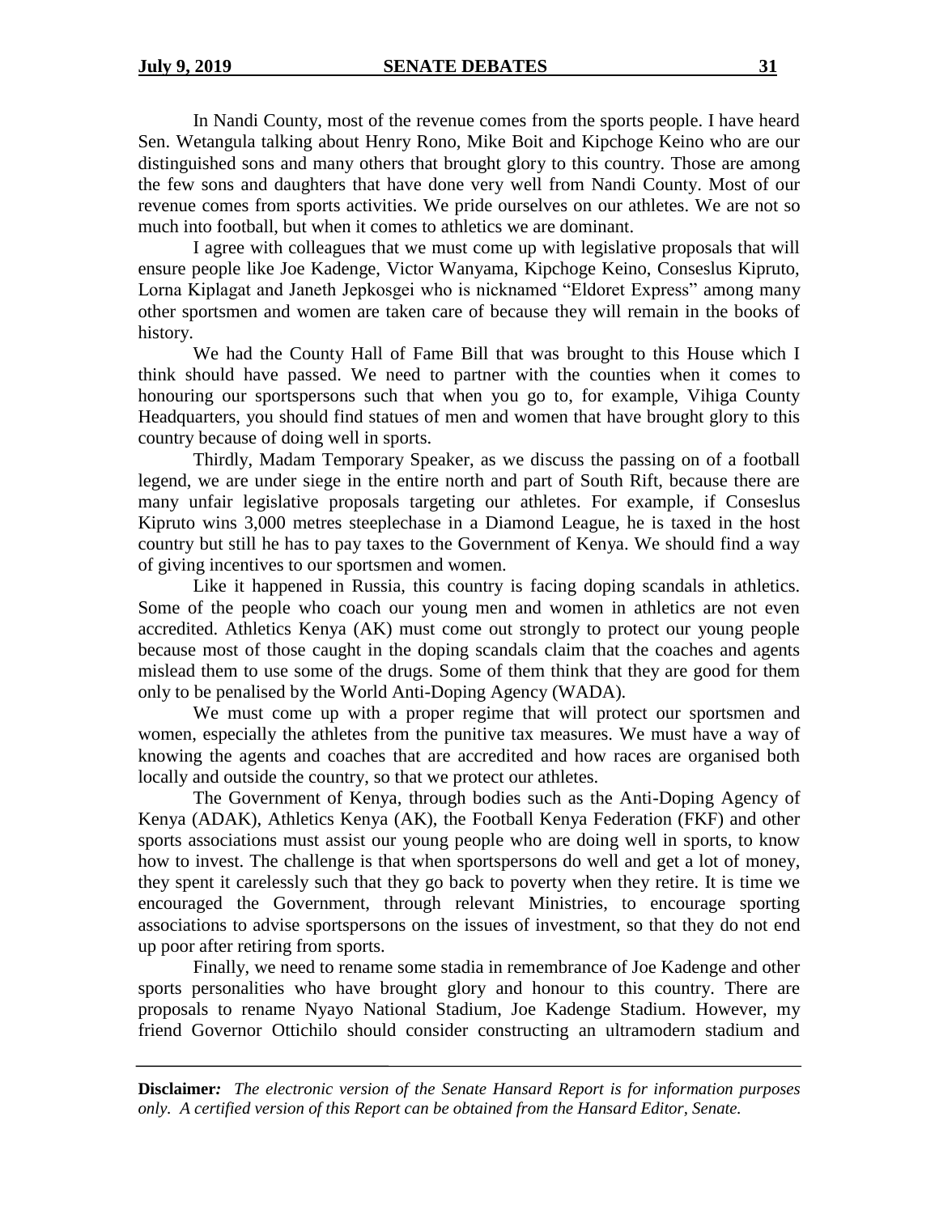In Nandi County, most of the revenue comes from the sports people. I have heard Sen. Wetangula talking about Henry Rono, Mike Boit and Kipchoge Keino who are our distinguished sons and many others that brought glory to this country. Those are among the few sons and daughters that have done very well from Nandi County. Most of our revenue comes from sports activities. We pride ourselves on our athletes. We are not so much into football, but when it comes to athletics we are dominant.

I agree with colleagues that we must come up with legislative proposals that will ensure people like Joe Kadenge, Victor Wanyama, Kipchoge Keino, Conseslus Kipruto, Lorna Kiplagat and Janeth Jepkosgei who is nicknamed "Eldoret Express" among many other sportsmen and women are taken care of because they will remain in the books of history.

We had the County Hall of Fame Bill that was brought to this House which I think should have passed. We need to partner with the counties when it comes to honouring our sportspersons such that when you go to, for example, Vihiga County Headquarters, you should find statues of men and women that have brought glory to this country because of doing well in sports.

Thirdly, Madam Temporary Speaker, as we discuss the passing on of a football legend, we are under siege in the entire north and part of South Rift, because there are many unfair legislative proposals targeting our athletes. For example, if Conseslus Kipruto wins 3,000 metres steeplechase in a Diamond League, he is taxed in the host country but still he has to pay taxes to the Government of Kenya. We should find a way of giving incentives to our sportsmen and women.

Like it happened in Russia, this country is facing doping scandals in athletics. Some of the people who coach our young men and women in athletics are not even accredited. Athletics Kenya (AK) must come out strongly to protect our young people because most of those caught in the doping scandals claim that the coaches and agents mislead them to use some of the drugs. Some of them think that they are good for them only to be penalised by the World Anti-Doping Agency (WADA).

We must come up with a proper regime that will protect our sportsmen and women, especially the athletes from the punitive tax measures. We must have a way of knowing the agents and coaches that are accredited and how races are organised both locally and outside the country, so that we protect our athletes.

The Government of Kenya, through bodies such as the Anti-Doping Agency of Kenya (ADAK), Athletics Kenya (AK), the Football Kenya Federation (FKF) and other sports associations must assist our young people who are doing well in sports, to know how to invest. The challenge is that when sportspersons do well and get a lot of money, they spent it carelessly such that they go back to poverty when they retire. It is time we encouraged the Government, through relevant Ministries, to encourage sporting associations to advise sportspersons on the issues of investment, so that they do not end up poor after retiring from sports.

Finally, we need to rename some stadia in remembrance of Joe Kadenge and other sports personalities who have brought glory and honour to this country. There are proposals to rename Nyayo National Stadium, Joe Kadenge Stadium. However, my friend Governor Ottichilo should consider constructing an ultramodern stadium and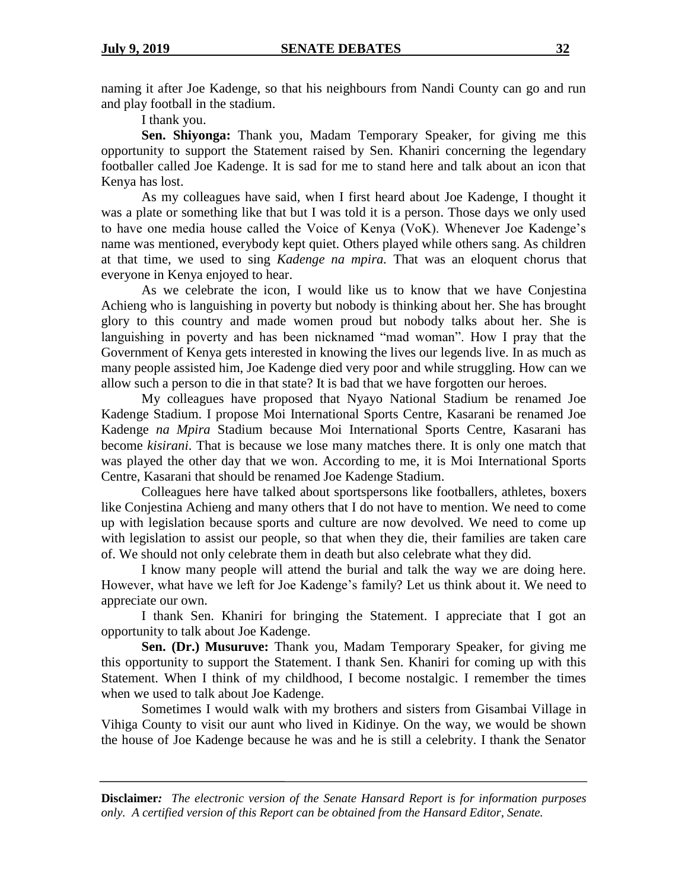naming it after Joe Kadenge, so that his neighbours from Nandi County can go and run and play football in the stadium.

I thank you.

**Sen. Shiyonga:** Thank you, Madam Temporary Speaker, for giving me this opportunity to support the Statement raised by Sen. Khaniri concerning the legendary footballer called Joe Kadenge. It is sad for me to stand here and talk about an icon that Kenya has lost.

As my colleagues have said, when I first heard about Joe Kadenge, I thought it was a plate or something like that but I was told it is a person. Those days we only used to have one media house called the Voice of Kenya (VoK). Whenever Joe Kadenge's name was mentioned, everybody kept quiet. Others played while others sang. As children at that time, we used to sing *Kadenge na mpira.* That was an eloquent chorus that everyone in Kenya enjoyed to hear.

As we celebrate the icon, I would like us to know that we have Conjestina Achieng who is languishing in poverty but nobody is thinking about her. She has brought glory to this country and made women proud but nobody talks about her. She is languishing in poverty and has been nicknamed "mad woman". How I pray that the Government of Kenya gets interested in knowing the lives our legends live. In as much as many people assisted him, Joe Kadenge died very poor and while struggling. How can we allow such a person to die in that state? It is bad that we have forgotten our heroes.

My colleagues have proposed that Nyayo National Stadium be renamed Joe Kadenge Stadium. I propose Moi International Sports Centre, Kasarani be renamed Joe Kadenge *na Mpira* Stadium because Moi International Sports Centre, Kasarani has become *kisirani*. That is because we lose many matches there. It is only one match that was played the other day that we won. According to me, it is Moi International Sports Centre, Kasarani that should be renamed Joe Kadenge Stadium.

Colleagues here have talked about sportspersons like footballers, athletes, boxers like Conjestina Achieng and many others that I do not have to mention. We need to come up with legislation because sports and culture are now devolved. We need to come up with legislation to assist our people, so that when they die, their families are taken care of. We should not only celebrate them in death but also celebrate what they did.

I know many people will attend the burial and talk the way we are doing here. However, what have we left for Joe Kadenge's family? Let us think about it. We need to appreciate our own.

I thank Sen. Khaniri for bringing the Statement. I appreciate that I got an opportunity to talk about Joe Kadenge.

**Sen. (Dr.) Musuruve:** Thank you, Madam Temporary Speaker, for giving me this opportunity to support the Statement. I thank Sen. Khaniri for coming up with this Statement. When I think of my childhood, I become nostalgic. I remember the times when we used to talk about Joe Kadenge.

Sometimes I would walk with my brothers and sisters from Gisambai Village in Vihiga County to visit our aunt who lived in Kidinye. On the way, we would be shown the house of Joe Kadenge because he was and he is still a celebrity. I thank the Senator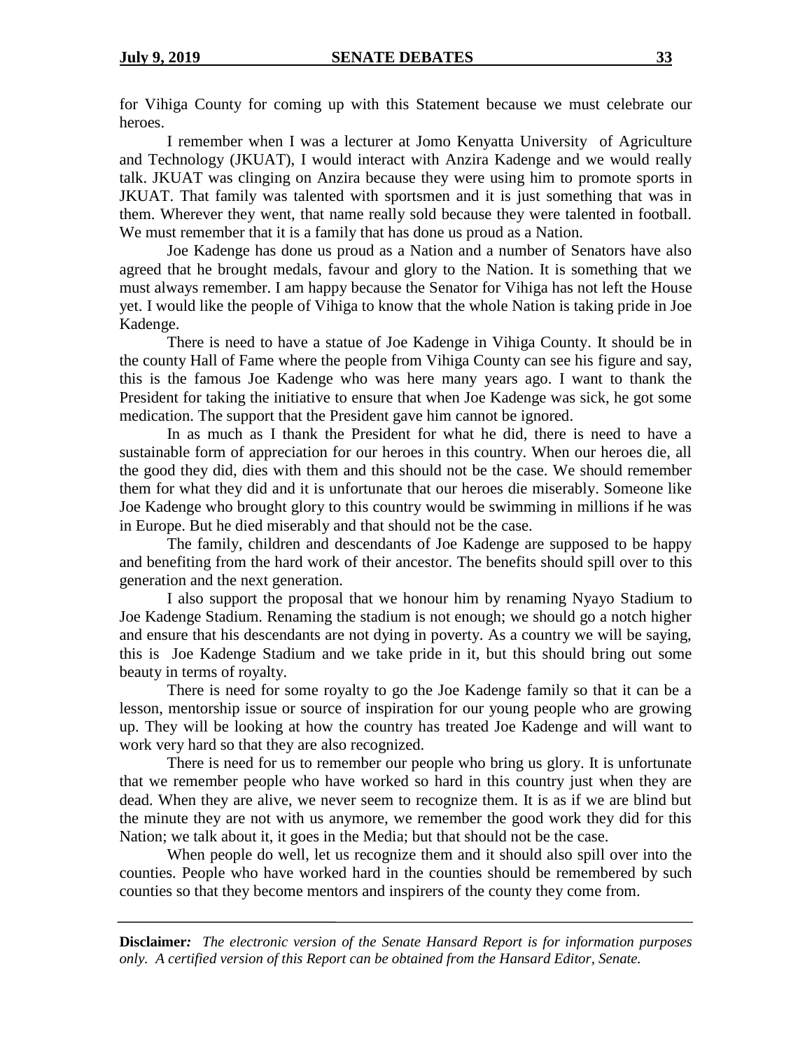for Vihiga County for coming up with this Statement because we must celebrate our heroes.

I remember when I was a lecturer at Jomo Kenyatta University of Agriculture and Technology (JKUAT), I would interact with Anzira Kadenge and we would really talk. JKUAT was clinging on Anzira because they were using him to promote sports in JKUAT. That family was talented with sportsmen and it is just something that was in them. Wherever they went, that name really sold because they were talented in football. We must remember that it is a family that has done us proud as a Nation.

Joe Kadenge has done us proud as a Nation and a number of Senators have also agreed that he brought medals, favour and glory to the Nation. It is something that we must always remember. I am happy because the Senator for Vihiga has not left the House yet. I would like the people of Vihiga to know that the whole Nation is taking pride in Joe Kadenge.

There is need to have a statue of Joe Kadenge in Vihiga County. It should be in the county Hall of Fame where the people from Vihiga County can see his figure and say, this is the famous Joe Kadenge who was here many years ago. I want to thank the President for taking the initiative to ensure that when Joe Kadenge was sick, he got some medication. The support that the President gave him cannot be ignored.

In as much as I thank the President for what he did, there is need to have a sustainable form of appreciation for our heroes in this country. When our heroes die, all the good they did, dies with them and this should not be the case. We should remember them for what they did and it is unfortunate that our heroes die miserably. Someone like Joe Kadenge who brought glory to this country would be swimming in millions if he was in Europe. But he died miserably and that should not be the case.

The family, children and descendants of Joe Kadenge are supposed to be happy and benefiting from the hard work of their ancestor. The benefits should spill over to this generation and the next generation.

I also support the proposal that we honour him by renaming Nyayo Stadium to Joe Kadenge Stadium. Renaming the stadium is not enough; we should go a notch higher and ensure that his descendants are not dying in poverty. As a country we will be saying, this is Joe Kadenge Stadium and we take pride in it, but this should bring out some beauty in terms of royalty.

There is need for some royalty to go the Joe Kadenge family so that it can be a lesson, mentorship issue or source of inspiration for our young people who are growing up. They will be looking at how the country has treated Joe Kadenge and will want to work very hard so that they are also recognized.

There is need for us to remember our people who bring us glory. It is unfortunate that we remember people who have worked so hard in this country just when they are dead. When they are alive, we never seem to recognize them. It is as if we are blind but the minute they are not with us anymore, we remember the good work they did for this Nation; we talk about it, it goes in the Media; but that should not be the case.

When people do well, let us recognize them and it should also spill over into the counties. People who have worked hard in the counties should be remembered by such counties so that they become mentors and inspirers of the county they come from.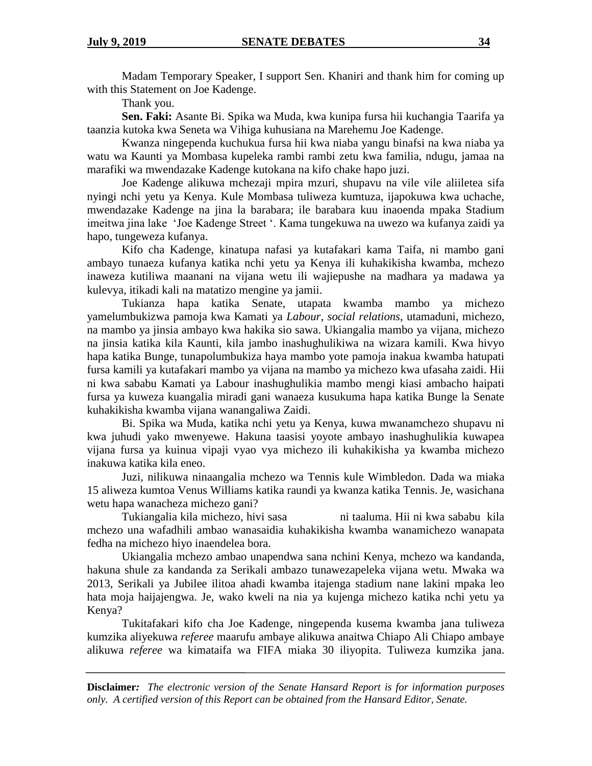Madam Temporary Speaker, I support Sen. Khaniri and thank him for coming up with this Statement on Joe Kadenge.

Thank you.

**Sen. Faki:** Asante Bi. Spika wa Muda, kwa kunipa fursa hii kuchangia Taarifa ya taanzia kutoka kwa Seneta wa Vihiga kuhusiana na Marehemu Joe Kadenge.

Kwanza ningependa kuchukua fursa hii kwa niaba yangu binafsi na kwa niaba ya watu wa Kaunti ya Mombasa kupeleka rambi rambi zetu kwa familia, ndugu, jamaa na marafiki wa mwendazake Kadenge kutokana na kifo chake hapo juzi.

Joe Kadenge alikuwa mchezaji mpira mzuri, shupavu na vile vile aliiletea sifa nyingi nchi yetu ya Kenya. Kule Mombasa tuliweza kumtuza, ijapokuwa kwa uchache, mwendazake Kadenge na jina la barabara; ile barabara kuu inaoenda mpaka Stadium imeitwa jina lake 'Joe Kadenge Street '. Kama tungekuwa na uwezo wa kufanya zaidi ya hapo, tungeweza kufanya.

Kifo cha Kadenge, kinatupa nafasi ya kutafakari kama Taifa, ni mambo gani ambayo tunaeza kufanya katika nchi yetu ya Kenya ili kuhakikisha kwamba, mchezo inaweza kutiliwa maanani na vijana wetu ili wajiepushe na madhara ya madawa ya kulevya, itikadi kali na matatizo mengine ya jamii.

Tukianza hapa katika Senate, utapata kwamba mambo ya michezo yamelumbukizwa pamoja kwa Kamati ya *Labour*, *social relations*, utamaduni, michezo, na mambo ya jinsia ambayo kwa hakika sio sawa. Ukiangalia mambo ya vijana, michezo na jinsia katika kila Kaunti, kila jambo inashughulikiwa na wizara kamili. Kwa hivyo hapa katika Bunge, tunapolumbukiza haya mambo yote pamoja inakua kwamba hatupati fursa kamili ya kutafakari mambo ya vijana na mambo ya michezo kwa ufasaha zaidi. Hii ni kwa sababu Kamati ya Labour inashughulikia mambo mengi kiasi ambacho haipati fursa ya kuweza kuangalia miradi gani wanaeza kusukuma hapa katika Bunge la Senate kuhakikisha kwamba vijana wanangaliwa Zaidi.

Bi. Spika wa Muda, katika nchi yetu ya Kenya, kuwa mwanamchezo shupavu ni kwa juhudi yako mwenyewe. Hakuna taasisi yoyote ambayo inashughulikia kuwapea vijana fursa ya kuinua vipaji vyao vya michezo ili kuhakikisha ya kwamba michezo inakuwa katika kila eneo.

Juzi, nilikuwa ninaangalia mchezo wa Tennis kule Wimbledon. Dada wa miaka 15 aliweza kumtoa Venus Williams katika raundi ya kwanza katika Tennis. Je, wasichana wetu hapa wanacheza michezo gani?

Tukiangalia kila michezo, hivi sasa ni taaluma. Hii ni kwa sababu kila mchezo una wafadhili ambao wanasaidia kuhakikisha kwamba wanamichezo wanapata fedha na michezo hiyo inaendelea bora.

Ukiangalia mchezo ambao unapendwa sana nchini Kenya, mchezo wa kandanda, hakuna shule za kandanda za Serikali ambazo tunawezapeleka vijana wetu. Mwaka wa 2013, Serikali ya Jubilee ilitoa ahadi kwamba itajenga stadium nane lakini mpaka leo hata moja haijajengwa. Je, wako kweli na nia ya kujenga michezo katika nchi yetu ya Kenya?

Tukitafakari kifo cha Joe Kadenge, ningependa kusema kwamba jana tuliweza kumzika aliyekuwa *referee* maarufu ambaye alikuwa anaitwa Chiapo Ali Chiapo ambaye alikuwa *referee* wa kimataifa wa FIFA miaka 30 iliyopita. Tuliweza kumzika jana.

**Disclaimer***: The electronic version of the Senate Hansard Report is for information purposes only. A certified version of this Report can be obtained from the Hansard Editor, Senate.*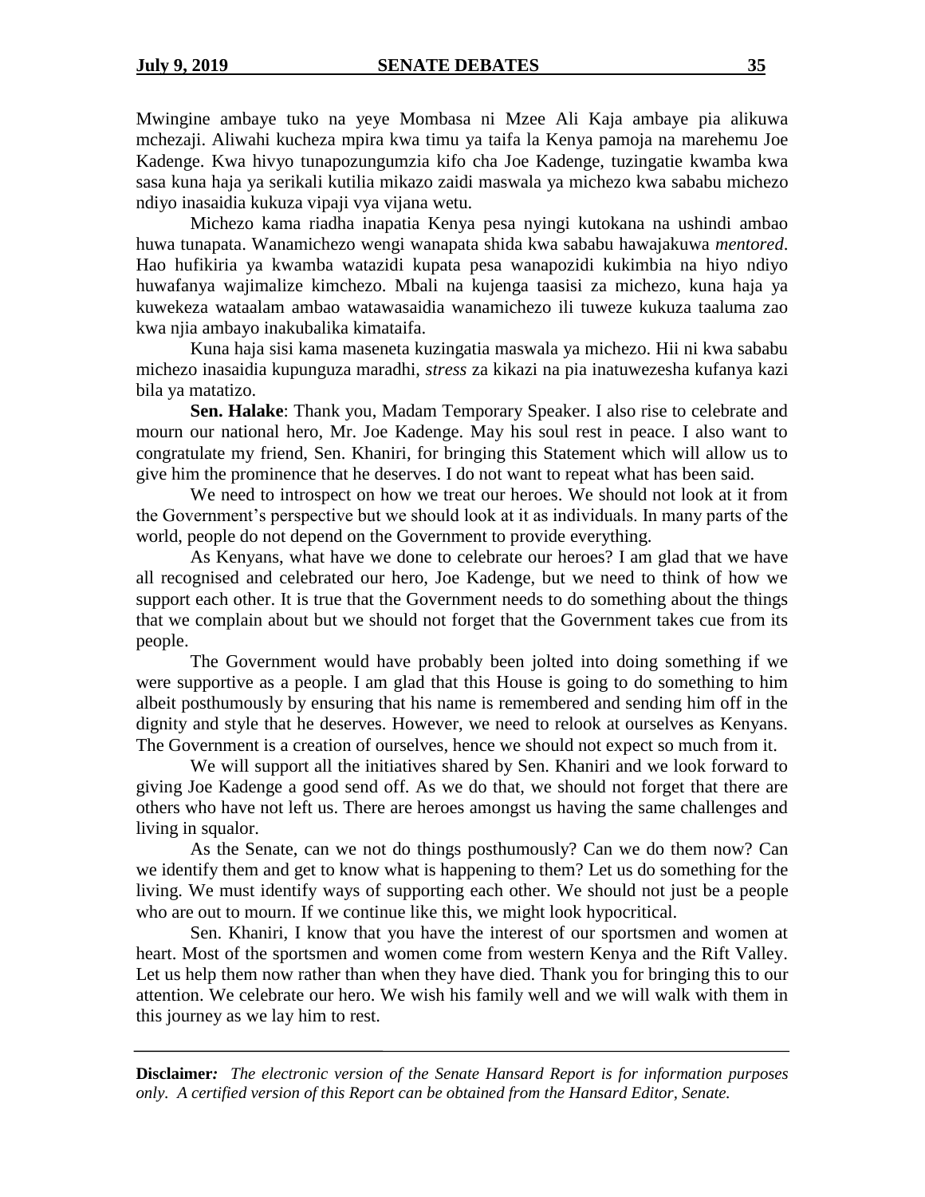Mwingine ambaye tuko na yeye Mombasa ni Mzee Ali Kaja ambaye pia alikuwa mchezaji. Aliwahi kucheza mpira kwa timu ya taifa la Kenya pamoja na marehemu Joe Kadenge. Kwa hivyo tunapozungumzia kifo cha Joe Kadenge, tuzingatie kwamba kwa sasa kuna haja ya serikali kutilia mikazo zaidi maswala ya michezo kwa sababu michezo ndiyo inasaidia kukuza vipaji vya vijana wetu.

Michezo kama riadha inapatia Kenya pesa nyingi kutokana na ushindi ambao huwa tunapata. Wanamichezo wengi wanapata shida kwa sababu hawajakuwa *mentored*. Hao hufikiria ya kwamba watazidi kupata pesa wanapozidi kukimbia na hiyo ndiyo huwafanya wajimalize kimchezo. Mbali na kujenga taasisi za michezo, kuna haja ya kuwekeza wataalam ambao watawasaidia wanamichezo ili tuweze kukuza taaluma zao kwa njia ambayo inakubalika kimataifa.

Kuna haja sisi kama maseneta kuzingatia maswala ya michezo. Hii ni kwa sababu michezo inasaidia kupunguza maradhi, *stress* za kikazi na pia inatuwezesha kufanya kazi bila ya matatizo.

**Sen. Halake**: Thank you, Madam Temporary Speaker. I also rise to celebrate and mourn our national hero, Mr. Joe Kadenge. May his soul rest in peace. I also want to congratulate my friend, Sen. Khaniri, for bringing this Statement which will allow us to give him the prominence that he deserves. I do not want to repeat what has been said.

We need to introspect on how we treat our heroes. We should not look at it from the Government's perspective but we should look at it as individuals. In many parts of the world, people do not depend on the Government to provide everything.

As Kenyans, what have we done to celebrate our heroes? I am glad that we have all recognised and celebrated our hero, Joe Kadenge, but we need to think of how we support each other. It is true that the Government needs to do something about the things that we complain about but we should not forget that the Government takes cue from its people.

The Government would have probably been jolted into doing something if we were supportive as a people. I am glad that this House is going to do something to him albeit posthumously by ensuring that his name is remembered and sending him off in the dignity and style that he deserves. However, we need to relook at ourselves as Kenyans. The Government is a creation of ourselves, hence we should not expect so much from it.

We will support all the initiatives shared by Sen. Khaniri and we look forward to giving Joe Kadenge a good send off. As we do that, we should not forget that there are others who have not left us. There are heroes amongst us having the same challenges and living in squalor.

As the Senate, can we not do things posthumously? Can we do them now? Can we identify them and get to know what is happening to them? Let us do something for the living. We must identify ways of supporting each other. We should not just be a people who are out to mourn. If we continue like this, we might look hypocritical.

Sen. Khaniri, I know that you have the interest of our sportsmen and women at heart. Most of the sportsmen and women come from western Kenya and the Rift Valley. Let us help them now rather than when they have died. Thank you for bringing this to our attention. We celebrate our hero. We wish his family well and we will walk with them in this journey as we lay him to rest.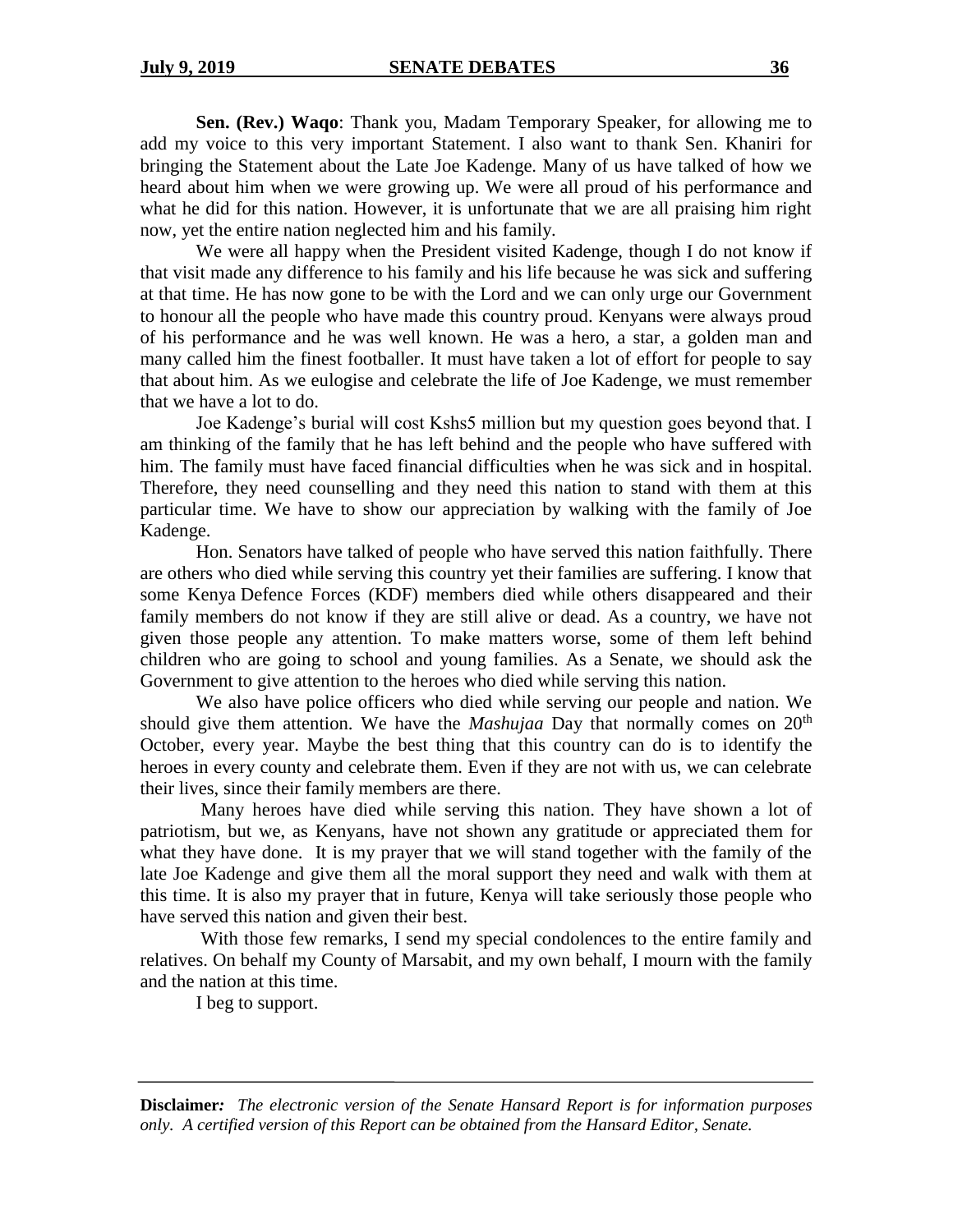**Sen. (Rev.) Waqo**: Thank you, Madam Temporary Speaker, for allowing me to add my voice to this very important Statement. I also want to thank Sen. Khaniri for bringing the Statement about the Late Joe Kadenge. Many of us have talked of how we heard about him when we were growing up. We were all proud of his performance and what he did for this nation. However, it is unfortunate that we are all praising him right now, yet the entire nation neglected him and his family.

We were all happy when the President visited Kadenge, though I do not know if that visit made any difference to his family and his life because he was sick and suffering at that time. He has now gone to be with the Lord and we can only urge our Government to honour all the people who have made this country proud. Kenyans were always proud of his performance and he was well known. He was a hero, a star, a golden man and many called him the finest footballer. It must have taken a lot of effort for people to say that about him. As we eulogise and celebrate the life of Joe Kadenge, we must remember that we have a lot to do.

Joe Kadenge's burial will cost Kshs5 million but my question goes beyond that. I am thinking of the family that he has left behind and the people who have suffered with him. The family must have faced financial difficulties when he was sick and in hospital. Therefore, they need counselling and they need this nation to stand with them at this particular time. We have to show our appreciation by walking with the family of Joe Kadenge.

Hon. Senators have talked of people who have served this nation faithfully. There are others who died while serving this country yet their families are suffering. I know that some Kenya Defence Forces (KDF) members died while others disappeared and their family members do not know if they are still alive or dead. As a country, we have not given those people any attention. To make matters worse, some of them left behind children who are going to school and young families. As a Senate, we should ask the Government to give attention to the heroes who died while serving this nation.

We also have police officers who died while serving our people and nation. We should give them attention. We have the *Mashujaa* Day that normally comes on 20th October, every year. Maybe the best thing that this country can do is to identify the heroes in every county and celebrate them. Even if they are not with us, we can celebrate their lives, since their family members are there.

Many heroes have died while serving this nation. They have shown a lot of patriotism, but we, as Kenyans, have not shown any gratitude or appreciated them for what they have done. It is my prayer that we will stand together with the family of the late Joe Kadenge and give them all the moral support they need and walk with them at this time. It is also my prayer that in future, Kenya will take seriously those people who have served this nation and given their best.

With those few remarks, I send my special condolences to the entire family and relatives. On behalf my County of Marsabit, and my own behalf, I mourn with the family and the nation at this time.

I beg to support.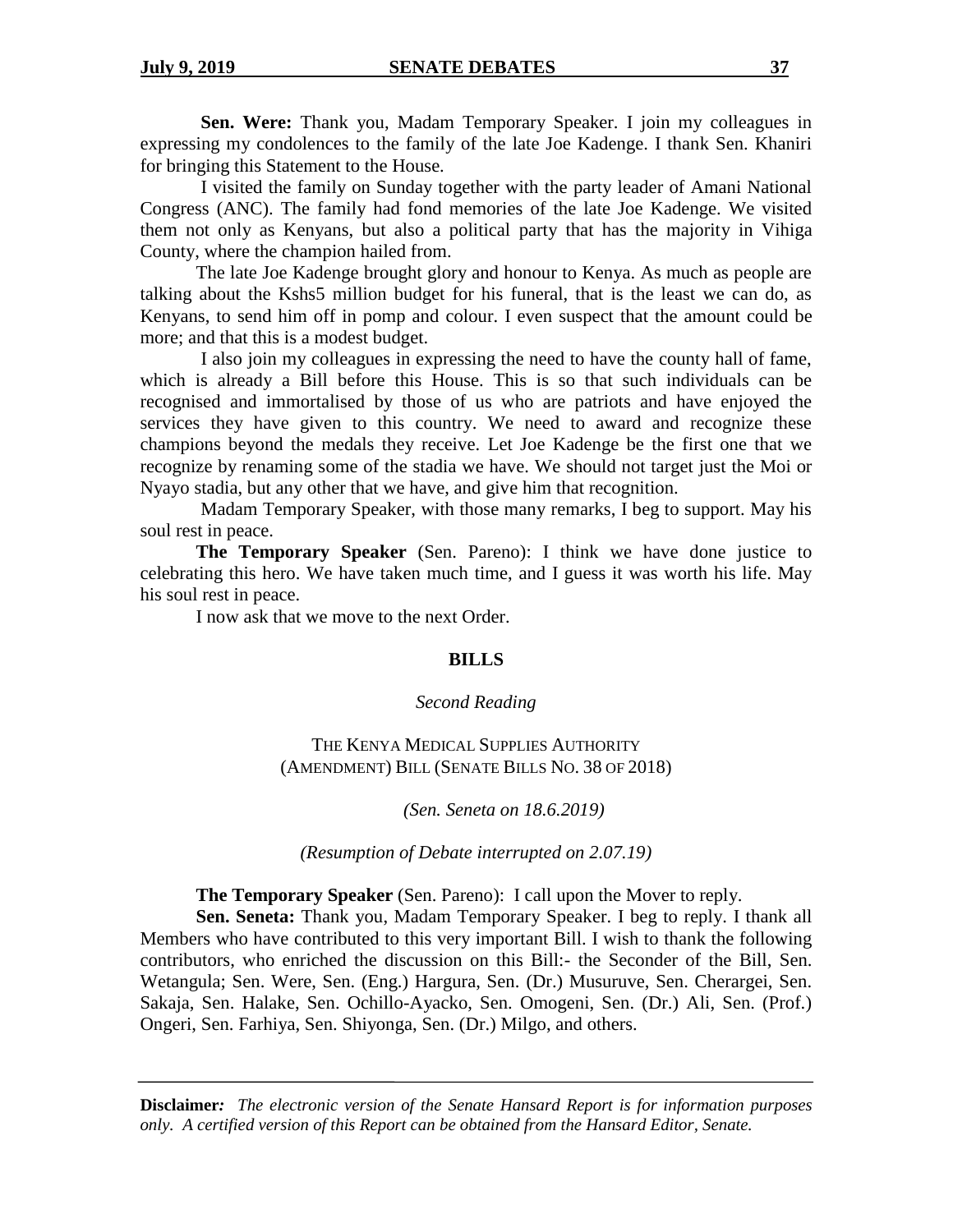**Sen. Were:** Thank you, Madam Temporary Speaker. I join my colleagues in expressing my condolences to the family of the late Joe Kadenge. I thank Sen. Khaniri for bringing this Statement to the House.

I visited the family on Sunday together with the party leader of Amani National Congress (ANC). The family had fond memories of the late Joe Kadenge. We visited them not only as Kenyans, but also a political party that has the majority in Vihiga County, where the champion hailed from.

The late Joe Kadenge brought glory and honour to Kenya. As much as people are talking about the Kshs5 million budget for his funeral, that is the least we can do, as Kenyans, to send him off in pomp and colour. I even suspect that the amount could be more; and that this is a modest budget.

I also join my colleagues in expressing the need to have the county hall of fame, which is already a Bill before this House. This is so that such individuals can be recognised and immortalised by those of us who are patriots and have enjoyed the services they have given to this country. We need to award and recognize these champions beyond the medals they receive. Let Joe Kadenge be the first one that we recognize by renaming some of the stadia we have. We should not target just the Moi or Nyayo stadia, but any other that we have, and give him that recognition.

Madam Temporary Speaker, with those many remarks, I beg to support. May his soul rest in peace.

**The Temporary Speaker** (Sen. Pareno): I think we have done justice to celebrating this hero. We have taken much time, and I guess it was worth his life. May his soul rest in peace.

I now ask that we move to the next Order.

## BILLS

*Second Reading*

THE KENYA MEDICAL SUPPLIES AUTHORITY (AMENDMENT) BILL (SENATE BILLS NO. 38 OF 2018)

*(Sen. Seneta on 18.6.2019)*

*(Resumption of Debate interrupted on 2.07.19)*

**The Temporary Speaker** (Sen. Pareno): I call upon the Mover to reply.

**Sen. Seneta:** Thank you, Madam Temporary Speaker. I beg to reply. I thank all Members who have contributed to this very important Bill. I wish to thank the following contributors, who enriched the discussion on this Bill:- the Seconder of the Bill, Sen. Wetangula; Sen. Were, Sen. (Eng.) Hargura, Sen. (Dr.) Musuruve, Sen. Cherargei, Sen. Sakaja, Sen. Halake, Sen. Ochillo-Ayacko, Sen. Omogeni, Sen. (Dr.) Ali, Sen. (Prof.) Ongeri, Sen. Farhiya, Sen. Shiyonga, Sen. (Dr.) Milgo, and others.

**Disclaimer:** *The electronic version of the Senate Hansard Report is for information purposes only. A certified version of this Report can be obtained from the Hansard Editor, Senate.*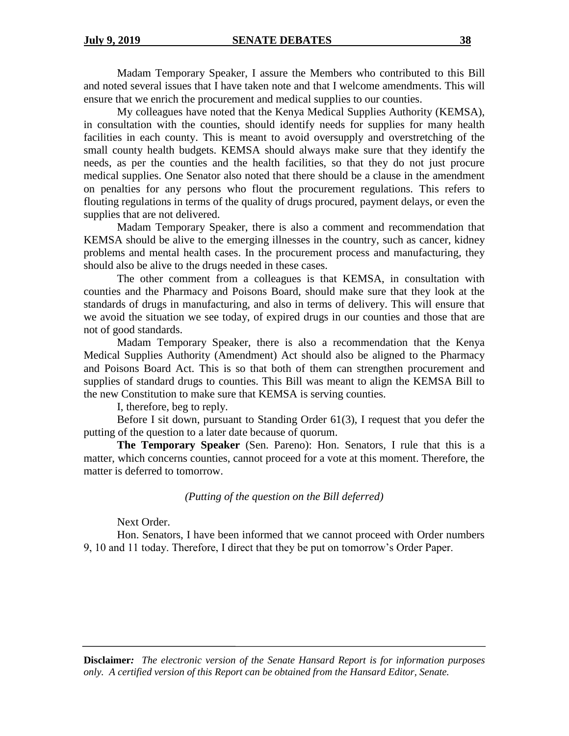Madam Temporary Speaker, I assure the Members who contributed to this Bill and noted several issues that I have taken note and that I welcome amendments. This will ensure that we enrich the procurement and medical supplies to our counties.

My colleagues have noted that the Kenya Medical Supplies Authority (KEMSA), in consultation with the counties, should identify needs for supplies for many health facilities in each county. This is meant to avoid oversupply and overstretching of the small county health budgets. KEMSA should always make sure that they identify the needs, as per the counties and the health facilities, so that they do not just procure medical supplies. One Senator also noted that there should be a clause in the amendment on penalties for any persons who flout the procurement regulations. This refers to flouting regulations in terms of the quality of drugs procured, payment delays, or even the supplies that are not delivered.

Madam Temporary Speaker, there is also a comment and recommendation that KEMSA should be alive to the emerging illnesses in the country, such as cancer, kidney problems and mental health cases. In the procurement process and manufacturing, they should also be alive to the drugs needed in these cases.

The other comment from a colleagues is that KEMSA, in consultation with counties and the Pharmacy and Poisons Board, should make sure that they look at the standards of drugs in manufacturing, and also in terms of delivery. This will ensure that we avoid the situation we see today, of expired drugs in our counties and those that are not of good standards.

Madam Temporary Speaker, there is also a recommendation that the Kenya Medical Supplies Authority (Amendment) Act should also be aligned to the Pharmacy and Poisons Board Act. This is so that both of them can strengthen procurement and supplies of standard drugs to counties. This Bill was meant to align the KEMSA Bill to the new Constitution to make sure that KEMSA is serving counties.

I, therefore, beg to reply.

Before I sit down, pursuant to Standing Order 61(3), I request that you defer the putting of the question to a later date because of quorum.

**The Temporary Speaker** (Sen. Pareno): Hon. Senators, I rule that this is a matter, which concerns counties, cannot proceed for a vote at this moment. Therefore, the matter is deferred to tomorrow.

*(Putting of the question on the Bill deferred)*

Next Order.

Hon. Senators, I have been informed that we cannot proceed with Order numbers 9, 10 and 11 today. Therefore, I direct that they be put on tomorrow's Order Paper.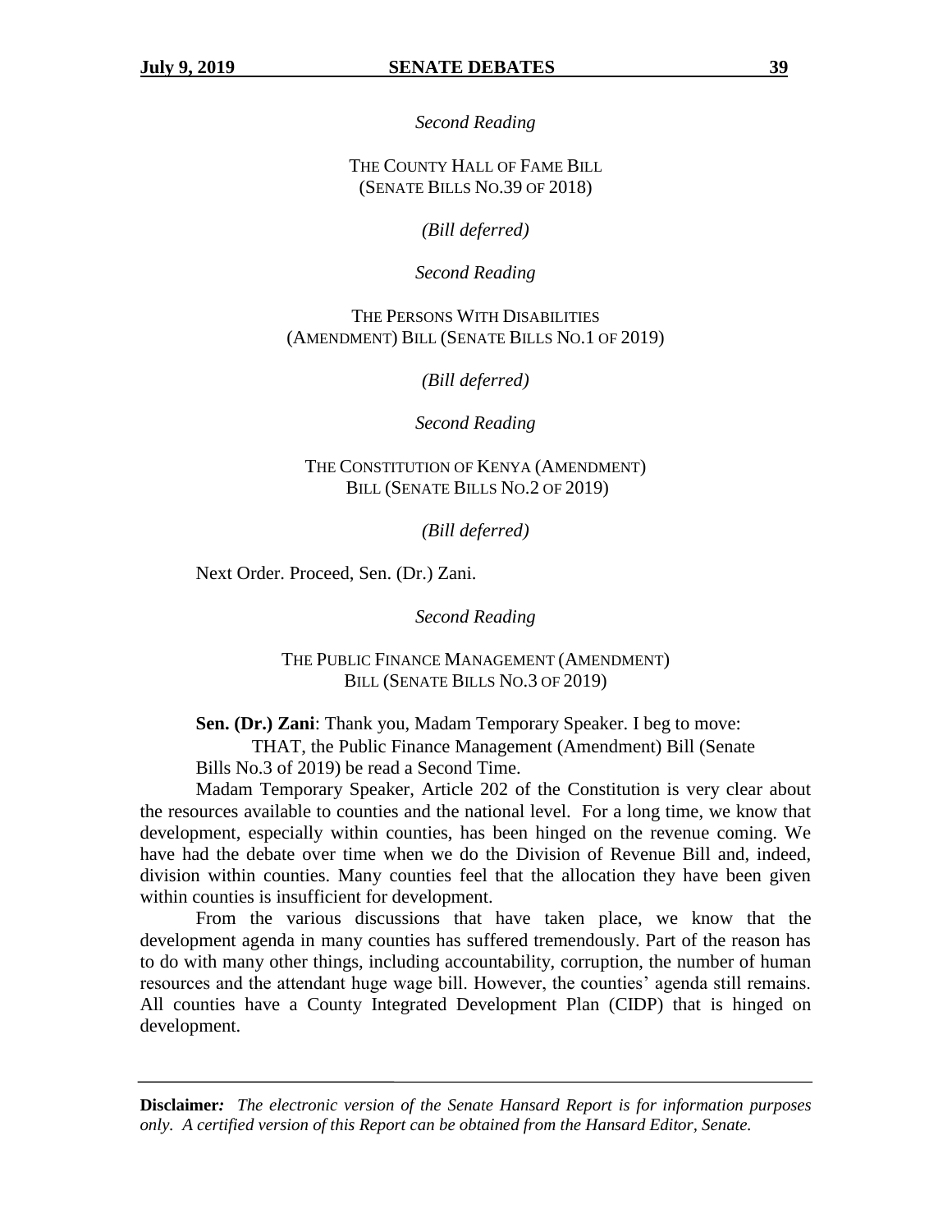*Second Reading*

THE COUNTY HALL OF FAME BILL
(SENATE BILLS NO.39 OF 2018)

*(Bill deferred)*

*Second Reading*

THE PERSONS WITH DISABILITIES
(AMENDMENT) BILL (SENATE BILLS NO.1 OF 2019)

*(Bill deferred)*

*Second Reading*

THE CONSTITUTION OF KENYA (AMENDMENT)
BILL (SENATE BILLS NO.2 OF 2019)

*(Bill deferred)*

Next Order. Proceed, Sen. (Dr.) Zani.

*Second Reading*

THE PUBLIC FINANCE MANAGEMENT (AMENDMENT)
BILL (SENATE BILLS NO.3 OF 2019)

**Sen. (Dr.) Zani**: Thank you, Madam Temporary Speaker. I beg to move:

THAT, the Public Finance Management (Amendment) Bill (Senate Bills No.3 of 2019) be read a Second Time.

Madam Temporary Speaker, Article 202 of the Constitution is very clear about the resources available to counties and the national level. For a long time, we know that development, especially within counties, has been hinged on the revenue coming. We have had the debate over time when we do the Division of Revenue Bill and, indeed, division within counties. Many counties feel that the allocation they have been given within counties is insufficient for development.

From the various discussions that have taken place, we know that the development agenda in many counties has suffered tremendously. Part of the reason has to do with many other things, including accountability, corruption, the number of human resources and the attendant huge wage bill. However, the counties' agenda still remains. All counties have a County Integrated Development Plan (CIDP) that is hinged on development.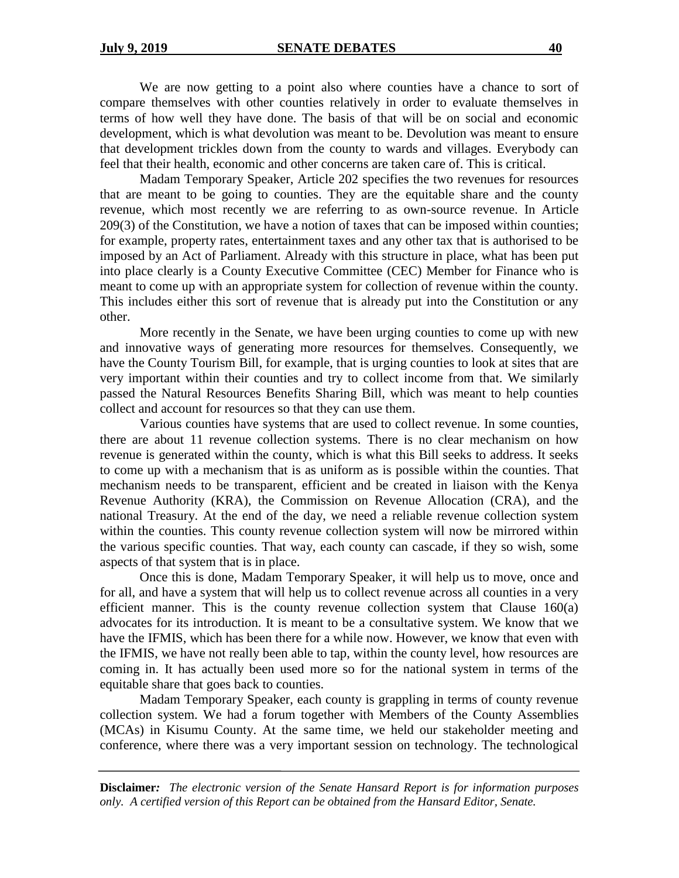We are now getting to a point also where counties have a chance to sort of compare themselves with other counties relatively in order to evaluate themselves in terms of how well they have done. The basis of that will be on social and economic development, which is what devolution was meant to be. Devolution was meant to ensure that development trickles down from the county to wards and villages. Everybody can feel that their health, economic and other concerns are taken care of. This is critical.

Madam Temporary Speaker, Article 202 specifies the two revenues for resources that are meant to be going to counties. They are the equitable share and the county revenue, which most recently we are referring to as own-source revenue. In Article 209(3) of the Constitution, we have a notion of taxes that can be imposed within counties; for example, property rates, entertainment taxes and any other tax that is authorised to be imposed by an Act of Parliament. Already with this structure in place, what has been put into place clearly is a County Executive Committee (CEC) Member for Finance who is meant to come up with an appropriate system for collection of revenue within the county. This includes either this sort of revenue that is already put into the Constitution or any other.

More recently in the Senate, we have been urging counties to come up with new and innovative ways of generating more resources for themselves. Consequently, we have the County Tourism Bill, for example, that is urging counties to look at sites that are very important within their counties and try to collect income from that. We similarly passed the Natural Resources Benefits Sharing Bill, which was meant to help counties collect and account for resources so that they can use them.

Various counties have systems that are used to collect revenue. In some counties, there are about 11 revenue collection systems. There is no clear mechanism on how revenue is generated within the county, which is what this Bill seeks to address. It seeks to come up with a mechanism that is as uniform as is possible within the counties. That mechanism needs to be transparent, efficient and be created in liaison with the Kenya Revenue Authority (KRA), the Commission on Revenue Allocation (CRA), and the national Treasury. At the end of the day, we need a reliable revenue collection system within the counties. This county revenue collection system will now be mirrored within the various specific counties. That way, each county can cascade, if they so wish, some aspects of that system that is in place.

Once this is done, Madam Temporary Speaker, it will help us to move, once and for all, and have a system that will help us to collect revenue across all counties in a very efficient manner. This is the county revenue collection system that Clause 160(a) advocates for its introduction. It is meant to be a consultative system. We know that we have the IFMIS, which has been there for a while now. However, we know that even with the IFMIS, we have not really been able to tap, within the county level, how resources are coming in. It has actually been used more so for the national system in terms of the equitable share that goes back to counties.

Madam Temporary Speaker, each county is grappling in terms of county revenue collection system. We had a forum together with Members of the County Assemblies (MCAs) in Kisumu County. At the same time, we held our stakeholder meeting and conference, where there was a very important session on technology. The technological

**Disclaimer:** *The electronic version of the Senate Hansard Report is for information purposes only. A certified version of this Report can be obtained from the Hansard Editor, Senate.*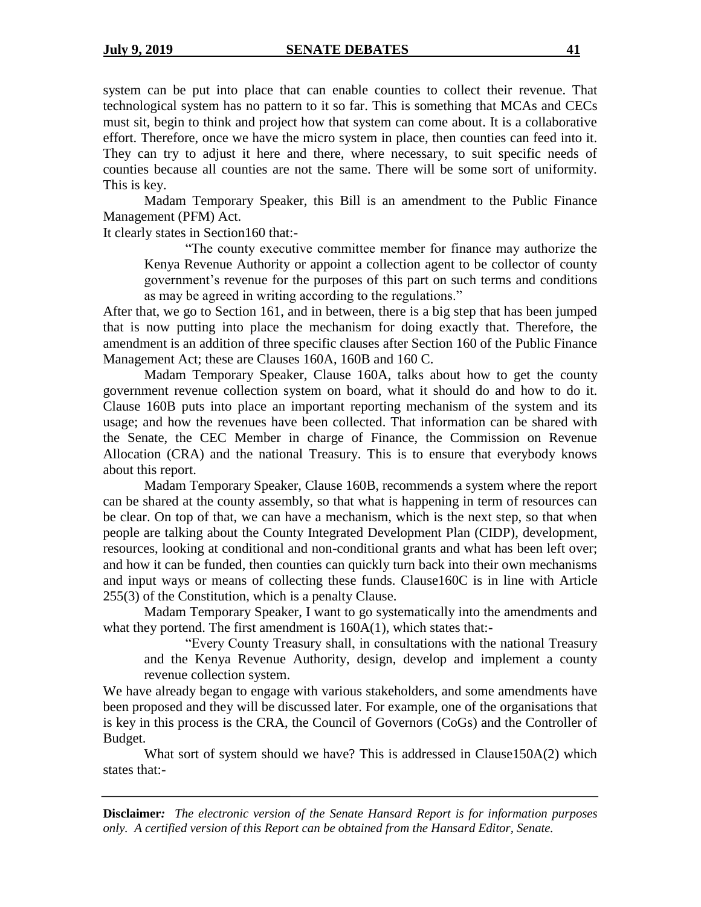system can be put into place that can enable counties to collect their revenue. That technological system has no pattern to it so far. This is something that MCAs and CECs must sit, begin to think and project how that system can come about. It is a collaborative effort. Therefore, once we have the micro system in place, then counties can feed into it. They can try to adjust it here and there, where necessary, to suit specific needs of counties because all counties are not the same. There will be some sort of uniformity. This is key.

Madam Temporary Speaker, this Bill is an amendment to the Public Finance Management (PFM) Act.

It clearly states in Section160 that:-

> "The county executive committee member for finance may authorize the Kenya Revenue Authority or appoint a collection agent to be collector of county government's revenue for the purposes of this part on such terms and conditions as may be agreed in writing according to the regulations."

After that, we go to Section 161, and in between, there is a big step that has been jumped that is now putting into place the mechanism for doing exactly that. Therefore, the amendment is an addition of three specific clauses after Section 160 of the Public Finance Management Act; these are Clauses 160A, 160B and 160 C.

Madam Temporary Speaker, Clause 160A, talks about how to get the county government revenue collection system on board, what it should do and how to do it. Clause 160B puts into place an important reporting mechanism of the system and its usage; and how the revenues have been collected. That information can be shared with the Senate, the CEC Member in charge of Finance, the Commission on Revenue Allocation (CRA) and the national Treasury. This is to ensure that everybody knows about this report.

Madam Temporary Speaker, Clause 160B, recommends a system where the report can be shared at the county assembly, so that what is happening in term of resources can be clear. On top of that, we can have a mechanism, which is the next step, so that when people are talking about the County Integrated Development Plan (CIDP), development, resources, looking at conditional and non-conditional grants and what has been left over; and how it can be funded, then counties can quickly turn back into their own mechanisms and input ways or means of collecting these funds. Clause160C is in line with Article 255(3) of the Constitution, which is a penalty Clause.

Madam Temporary Speaker, I want to go systematically into the amendments and what they portend. The first amendment is 160A(1), which states that:-

> "Every County Treasury shall, in consultations with the national Treasury and the Kenya Revenue Authority, design, develop and implement a county revenue collection system.

We have already began to engage with various stakeholders, and some amendments have been proposed and they will be discussed later. For example, one of the organisations that is key in this process is the CRA, the Council of Governors (CoGs) and the Controller of Budget.

What sort of system should we have? This is addressed in Clause150A(2) which states that:-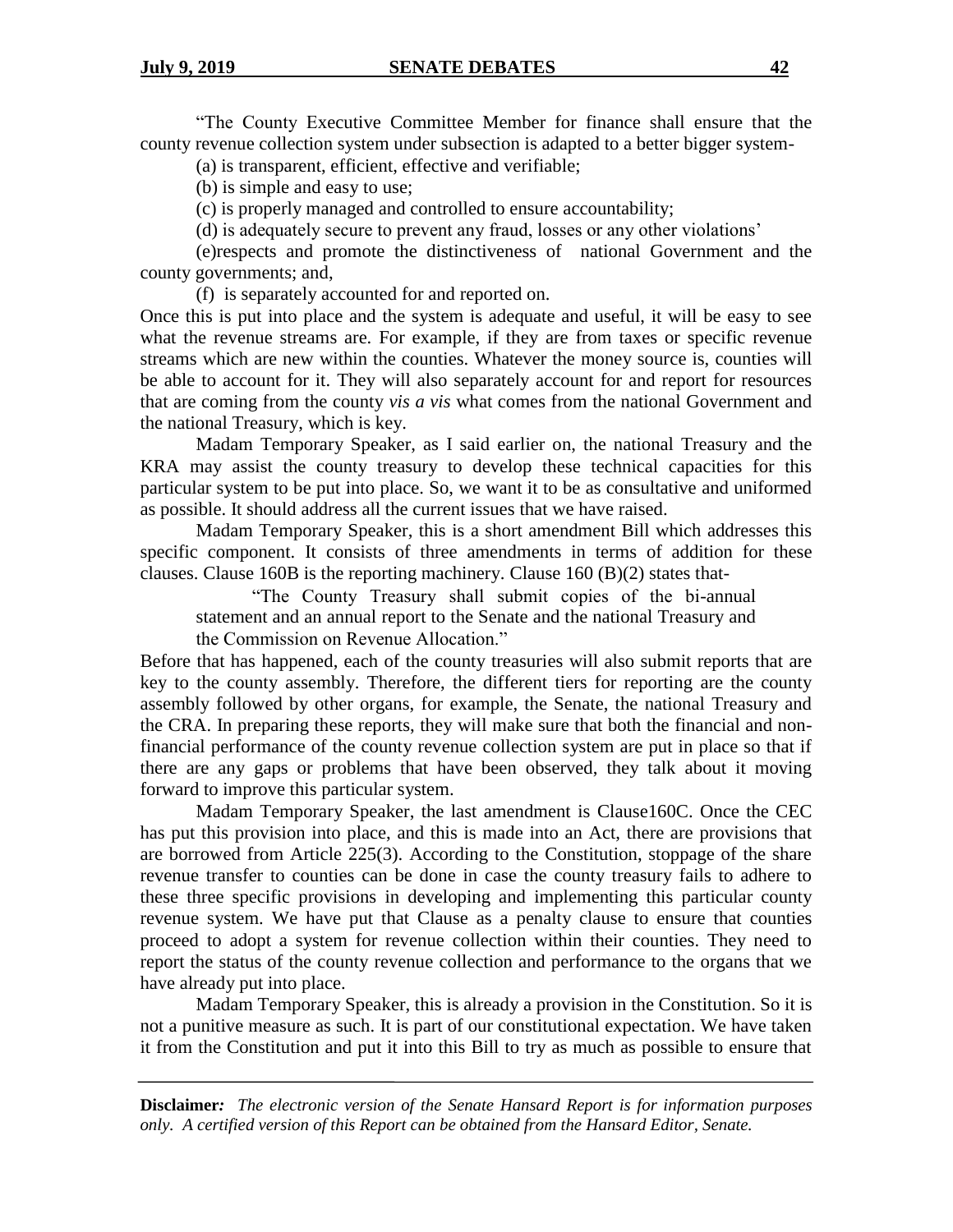"The County Executive Committee Member for finance shall ensure that the county revenue collection system under subsection is adapted to a better bigger system-

(a) is transparent, efficient, effective and verifiable;

(b) is simple and easy to use;

(c) is properly managed and controlled to ensure accountability;

(d) is adequately secure to prevent any fraud, losses or any other violations'

(e)respects and promote the distinctiveness of national Government and the county governments; and,

(f) is separately accounted for and reported on.

Once this is put into place and the system is adequate and useful, it will be easy to see what the revenue streams are. For example, if they are from taxes or specific revenue streams which are new within the counties. Whatever the money source is, counties will be able to account for it. They will also separately account for and report for resources that are coming from the county *vis a vis* what comes from the national Government and the national Treasury, which is key.

Madam Temporary Speaker, as I said earlier on, the national Treasury and the KRA may assist the county treasury to develop these technical capacities for this particular system to be put into place. So, we want it to be as consultative and uniformed as possible. It should address all the current issues that we have raised.

Madam Temporary Speaker, this is a short amendment Bill which addresses this specific component. It consists of three amendments in terms of addition for these clauses. Clause 160B is the reporting machinery. Clause 160 (B)(2) states that-

> "The County Treasury shall submit copies of the bi-annual statement and an annual report to the Senate and the national Treasury and the Commission on Revenue Allocation."

Before that has happened, each of the county treasuries will also submit reports that are key to the county assembly. Therefore, the different tiers for reporting are the county assembly followed by other organs, for example, the Senate, the national Treasury and the CRA. In preparing these reports, they will make sure that both the financial and non-financial performance of the county revenue collection system are put in place so that if there are any gaps or problems that have been observed, they talk about it moving forward to improve this particular system.

Madam Temporary Speaker, the last amendment is Clause160C. Once the CEC has put this provision into place, and this is made into an Act, there are provisions that are borrowed from Article 225(3). According to the Constitution, stoppage of the share revenue transfer to counties can be done in case the county treasury fails to adhere to these three specific provisions in developing and implementing this particular county revenue system. We have put that Clause as a penalty clause to ensure that counties proceed to adopt a system for revenue collection within their counties. They need to report the status of the county revenue collection and performance to the organs that we have already put into place.

Madam Temporary Speaker, this is already a provision in the Constitution. So it is not a punitive measure as such. It is part of our constitutional expectation. We have taken it from the Constitution and put it into this Bill to try as much as possible to ensure that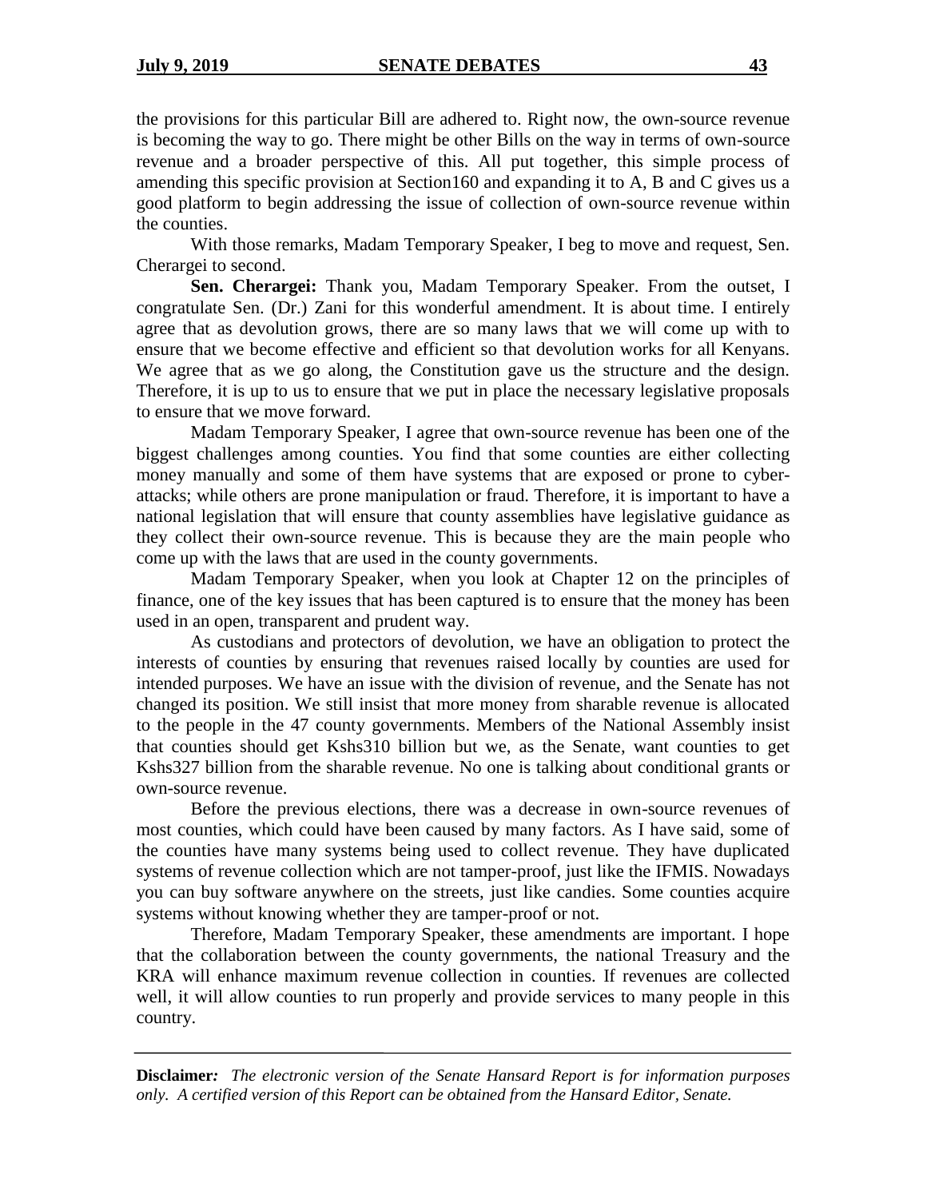the provisions for this particular Bill are adhered to. Right now, the own-source revenue is becoming the way to go. There might be other Bills on the way in terms of own-source revenue and a broader perspective of this. All put together, this simple process of amending this specific provision at Section160 and expanding it to A, B and C gives us a good platform to begin addressing the issue of collection of own-source revenue within the counties.

With those remarks, Madam Temporary Speaker, I beg to move and request, Sen. Cherargei to second.

**Sen. Cherargei:** Thank you, Madam Temporary Speaker. From the outset, I congratulate Sen. (Dr.) Zani for this wonderful amendment. It is about time. I entirely agree that as devolution grows, there are so many laws that we will come up with to ensure that we become effective and efficient so that devolution works for all Kenyans. We agree that as we go along, the Constitution gave us the structure and the design. Therefore, it is up to us to ensure that we put in place the necessary legislative proposals to ensure that we move forward.

Madam Temporary Speaker, I agree that own-source revenue has been one of the biggest challenges among counties. You find that some counties are either collecting money manually and some of them have systems that are exposed or prone to cyber-attacks; while others are prone manipulation or fraud. Therefore, it is important to have a national legislation that will ensure that county assemblies have legislative guidance as they collect their own-source revenue. This is because they are the main people who come up with the laws that are used in the county governments.

Madam Temporary Speaker, when you look at Chapter 12 on the principles of finance, one of the key issues that has been captured is to ensure that the money has been used in an open, transparent and prudent way.

As custodians and protectors of devolution, we have an obligation to protect the interests of counties by ensuring that revenues raised locally by counties are used for intended purposes. We have an issue with the division of revenue, and the Senate has not changed its position. We still insist that more money from sharable revenue is allocated to the people in the 47 county governments. Members of the National Assembly insist that counties should get Kshs310 billion but we, as the Senate, want counties to get Kshs327 billion from the sharable revenue. No one is talking about conditional grants or own-source revenue.

Before the previous elections, there was a decrease in own-source revenues of most counties, which could have been caused by many factors. As I have said, some of the counties have many systems being used to collect revenue. They have duplicated systems of revenue collection which are not tamper-proof, just like the IFMIS. Nowadays you can buy software anywhere on the streets, just like candies. Some counties acquire systems without knowing whether they are tamper-proof or not.

Therefore, Madam Temporary Speaker, these amendments are important. I hope that the collaboration between the county governments, the national Treasury and the KRA will enhance maximum revenue collection in counties. If revenues are collected well, it will allow counties to run properly and provide services to many people in this country.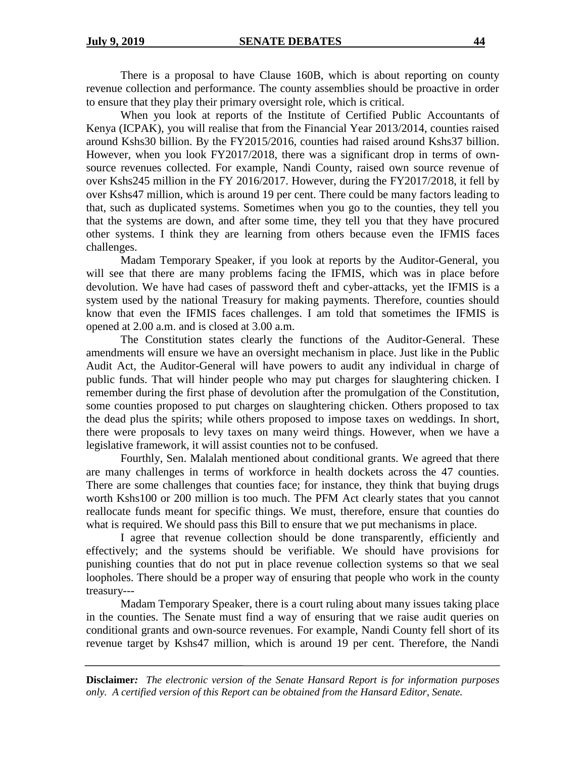There is a proposal to have Clause 160B, which is about reporting on county revenue collection and performance. The county assemblies should be proactive in order to ensure that they play their primary oversight role, which is critical.

When you look at reports of the Institute of Certified Public Accountants of Kenya (ICPAK), you will realise that from the Financial Year 2013/2014, counties raised around Kshs30 billion. By the FY2015/2016, counties had raised around Kshs37 billion. However, when you look FY2017/2018, there was a significant drop in terms of own-source revenues collected. For example, Nandi County, raised own source revenue of over Kshs245 million in the FY 2016/2017. However, during the FY2017/2018, it fell by over Kshs47 million, which is around 19 per cent. There could be many factors leading to that, such as duplicated systems. Sometimes when you go to the counties, they tell you that the systems are down, and after some time, they tell you that they have procured other systems. I think they are learning from others because even the IFMIS faces challenges.

Madam Temporary Speaker, if you look at reports by the Auditor-General, you will see that there are many problems facing the IFMIS, which was in place before devolution. We have had cases of password theft and cyber-attacks, yet the IFMIS is a system used by the national Treasury for making payments. Therefore, counties should know that even the IFMIS faces challenges. I am told that sometimes the IFMIS is opened at 2.00 a.m. and is closed at 3.00 a.m.

The Constitution states clearly the functions of the Auditor-General. These amendments will ensure we have an oversight mechanism in place. Just like in the Public Audit Act, the Auditor-General will have powers to audit any individual in charge of public funds. That will hinder people who may put charges for slaughtering chicken. I remember during the first phase of devolution after the promulgation of the Constitution, some counties proposed to put charges on slaughtering chicken. Others proposed to tax the dead plus the spirits; while others proposed to impose taxes on weddings. In short, there were proposals to levy taxes on many weird things. However, when we have a legislative framework, it will assist counties not to be confused.

Fourthly, Sen. Malalah mentioned about conditional grants. We agreed that there are many challenges in terms of workforce in health dockets across the 47 counties. There are some challenges that counties face; for instance, they think that buying drugs worth Kshs100 or 200 million is too much. The PFM Act clearly states that you cannot reallocate funds meant for specific things. We must, therefore, ensure that counties do what is required. We should pass this Bill to ensure that we put mechanisms in place.

I agree that revenue collection should be done transparently, efficiently and effectively; and the systems should be verifiable. We should have provisions for punishing counties that do not put in place revenue collection systems so that we seal loopholes. There should be a proper way of ensuring that people who work in the county treasury---

Madam Temporary Speaker, there is a court ruling about many issues taking place in the counties. The Senate must find a way of ensuring that we raise audit queries on conditional grants and own-source revenues. For example, Nandi County fell short of its revenue target by Kshs47 million, which is around 19 per cent. Therefore, the Nandi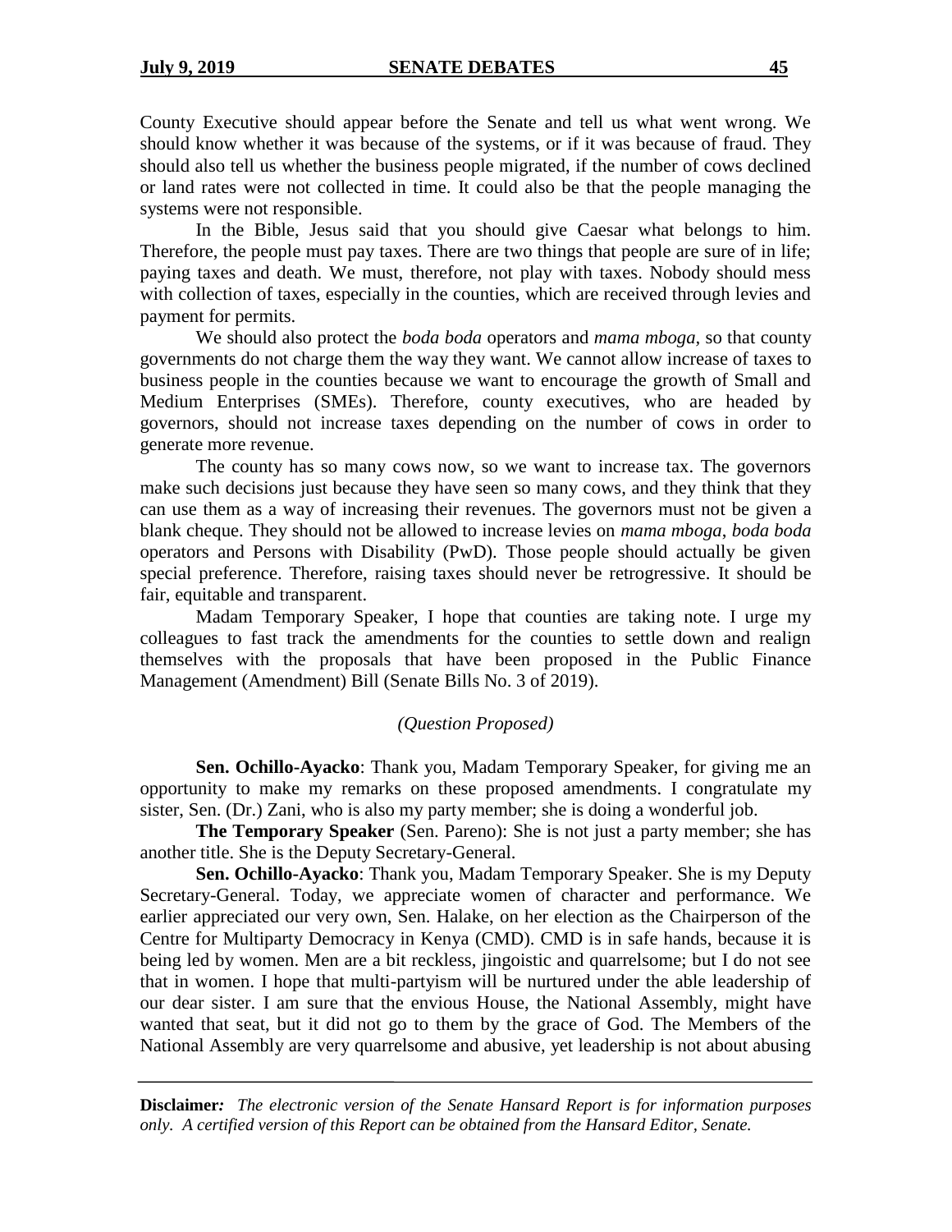County Executive should appear before the Senate and tell us what went wrong. We should know whether it was because of the systems, or if it was because of fraud. They should also tell us whether the business people migrated, if the number of cows declined or land rates were not collected in time. It could also be that the people managing the systems were not responsible.

In the Bible, Jesus said that you should give Caesar what belongs to him. Therefore, the people must pay taxes. There are two things that people are sure of in life; paying taxes and death. We must, therefore, not play with taxes. Nobody should mess with collection of taxes, especially in the counties, which are received through levies and payment for permits.

We should also protect the *boda boda* operators and *mama mboga*, so that county governments do not charge them the way they want. We cannot allow increase of taxes to business people in the counties because we want to encourage the growth of Small and Medium Enterprises (SMEs). Therefore, county executives, who are headed by governors, should not increase taxes depending on the number of cows in order to generate more revenue.

The county has so many cows now, so we want to increase tax. The governors make such decisions just because they have seen so many cows, and they think that they can use them as a way of increasing their revenues. The governors must not be given a blank cheque. They should not be allowed to increase levies on *mama mboga, boda boda* operators and Persons with Disability (PwD). Those people should actually be given special preference. Therefore, raising taxes should never be retrogressive. It should be fair, equitable and transparent.

Madam Temporary Speaker, I hope that counties are taking note. I urge my colleagues to fast track the amendments for the counties to settle down and realign themselves with the proposals that have been proposed in the Public Finance Management (Amendment) Bill (Senate Bills No. 3 of 2019).

*(Question Proposed)*

**Sen. Ochillo-Ayacko**: Thank you, Madam Temporary Speaker, for giving me an opportunity to make my remarks on these proposed amendments. I congratulate my sister, Sen. (Dr.) Zani, who is also my party member; she is doing a wonderful job.

**The Temporary Speaker** (Sen. Pareno): She is not just a party member; she has another title. She is the Deputy Secretary-General.

**Sen. Ochillo-Ayacko**: Thank you, Madam Temporary Speaker. She is my Deputy Secretary-General. Today, we appreciate women of character and performance. We earlier appreciated our very own, Sen. Halake, on her election as the Chairperson of the Centre for Multiparty Democracy in Kenya (CMD). CMD is in safe hands, because it is being led by women. Men are a bit reckless, jingoistic and quarrelsome; but I do not see that in women. I hope that multi-partyism will be nurtured under the able leadership of our dear sister. I am sure that the envious House, the National Assembly, might have wanted that seat, but it did not go to them by the grace of God. The Members of the National Assembly are very quarrelsome and abusive, yet leadership is not about abusing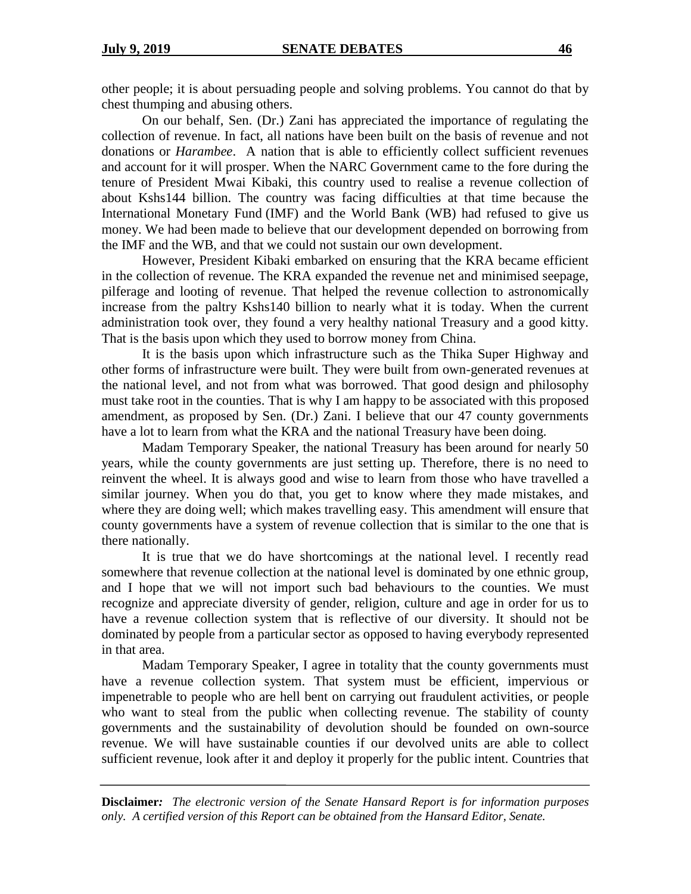other people; it is about persuading people and solving problems. You cannot do that by chest thumping and abusing others.

On our behalf, Sen. (Dr.) Zani has appreciated the importance of regulating the collection of revenue. In fact, all nations have been built on the basis of revenue and not donations or *Harambee*. A nation that is able to efficiently collect sufficient revenues and account for it will prosper. When the NARC Government came to the fore during the tenure of President Mwai Kibaki, this country used to realise a revenue collection of about Kshs144 billion. The country was facing difficulties at that time because the International Monetary Fund (IMF) and the World Bank (WB) had refused to give us money. We had been made to believe that our development depended on borrowing from the IMF and the WB, and that we could not sustain our own development.

However, President Kibaki embarked on ensuring that the KRA became efficient in the collection of revenue. The KRA expanded the revenue net and minimised seepage, pilferage and looting of revenue. That helped the revenue collection to astronomically increase from the paltry Kshs140 billion to nearly what it is today. When the current administration took over, they found a very healthy national Treasury and a good kitty. That is the basis upon which they used to borrow money from China.

It is the basis upon which infrastructure such as the Thika Super Highway and other forms of infrastructure were built. They were built from own-generated revenues at the national level, and not from what was borrowed. That good design and philosophy must take root in the counties. That is why I am happy to be associated with this proposed amendment, as proposed by Sen. (Dr.) Zani. I believe that our 47 county governments have a lot to learn from what the KRA and the national Treasury have been doing.

Madam Temporary Speaker, the national Treasury has been around for nearly 50 years, while the county governments are just setting up. Therefore, there is no need to reinvent the wheel. It is always good and wise to learn from those who have travelled a similar journey. When you do that, you get to know where they made mistakes, and where they are doing well; which makes travelling easy. This amendment will ensure that county governments have a system of revenue collection that is similar to the one that is there nationally.

It is true that we do have shortcomings at the national level. I recently read somewhere that revenue collection at the national level is dominated by one ethnic group, and I hope that we will not import such bad behaviours to the counties. We must recognize and appreciate diversity of gender, religion, culture and age in order for us to have a revenue collection system that is reflective of our diversity. It should not be dominated by people from a particular sector as opposed to having everybody represented in that area.

Madam Temporary Speaker, I agree in totality that the county governments must have a revenue collection system. That system must be efficient, impervious or impenetrable to people who are hell bent on carrying out fraudulent activities, or people who want to steal from the public when collecting revenue. The stability of county governments and the sustainability of devolution should be founded on own-source revenue. We will have sustainable counties if our devolved units are able to collect sufficient revenue, look after it and deploy it properly for the public intent. Countries that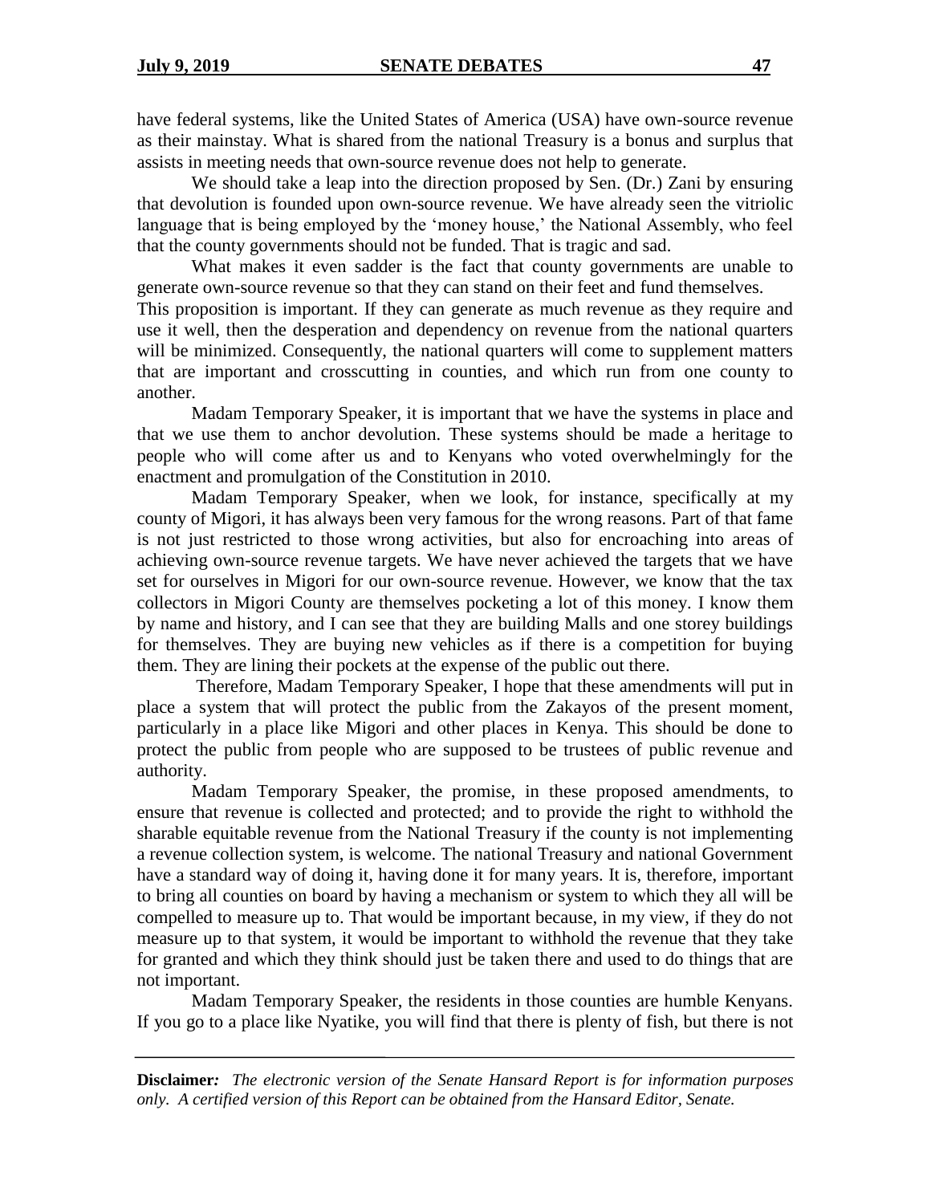have federal systems, like the United States of America (USA) have own-source revenue as their mainstay. What is shared from the national Treasury is a bonus and surplus that assists in meeting needs that own-source revenue does not help to generate.

We should take a leap into the direction proposed by Sen. (Dr.) Zani by ensuring that devolution is founded upon own-source revenue. We have already seen the vitriolic language that is being employed by the 'money house,' the National Assembly, who feel that the county governments should not be funded. That is tragic and sad.

What makes it even sadder is the fact that county governments are unable to generate own-source revenue so that they can stand on their feet and fund themselves. This proposition is important. If they can generate as much revenue as they require and use it well, then the desperation and dependency on revenue from the national quarters will be minimized. Consequently, the national quarters will come to supplement matters that are important and crosscutting in counties, and which run from one county to another.

Madam Temporary Speaker, it is important that we have the systems in place and that we use them to anchor devolution. These systems should be made a heritage to people who will come after us and to Kenyans who voted overwhelmingly for the enactment and promulgation of the Constitution in 2010.

Madam Temporary Speaker, when we look, for instance, specifically at my county of Migori, it has always been very famous for the wrong reasons. Part of that fame is not just restricted to those wrong activities, but also for encroaching into areas of achieving own-source revenue targets. We have never achieved the targets that we have set for ourselves in Migori for our own-source revenue. However, we know that the tax collectors in Migori County are themselves pocketing a lot of this money. I know them by name and history, and I can see that they are building Malls and one storey buildings for themselves. They are buying new vehicles as if there is a competition for buying them. They are lining their pockets at the expense of the public out there.

Therefore, Madam Temporary Speaker, I hope that these amendments will put in place a system that will protect the public from the Zakayos of the present moment, particularly in a place like Migori and other places in Kenya. This should be done to protect the public from people who are supposed to be trustees of public revenue and authority.

Madam Temporary Speaker, the promise, in these proposed amendments, to ensure that revenue is collected and protected; and to provide the right to withhold the sharable equitable revenue from the National Treasury if the county is not implementing a revenue collection system, is welcome. The national Treasury and national Government have a standard way of doing it, having done it for many years. It is, therefore, important to bring all counties on board by having a mechanism or system to which they all will be compelled to measure up to. That would be important because, in my view, if they do not measure up to that system, it would be important to withhold the revenue that they take for granted and which they think should just be taken there and used to do things that are not important.

Madam Temporary Speaker, the residents in those counties are humble Kenyans. If you go to a place like Nyatike, you will find that there is plenty of fish, but there is not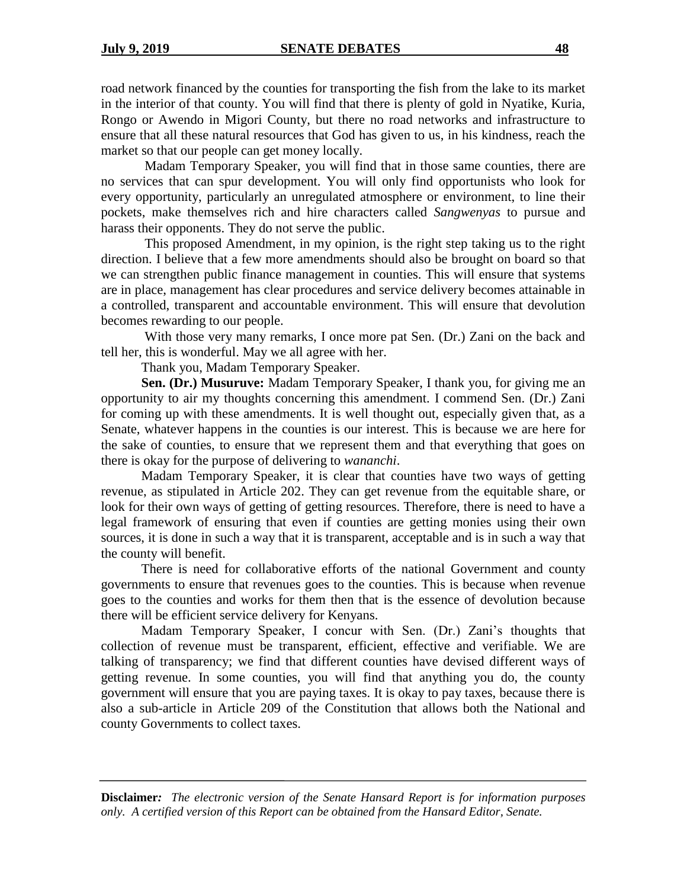road network financed by the counties for transporting the fish from the lake to its market in the interior of that county. You will find that there is plenty of gold in Nyatike, Kuria, Rongo or Awendo in Migori County, but there no road networks and infrastructure to ensure that all these natural resources that God has given to us, in his kindness, reach the market so that our people can get money locally.

Madam Temporary Speaker, you will find that in those same counties, there are no services that can spur development. You will only find opportunists who look for every opportunity, particularly an unregulated atmosphere or environment, to line their pockets, make themselves rich and hire characters called *Sangwenyas* to pursue and harass their opponents. They do not serve the public.

This proposed Amendment, in my opinion, is the right step taking us to the right direction. I believe that a few more amendments should also be brought on board so that we can strengthen public finance management in counties. This will ensure that systems are in place, management has clear procedures and service delivery becomes attainable in a controlled, transparent and accountable environment. This will ensure that devolution becomes rewarding to our people.

With those very many remarks, I once more pat Sen. (Dr.) Zani on the back and tell her, this is wonderful. May we all agree with her.

Thank you, Madam Temporary Speaker.

**Sen. (Dr.) Musuruve:** Madam Temporary Speaker, I thank you, for giving me an opportunity to air my thoughts concerning this amendment. I commend Sen. (Dr.) Zani for coming up with these amendments. It is well thought out, especially given that, as a Senate, whatever happens in the counties is our interest. This is because we are here for the sake of counties, to ensure that we represent them and that everything that goes on there is okay for the purpose of delivering to *wananchi*.

Madam Temporary Speaker, it is clear that counties have two ways of getting revenue, as stipulated in Article 202. They can get revenue from the equitable share, or look for their own ways of getting of getting resources. Therefore, there is need to have a legal framework of ensuring that even if counties are getting monies using their own sources, it is done in such a way that it is transparent, acceptable and is in such a way that the county will benefit.

There is need for collaborative efforts of the national Government and county governments to ensure that revenues goes to the counties. This is because when revenue goes to the counties and works for them then that is the essence of devolution because there will be efficient service delivery for Kenyans.

Madam Temporary Speaker, I concur with Sen. (Dr.) Zani's thoughts that collection of revenue must be transparent, efficient, effective and verifiable. We are talking of transparency; we find that different counties have devised different ways of getting revenue. In some counties, you will find that anything you do, the county government will ensure that you are paying taxes. It is okay to pay taxes, because there is also a sub-article in Article 209 of the Constitution that allows both the National and county Governments to collect taxes.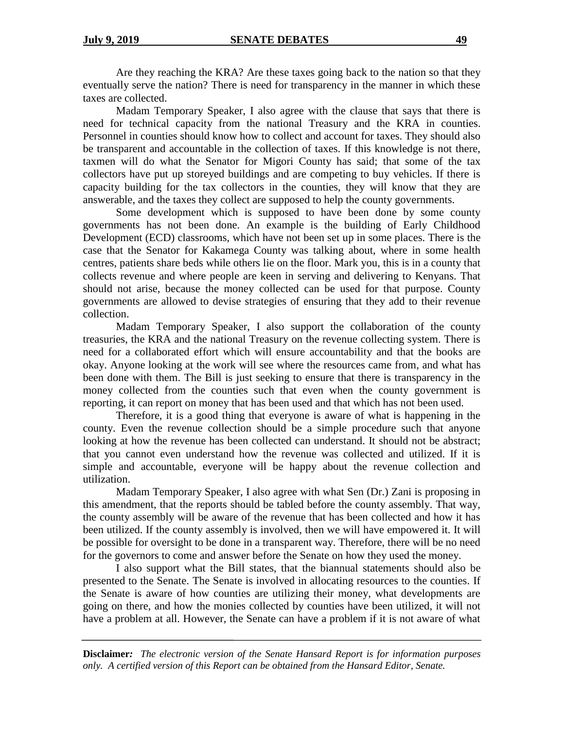Are they reaching the KRA? Are these taxes going back to the nation so that they eventually serve the nation? There is need for transparency in the manner in which these taxes are collected.

Madam Temporary Speaker, I also agree with the clause that says that there is need for technical capacity from the national Treasury and the KRA in counties. Personnel in counties should know how to collect and account for taxes. They should also be transparent and accountable in the collection of taxes. If this knowledge is not there, taxmen will do what the Senator for Migori County has said; that some of the tax collectors have put up storeyed buildings and are competing to buy vehicles. If there is capacity building for the tax collectors in the counties, they will know that they are answerable, and the taxes they collect are supposed to help the county governments.

Some development which is supposed to have been done by some county governments has not been done. An example is the building of Early Childhood Development (ECD) classrooms, which have not been set up in some places. There is the case that the Senator for Kakamega County was talking about, where in some health centres, patients share beds while others lie on the floor. Mark you, this is in a county that collects revenue and where people are keen in serving and delivering to Kenyans. That should not arise, because the money collected can be used for that purpose. County governments are allowed to devise strategies of ensuring that they add to their revenue collection.

Madam Temporary Speaker, I also support the collaboration of the county treasuries, the KRA and the national Treasury on the revenue collecting system. There is need for a collaborated effort which will ensure accountability and that the books are okay. Anyone looking at the work will see where the resources came from, and what has been done with them. The Bill is just seeking to ensure that there is transparency in the money collected from the counties such that even when the county government is reporting, it can report on money that has been used and that which has not been used.

Therefore, it is a good thing that everyone is aware of what is happening in the county. Even the revenue collection should be a simple procedure such that anyone looking at how the revenue has been collected can understand. It should not be abstract; that you cannot even understand how the revenue was collected and utilized. If it is simple and accountable, everyone will be happy about the revenue collection and utilization.

Madam Temporary Speaker, I also agree with what Sen (Dr.) Zani is proposing in this amendment, that the reports should be tabled before the county assembly. That way, the county assembly will be aware of the revenue that has been collected and how it has been utilized. If the county assembly is involved, then we will have empowered it. It will be possible for oversight to be done in a transparent way. Therefore, there will be no need for the governors to come and answer before the Senate on how they used the money.

I also support what the Bill states, that the biannual statements should also be presented to the Senate. The Senate is involved in allocating resources to the counties. If the Senate is aware of how counties are utilizing their money, what developments are going on there, and how the monies collected by counties have been utilized, it will not have a problem at all. However, the Senate can have a problem if it is not aware of what

**Disclaimer***:* *The electronic version of the Senate Hansard Report is for information purposes only. A certified version of this Report can be obtained from the Hansard Editor, Senate.*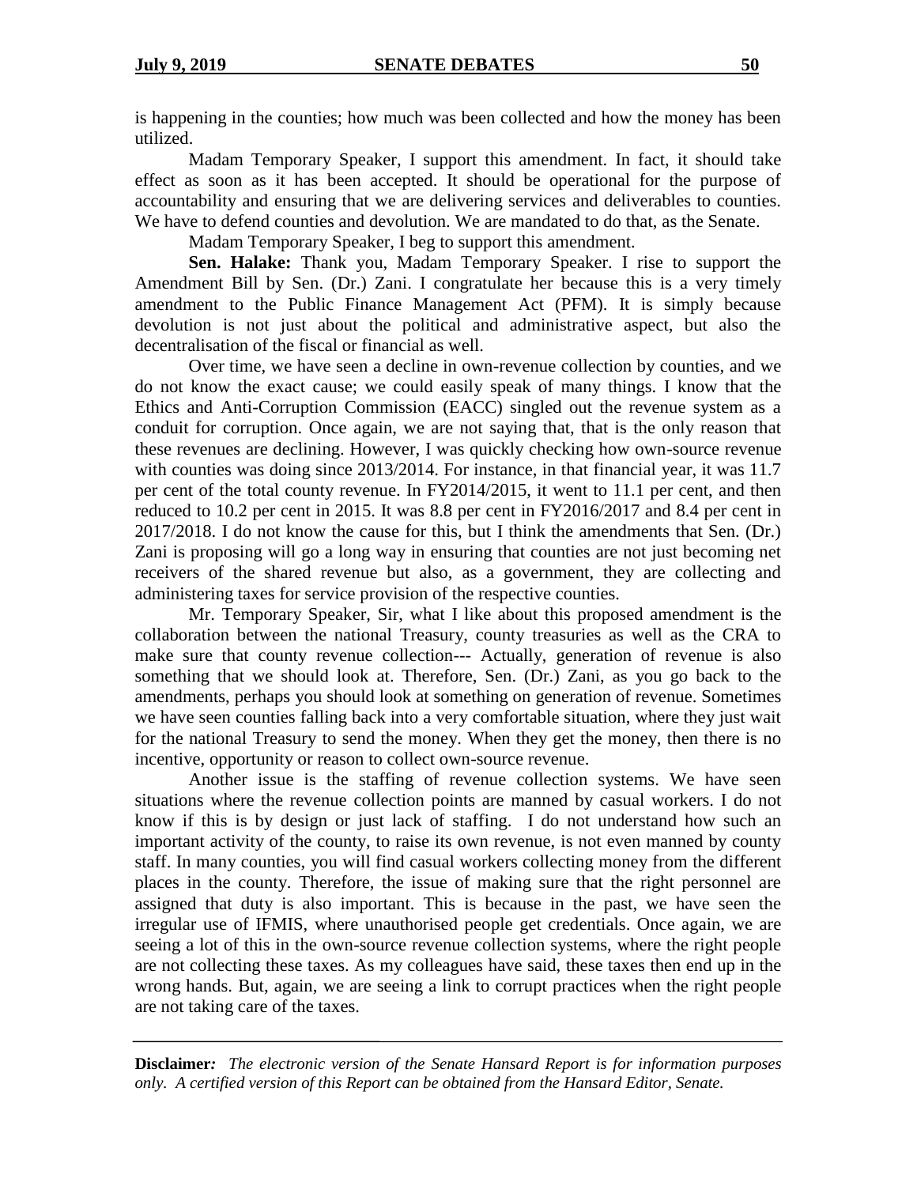is happening in the counties; how much was been collected and how the money has been utilized.

Madam Temporary Speaker, I support this amendment. In fact, it should take effect as soon as it has been accepted. It should be operational for the purpose of accountability and ensuring that we are delivering services and deliverables to counties. We have to defend counties and devolution. We are mandated to do that, as the Senate.

Madam Temporary Speaker, I beg to support this amendment.

**Sen. Halake:** Thank you, Madam Temporary Speaker. I rise to support the Amendment Bill by Sen. (Dr.) Zani. I congratulate her because this is a very timely amendment to the Public Finance Management Act (PFM). It is simply because devolution is not just about the political and administrative aspect, but also the decentralisation of the fiscal or financial as well.

Over time, we have seen a decline in own-revenue collection by counties, and we do not know the exact cause; we could easily speak of many things. I know that the Ethics and Anti-Corruption Commission (EACC) singled out the revenue system as a conduit for corruption. Once again, we are not saying that, that is the only reason that these revenues are declining. However, I was quickly checking how own-source revenue with counties was doing since 2013/2014. For instance, in that financial year, it was 11.7 per cent of the total county revenue. In FY2014/2015, it went to 11.1 per cent, and then reduced to 10.2 per cent in 2015. It was 8.8 per cent in FY2016/2017 and 8.4 per cent in 2017/2018. I do not know the cause for this, but I think the amendments that Sen. (Dr.) Zani is proposing will go a long way in ensuring that counties are not just becoming net receivers of the shared revenue but also, as a government, they are collecting and administering taxes for service provision of the respective counties.

Mr. Temporary Speaker, Sir, what I like about this proposed amendment is the collaboration between the national Treasury, county treasuries as well as the CRA to make sure that county revenue collection--- Actually, generation of revenue is also something that we should look at. Therefore, Sen. (Dr.) Zani, as you go back to the amendments, perhaps you should look at something on generation of revenue. Sometimes we have seen counties falling back into a very comfortable situation, where they just wait for the national Treasury to send the money. When they get the money, then there is no incentive, opportunity or reason to collect own-source revenue.

Another issue is the staffing of revenue collection systems. We have seen situations where the revenue collection points are manned by casual workers. I do not know if this is by design or just lack of staffing. I do not understand how such an important activity of the county, to raise its own revenue, is not even manned by county staff. In many counties, you will find casual workers collecting money from the different places in the county. Therefore, the issue of making sure that the right personnel are assigned that duty is also important. This is because in the past, we have seen the irregular use of IFMIS, where unauthorised people get credentials. Once again, we are seeing a lot of this in the own-source revenue collection systems, where the right people are not collecting these taxes. As my colleagues have said, these taxes then end up in the wrong hands. But, again, we are seeing a link to corrupt practices when the right people are not taking care of the taxes.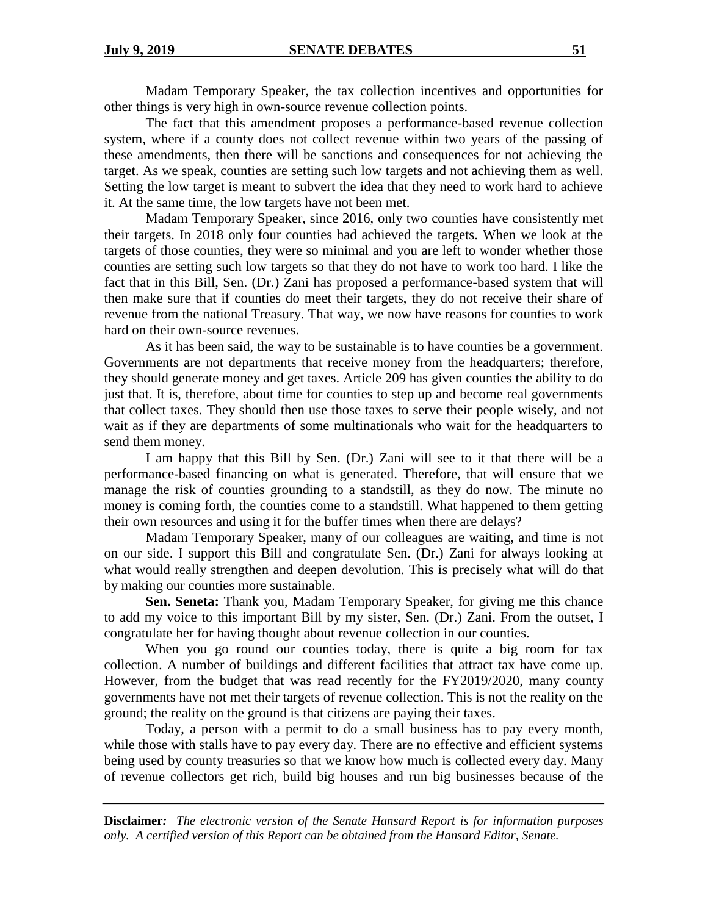Madam Temporary Speaker, the tax collection incentives and opportunities for other things is very high in own-source revenue collection points.

The fact that this amendment proposes a performance-based revenue collection system, where if a county does not collect revenue within two years of the passing of these amendments, then there will be sanctions and consequences for not achieving the target. As we speak, counties are setting such low targets and not achieving them as well. Setting the low target is meant to subvert the idea that they need to work hard to achieve it. At the same time, the low targets have not been met.

Madam Temporary Speaker, since 2016, only two counties have consistently met their targets. In 2018 only four counties had achieved the targets. When we look at the targets of those counties, they were so minimal and you are left to wonder whether those counties are setting such low targets so that they do not have to work too hard. I like the fact that in this Bill, Sen. (Dr.) Zani has proposed a performance-based system that will then make sure that if counties do meet their targets, they do not receive their share of revenue from the national Treasury. That way, we now have reasons for counties to work hard on their own-source revenues.

As it has been said, the way to be sustainable is to have counties be a government. Governments are not departments that receive money from the headquarters; therefore, they should generate money and get taxes. Article 209 has given counties the ability to do just that. It is, therefore, about time for counties to step up and become real governments that collect taxes. They should then use those taxes to serve their people wisely, and not wait as if they are departments of some multinationals who wait for the headquarters to send them money.

I am happy that this Bill by Sen. (Dr.) Zani will see to it that there will be a performance-based financing on what is generated. Therefore, that will ensure that we manage the risk of counties grounding to a standstill, as they do now. The minute no money is coming forth, the counties come to a standstill. What happened to them getting their own resources and using it for the buffer times when there are delays?

Madam Temporary Speaker, many of our colleagues are waiting, and time is not on our side. I support this Bill and congratulate Sen. (Dr.) Zani for always looking at what would really strengthen and deepen devolution. This is precisely what will do that by making our counties more sustainable.

**Sen. Seneta:** Thank you, Madam Temporary Speaker, for giving me this chance to add my voice to this important Bill by my sister, Sen. (Dr.) Zani. From the outset, I congratulate her for having thought about revenue collection in our counties.

When you go round our counties today, there is quite a big room for tax collection. A number of buildings and different facilities that attract tax have come up. However, from the budget that was read recently for the FY2019/2020, many county governments have not met their targets of revenue collection. This is not the reality on the ground; the reality on the ground is that citizens are paying their taxes.

Today, a person with a permit to do a small business has to pay every month, while those with stalls have to pay every day. There are no effective and efficient systems being used by county treasuries so that we know how much is collected every day. Many of revenue collectors get rich, build big houses and run big businesses because of the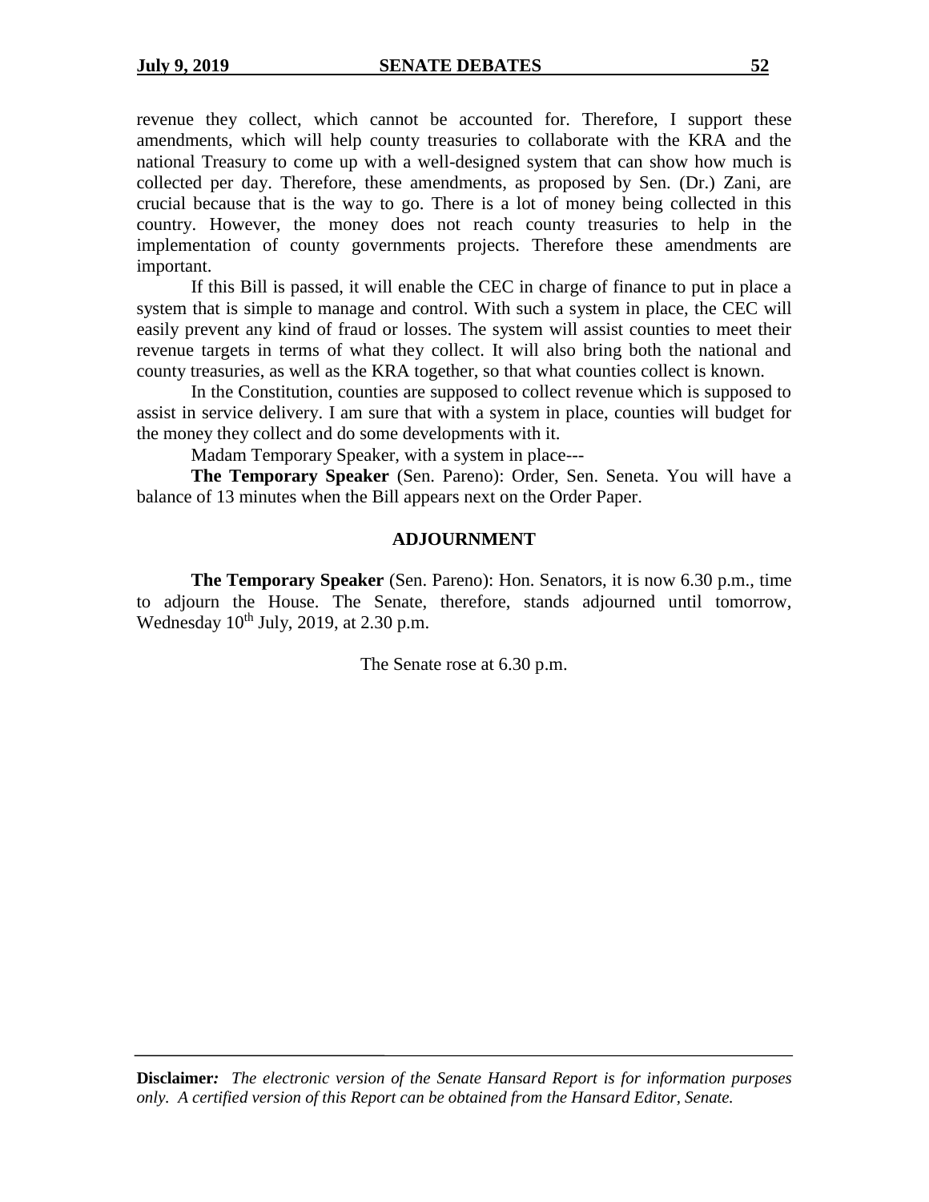revenue they collect, which cannot be accounted for. Therefore, I support these amendments, which will help county treasuries to collaborate with the KRA and the national Treasury to come up with a well-designed system that can show how much is collected per day. Therefore, these amendments, as proposed by Sen. (Dr.) Zani, are crucial because that is the way to go. There is a lot of money being collected in this country. However, the money does not reach county treasuries to help in the implementation of county governments projects. Therefore these amendments are important.

If this Bill is passed, it will enable the CEC in charge of finance to put in place a system that is simple to manage and control. With such a system in place, the CEC will easily prevent any kind of fraud or losses. The system will assist counties to meet their revenue targets in terms of what they collect. It will also bring both the national and county treasuries, as well as the KRA together, so that what counties collect is known.

In the Constitution, counties are supposed to collect revenue which is supposed to assist in service delivery. I am sure that with a system in place, counties will budget for the money they collect and do some developments with it.

Madam Temporary Speaker, with a system in place---

**The Temporary Speaker** (Sen. Pareno): Order, Sen. Seneta. You will have a balance of 13 minutes when the Bill appears next on the Order Paper.

## ADJOURNMENT

**The Temporary Speaker** (Sen. Pareno): Hon. Senators, it is now 6.30 p.m., time to adjourn the House. The Senate, therefore, stands adjourned until tomorrow, Wednesday 10th July, 2019, at 2.30 p.m.

The Senate rose at 6.30 p.m.

**Disclaimer:** *The electronic version of the Senate Hansard Report is for information purposes only. A certified version of this Report can be obtained from the Hansard Editor, Senate.*